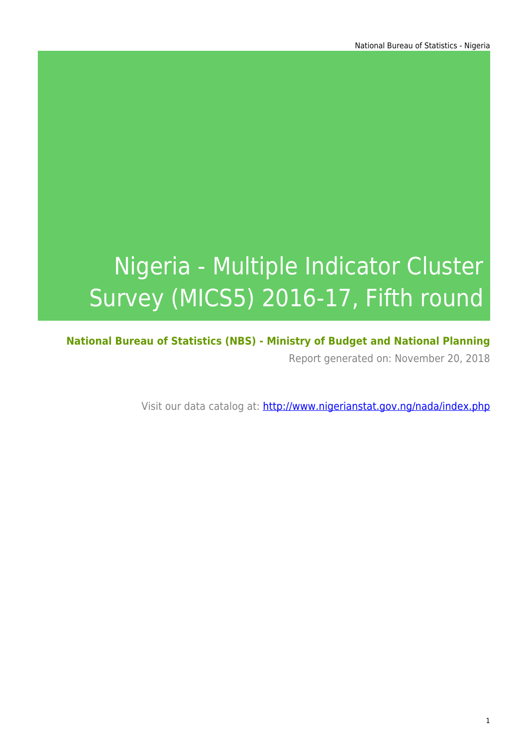# Nigeria - Multiple Indicator Cluster Survey (MICS5) 2016-17, Fifth round

**National Bureau of Statistics (NBS) - Ministry of Budget and National Planning**

Report generated on: November 20, 2018

Visit our data catalog at: http://www.nigerianstat.gov.ng/nada/index.php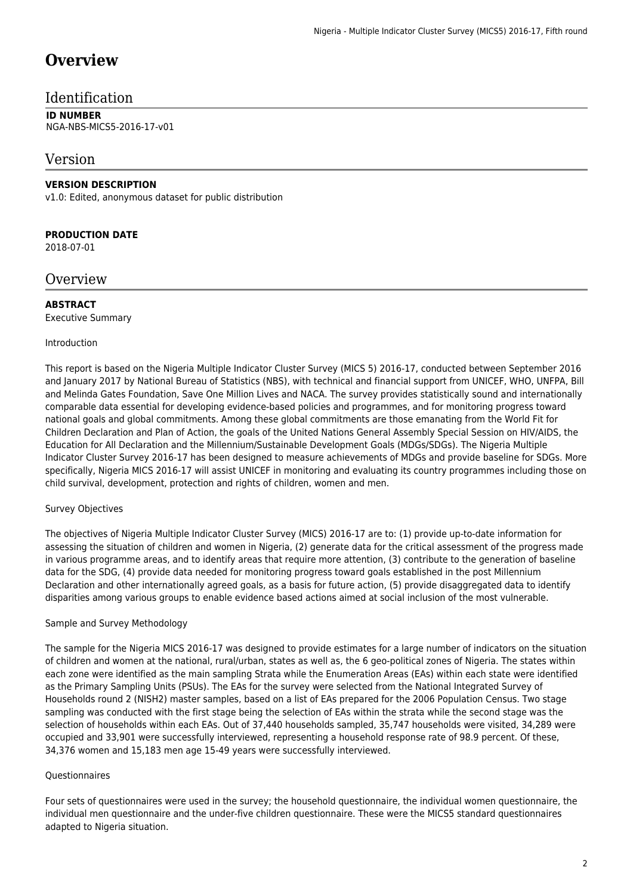# Overview

## Identification

**ID NUMBER**

NGA-NBS-MICS5-2016-17-v01

## Version

**VERSION DESCRIPTION**

v1.0: Edited, anonymous dataset for public distribution

**PRODUCTION DATE**

2018-07-01

## Overview

**ABSTRACT**

Executive Summary

Introduction

This report is based on the Nigeria Multiple Indicator Cluster Survey (MICS 5) 2016-17, conducted between September 2016 and January 2017 by National Bureau of Statistics (NBS), with technical and financial support from UNICEF, WHO, UNFPA, Bill and Melinda Gates Foundation, Save One Million Lives and NACA. The survey provides statistically sound and internationally comparable data essential for developing evidence-based policies and programmes, and for monitoring progress toward national goals and global commitments. Among these global commitments are those emanating from the World Fit for Children Declaration and Plan of Action, the goals of the United Nations General Assembly Special Session on HIV/AIDS, the Education for All Declaration and the Millennium/Sustainable Development Goals (MDGs/SDGs). The Nigeria Multiple Indicator Cluster Survey 2016-17 has been designed to measure achievements of MDGs and provide baseline for SDGs. More specifically, Nigeria MICS 2016-17 will assist UNICEF in monitoring and evaluating its country programmes including those on child survival, development, protection and rights of children, women and men.

Survey Objectives

The objectives of Nigeria Multiple Indicator Cluster Survey (MICS) 2016-17 are to: (1) provide up-to-date information for assessing the situation of children and women in Nigeria, (2) generate data for the critical assessment of the progress made in various programme areas, and to identify areas that require more attention, (3) contribute to the generation of baseline data for the SDG, (4) provide data needed for monitoring progress toward goals established in the post Millennium Declaration and other internationally agreed goals, as a basis for future action, (5) provide disaggregated data to identify disparities among various groups to enable evidence based actions aimed at social inclusion of the most vulnerable.

Sample and Survey Methodology

The sample for the Nigeria MICS 2016-17 was designed to provide estimates for a large number of indicators on the situation of children and women at the national, rural/urban, states as well as, the 6 geo-political zones of Nigeria. The states within each zone were identified as the main sampling Strata while the Enumeration Areas (EAs) within each state were identified as the Primary Sampling Units (PSUs). The EAs for the survey were selected from the National Integrated Survey of Households round 2 (NISH2) master samples, based on a list of EAs prepared for the 2006 Population Census. Two stage sampling was conducted with the first stage being the selection of EAs within the strata while the second stage was the selection of households within each EAs. Out of 37,440 households sampled, 35,747 households were visited, 34,289 were occupied and 33,901 were successfully interviewed, representing a household response rate of 98.9 percent. Of these, 34,376 women and 15,183 men age 15-49 years were successfully interviewed.

Questionnaires

Four sets of questionnaires were used in the survey; the household questionnaire, the individual women questionnaire, the individual men questionnaire and the under-five children questionnaire. These were the MICS5 standard questionnaires adapted to Nigeria situation.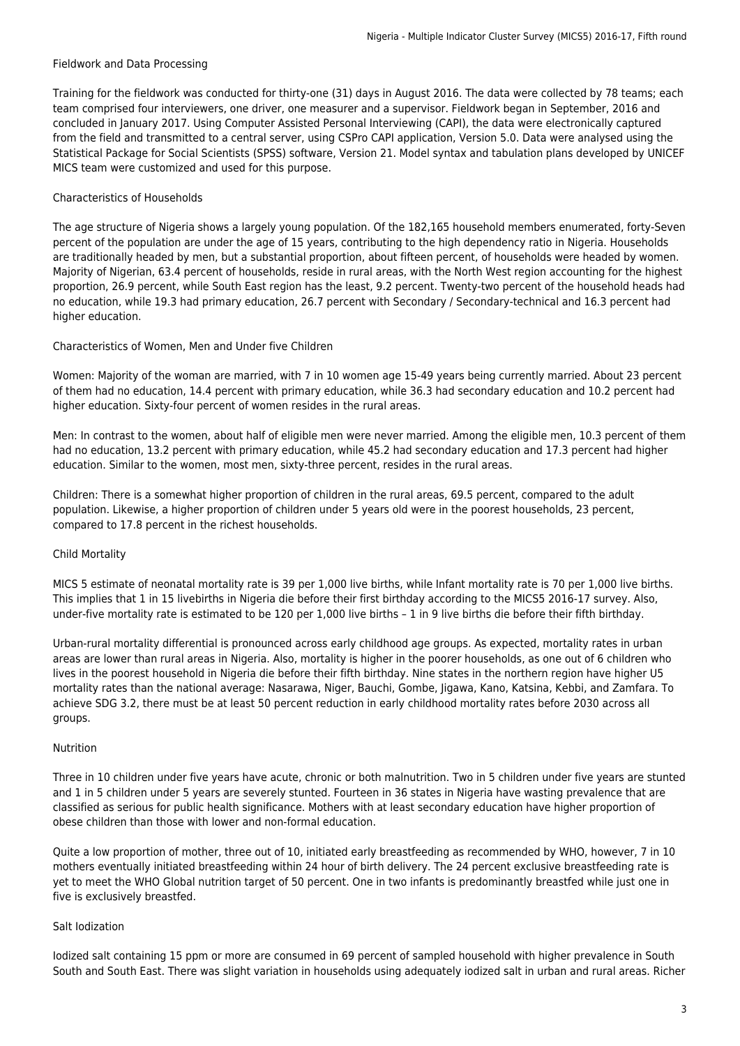### Fieldwork and Data Processing

Training for the fieldwork was conducted for thirty-one (31) days in August 2016. The data were collected by 78 teams; each team comprised four interviewers, one driver, one measurer and a supervisor. Fieldwork began in September, 2016 and concluded in January 2017. Using Computer Assisted Personal Interviewing (CAPI), the data were electronically captured from the field and transmitted to a central server, using CSPro CAPI application, Version 5.0. Data were analysed using the Statistical Package for Social Scientists (SPSS) software, Version 21. Model syntax and tabulation plans developed by UNICEF MICS team were customized and used for this purpose.

### Characteristics of Households

The age structure of Nigeria shows a largely young population. Of the 182,165 household members enumerated, forty-Seven percent of the population are under the age of 15 years, contributing to the high dependency ratio in Nigeria. Households are traditionally headed by men, but a substantial proportion, about fifteen percent, of households were headed by women. Majority of Nigerian, 63.4 percent of households, reside in rural areas, with the North West region accounting for the highest proportion, 26.9 percent, while South East region has the least, 9.2 percent. Twenty-two percent of the household heads had no education, while 19.3 had primary education, 26.7 percent with Secondary / Secondary-technical and 16.3 percent had higher education.

### Characteristics of Women, Men and Under five Children

Women: Majority of the woman are married, with 7 in 10 women age 15-49 years being currently married. About 23 percent of them had no education, 14.4 percent with primary education, while 36.3 had secondary education and 10.2 percent had higher education. Sixty-four percent of women resides in the rural areas.

Men: In contrast to the women, about half of eligible men were never married. Among the eligible men, 10.3 percent of them had no education, 13.2 percent with primary education, while 45.2 had secondary education and 17.3 percent had higher education. Similar to the women, most men, sixty-three percent, resides in the rural areas.

Children: There is a somewhat higher proportion of children in the rural areas, 69.5 percent, compared to the adult population. Likewise, a higher proportion of children under 5 years old were in the poorest households, 23 percent, compared to 17.8 percent in the richest households.

### Child Mortality

MICS 5 estimate of neonatal mortality rate is 39 per 1,000 live births, while Infant mortality rate is 70 per 1,000 live births. This implies that 1 in 15 livebirths in Nigeria die before their first birthday according to the MICS5 2016-17 survey. Also, under-five mortality rate is estimated to be 120 per 1,000 live births – 1 in 9 live births die before their fifth birthday.

Urban-rural mortality differential is pronounced across early childhood age groups. As expected, mortality rates in urban areas are lower than rural areas in Nigeria. Also, mortality is higher in the poorer households, as one out of 6 children who lives in the poorest household in Nigeria die before their fifth birthday. Nine states in the northern region have higher U5 mortality rates than the national average: Nasarawa, Niger, Bauchi, Gombe, Jigawa, Kano, Katsina, Kebbi, and Zamfara. To achieve SDG 3.2, there must be at least 50 percent reduction in early childhood mortality rates before 2030 across all groups.

### Nutrition

Three in 10 children under five years have acute, chronic or both malnutrition. Two in 5 children under five years are stunted and 1 in 5 children under 5 years are severely stunted. Fourteen in 36 states in Nigeria have wasting prevalence that are classified as serious for public health significance. Mothers with at least secondary education have higher proportion of obese children than those with lower and non-formal education.

Quite a low proportion of mother, three out of 10, initiated early breastfeeding as recommended by WHO, however, 7 in 10 mothers eventually initiated breastfeeding within 24 hour of birth delivery. The 24 percent exclusive breastfeeding rate is yet to meet the WHO Global nutrition target of 50 percent. One in two infants is predominantly breastfed while just one in five is exclusively breastfed.

### Salt Iodization

Iodized salt containing 15 ppm or more are consumed in 69 percent of sampled household with higher prevalence in South South and South East. There was slight variation in households using adequately iodized salt in urban and rural areas. Richer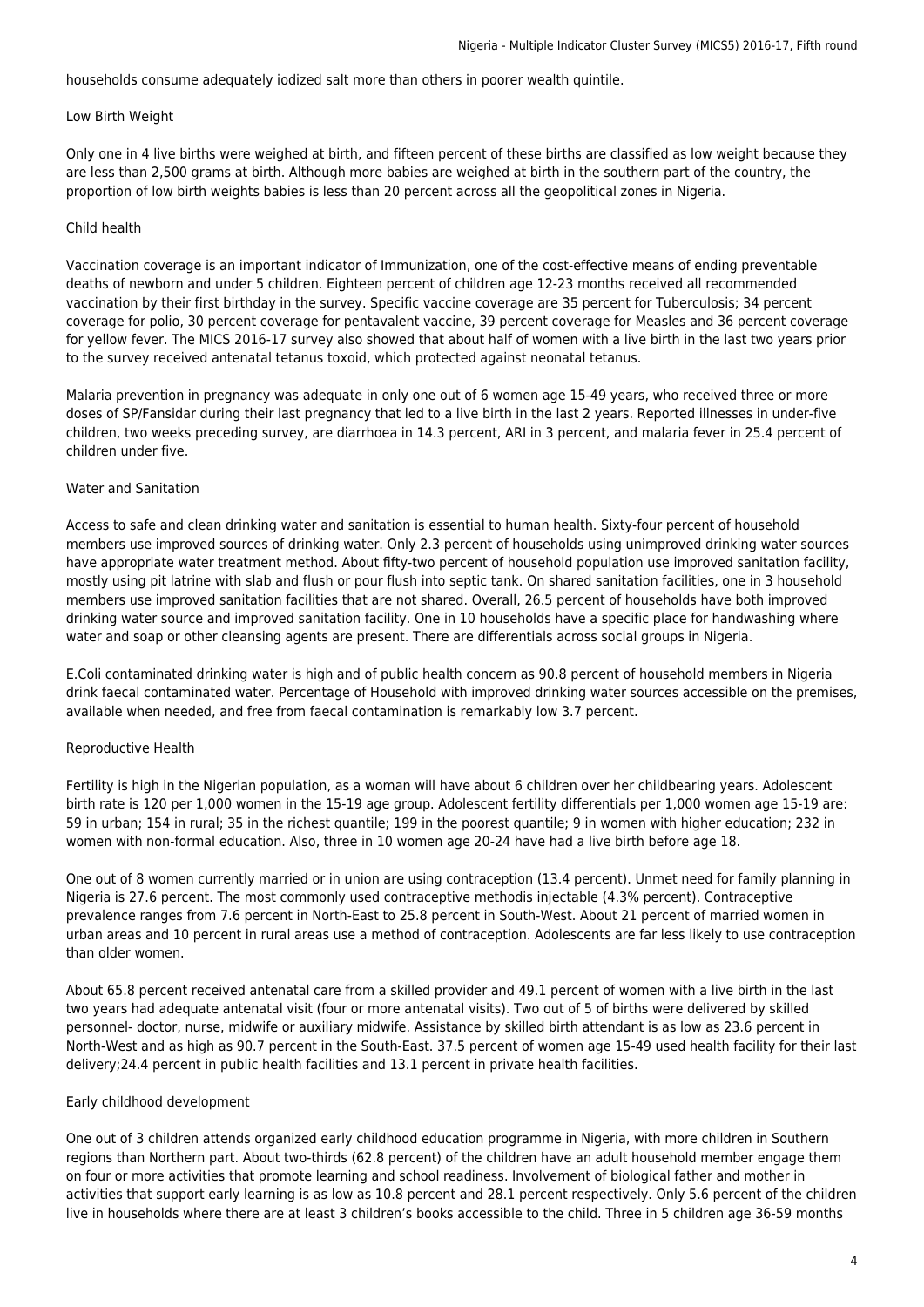households consume adequately iodized salt more than others in poorer wealth quintile.

## Low Birth Weight

Only one in 4 live births were weighed at birth, and fifteen percent of these births are classified as low weight because they are less than 2,500 grams at birth. Although more babies are weighed at birth in the southern part of the country, the proportion of low birth weights babies is less than 20 percent across all the geopolitical zones in Nigeria.

## Child health

Vaccination coverage is an important indicator of Immunization, one of the cost-effective means of ending preventable deaths of newborn and under 5 children. Eighteen percent of children age 12-23 months received all recommended vaccination by their first birthday in the survey. Specific vaccine coverage are 35 percent for Tuberculosis; 34 percent coverage for polio, 30 percent coverage for pentavalent vaccine, 39 percent coverage for Measles and 36 percent coverage for yellow fever. The MICS 2016-17 survey also showed that about half of women with a live birth in the last two years prior to the survey received antenatal tetanus toxoid, which protected against neonatal tetanus.

Malaria prevention in pregnancy was adequate in only one out of 6 women age 15-49 years, who received three or more doses of SP/Fansidar during their last pregnancy that led to a live birth in the last 2 years. Reported illnesses in under-five children, two weeks preceding survey, are diarrhoea in 14.3 percent, ARI in 3 percent, and malaria fever in 25.4 percent of children under five.

## Water and Sanitation

Access to safe and clean drinking water and sanitation is essential to human health. Sixty-four percent of household members use improved sources of drinking water. Only 2.3 percent of households using unimproved drinking water sources have appropriate water treatment method. About fifty-two percent of household population use improved sanitation facility, mostly using pit latrine with slab and flush or pour flush into septic tank. On shared sanitation facilities, one in 3 household members use improved sanitation facilities that are not shared. Overall, 26.5 percent of households have both improved drinking water source and improved sanitation facility. One in 10 households have a specific place for handwashing where water and soap or other cleansing agents are present. There are differentials across social groups in Nigeria.

E.Coli contaminated drinking water is high and of public health concern as 90.8 percent of household members in Nigeria drink faecal contaminated water. Percentage of Household with improved drinking water sources accessible on the premises, available when needed, and free from faecal contamination is remarkably low 3.7 percent.

## Reproductive Health

Fertility is high in the Nigerian population, as a woman will have about 6 children over her childbearing years. Adolescent birth rate is 120 per 1,000 women in the 15-19 age group. Adolescent fertility differentials per 1,000 women age 15-19 are: 59 in urban; 154 in rural; 35 in the richest quantile; 199 in the poorest quantile; 9 in women with higher education; 232 in women with non-formal education. Also, three in 10 women age 20-24 have had a live birth before age 18.

One out of 8 women currently married or in union are using contraception (13.4 percent). Unmet need for family planning in Nigeria is 27.6 percent. The most commonly used contraceptive methodis injectable (4.3% percent). Contraceptive prevalence ranges from 7.6 percent in North-East to 25.8 percent in South-West. About 21 percent of married women in urban areas and 10 percent in rural areas use a method of contraception. Adolescents are far less likely to use contraception than older women.

About 65.8 percent received antenatal care from a skilled provider and 49.1 percent of women with a live birth in the last two years had adequate antenatal visit (four or more antenatal visits). Two out of 5 of births were delivered by skilled personnel- doctor, nurse, midwife or auxiliary midwife. Assistance by skilled birth attendant is as low as 23.6 percent in North-West and as high as 90.7 percent in the South-East. 37.5 percent of women age 15-49 used health facility for their last delivery;24.4 percent in public health facilities and 13.1 percent in private health facilities.

## Early childhood development

One out of 3 children attends organized early childhood education programme in Nigeria, with more children in Southern regions than Northern part. About two-thirds (62.8 percent) of the children have an adult household member engage them on four or more activities that promote learning and school readiness. Involvement of biological father and mother in activities that support early learning is as low as 10.8 percent and 28.1 percent respectively. Only 5.6 percent of the children live in households where there are at least 3 children's books accessible to the child. Three in 5 children age 36-59 months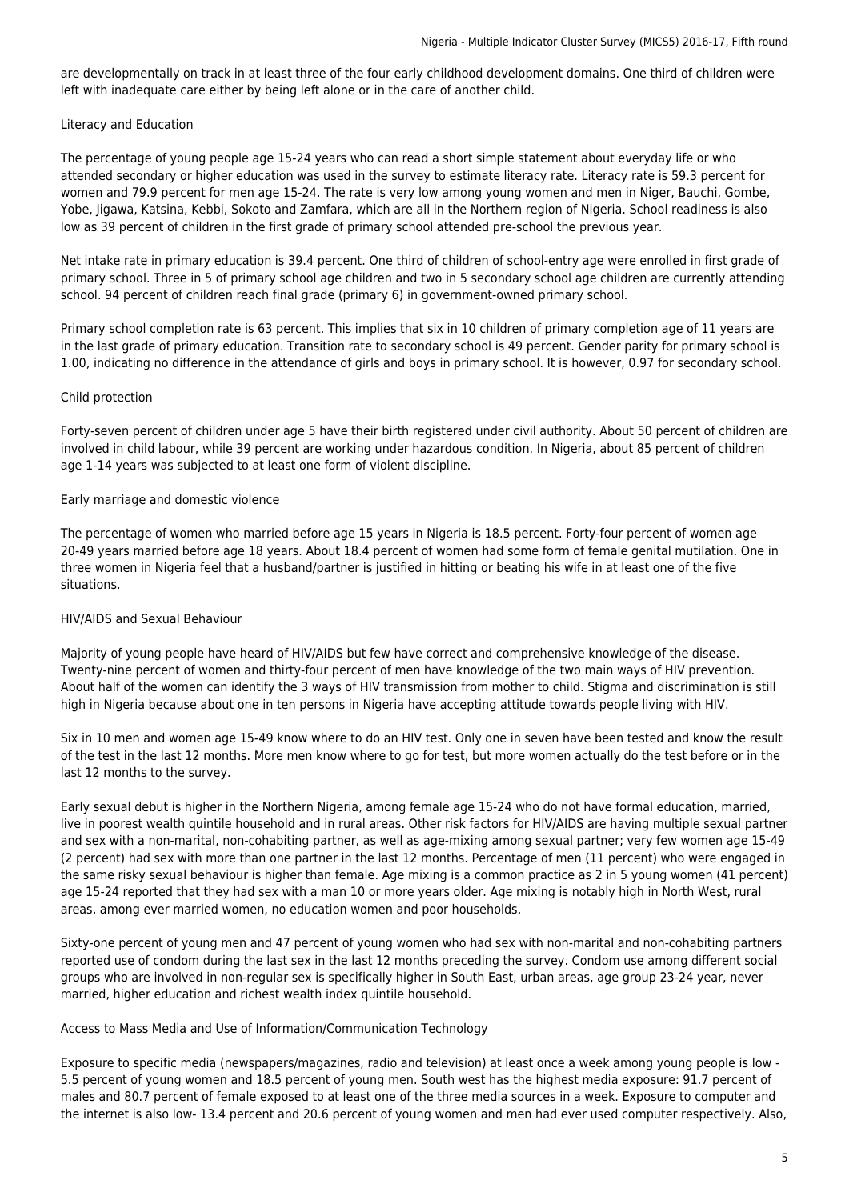are developmentally on track in at least three of the four early childhood development domains. One third of children were left with inadequate care either by being left alone or in the care of another child.

### Literacy and Education

The percentage of young people age 15-24 years who can read a short simple statement about everyday life or who attended secondary or higher education was used in the survey to estimate literacy rate. Literacy rate is 59.3 percent for women and 79.9 percent for men age 15-24. The rate is very low among young women and men in Niger, Bauchi, Gombe, Yobe, Jigawa, Katsina, Kebbi, Sokoto and Zamfara, which are all in the Northern region of Nigeria. School readiness is also low as 39 percent of children in the first grade of primary school attended pre-school the previous year.

Net intake rate in primary education is 39.4 percent. One third of children of school-entry age were enrolled in first grade of primary school. Three in 5 of primary school age children and two in 5 secondary school age children are currently attending school. 94 percent of children reach final grade (primary 6) in government-owned primary school.

Primary school completion rate is 63 percent. This implies that six in 10 children of primary completion age of 11 years are in the last grade of primary education. Transition rate to secondary school is 49 percent. Gender parity for primary school is 1.00, indicating no difference in the attendance of girls and boys in primary school. It is however, 0.97 for secondary school.

### Child protection

Forty-seven percent of children under age 5 have their birth registered under civil authority. About 50 percent of children are involved in child labour, while 39 percent are working under hazardous condition. In Nigeria, about 85 percent of children age 1-14 years was subjected to at least one form of violent discipline.

### Early marriage and domestic violence

The percentage of women who married before age 15 years in Nigeria is 18.5 percent. Forty-four percent of women age 20-49 years married before age 18 years. About 18.4 percent of women had some form of female genital mutilation. One in three women in Nigeria feel that a husband/partner is justified in hitting or beating his wife in at least one of the five situations.

### HIV/AIDS and Sexual Behaviour

Majority of young people have heard of HIV/AIDS but few have correct and comprehensive knowledge of the disease. Twenty-nine percent of women and thirty-four percent of men have knowledge of the two main ways of HIV prevention. About half of the women can identify the 3 ways of HIV transmission from mother to child. Stigma and discrimination is still high in Nigeria because about one in ten persons in Nigeria have accepting attitude towards people living with HIV.

Six in 10 men and women age 15-49 know where to do an HIV test. Only one in seven have been tested and know the result of the test in the last 12 months. More men know where to go for test, but more women actually do the test before or in the last 12 months to the survey.

Early sexual debut is higher in the Northern Nigeria, among female age 15-24 who do not have formal education, married, live in poorest wealth quintile household and in rural areas. Other risk factors for HIV/AIDS are having multiple sexual partner and sex with a non-marital, non-cohabiting partner, as well as age-mixing among sexual partner; very few women age 15-49 (2 percent) had sex with more than one partner in the last 12 months. Percentage of men (11 percent) who were engaged in the same risky sexual behaviour is higher than female. Age mixing is a common practice as 2 in 5 young women (41 percent) age 15-24 reported that they had sex with a man 10 or more years older. Age mixing is notably high in North West, rural areas, among ever married women, no education women and poor households.

Sixty-one percent of young men and 47 percent of young women who had sex with non-marital and non-cohabiting partners reported use of condom during the last sex in the last 12 months preceding the survey. Condom use among different social groups who are involved in non-regular sex is specifically higher in South East, urban areas, age group 23-24 year, never married, higher education and richest wealth index quintile household.

### Access to Mass Media and Use of Information/Communication Technology

Exposure to specific media (newspapers/magazines, radio and television) at least once a week among young people is low - 5.5 percent of young women and 18.5 percent of young men. South west has the highest media exposure: 91.7 percent of males and 80.7 percent of female exposed to at least one of the three media sources in a week. Exposure to computer and the internet is also low- 13.4 percent and 20.6 percent of young women and men had ever used computer respectively. Also,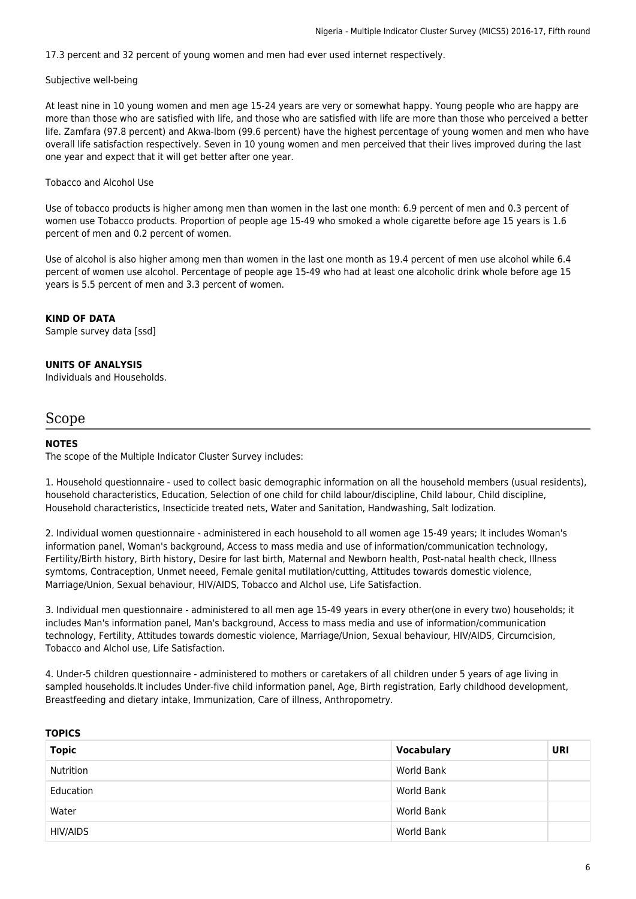17.3 percent and 32 percent of young women and men had ever used internet respectively.

Subjective well-being

At least nine in 10 young women and men age 15-24 years are very or somewhat happy. Young people who are happy are more than those who are satisfied with life, and those who are satisfied with life are more than those who perceived a better life. Zamfara (97.8 percent) and Akwa-Ibom (99.6 percent) have the highest percentage of young women and men who have overall life satisfaction respectively. Seven in 10 young women and men perceived that their lives improved during the last one year and expect that it will get better after one year.

Tobacco and Alcohol Use

Use of tobacco products is higher among men than women in the last one month: 6.9 percent of men and 0.3 percent of women use Tobacco products. Proportion of people age 15-49 who smoked a whole cigarette before age 15 years is 1.6 percent of men and 0.2 percent of women.

Use of alcohol is also higher among men than women in the last one month as 19.4 percent of men use alcohol while 6.4 percent of women use alcohol. Percentage of people age 15-49 who had at least one alcoholic drink whole before age 15 years is 5.5 percent of men and 3.3 percent of women.

**KIND OF DATA**
Sample survey data [ssd]

**UNITS OF ANALYSIS**
Individuals and Households.

# Scope

**NOTES**
The scope of the Multiple Indicator Cluster Survey includes:

1. Household questionnaire - used to collect basic demographic information on all the household members (usual residents), household characteristics, Education, Selection of one child for child labour/discipline, Child labour, Child discipline, Household characteristics, Insecticide treated nets, Water and Sanitation, Handwashing, Salt Iodization.

2. Individual women questionnaire - administered in each household to all women age 15-49 years; It includes Woman's information panel, Woman's background, Access to mass media and use of information/communication technology, Fertility/Birth history, Birth history, Desire for last birth, Maternal and Newborn health, Post-natal health check, Illness symtoms, Contraception, Unmet neeed, Female genital mutilation/cutting, Attitudes towards domestic violence, Marriage/Union, Sexual behaviour, HIV/AIDS, Tobacco and Alchol use, Life Satisfaction.

3. Individual men questionnaire - administered to all men age 15-49 years in every other(one in every two) households; it includes Man's information panel, Man's background, Access to mass media and use of information/communication technology, Fertility, Attitudes towards domestic violence, Marriage/Union, Sexual behaviour, HIV/AIDS, Circumcision, Tobacco and Alchol use, Life Satisfaction.

4. Under-5 children questionnaire - administered to mothers or caretakers of all children under 5 years of age living in sampled households.It includes Under-five child information panel, Age, Birth registration, Early childhood development, Breastfeeding and dietary intake, Immunization, Care of illness, Anthropometry.

**TOPICS**

| Topic | Vocabulary | URI |
|---|---|---|
| Nutrition | World Bank | |
| Education | World Bank | |
| Water | World Bank | |
| HIV/AIDS | World Bank | |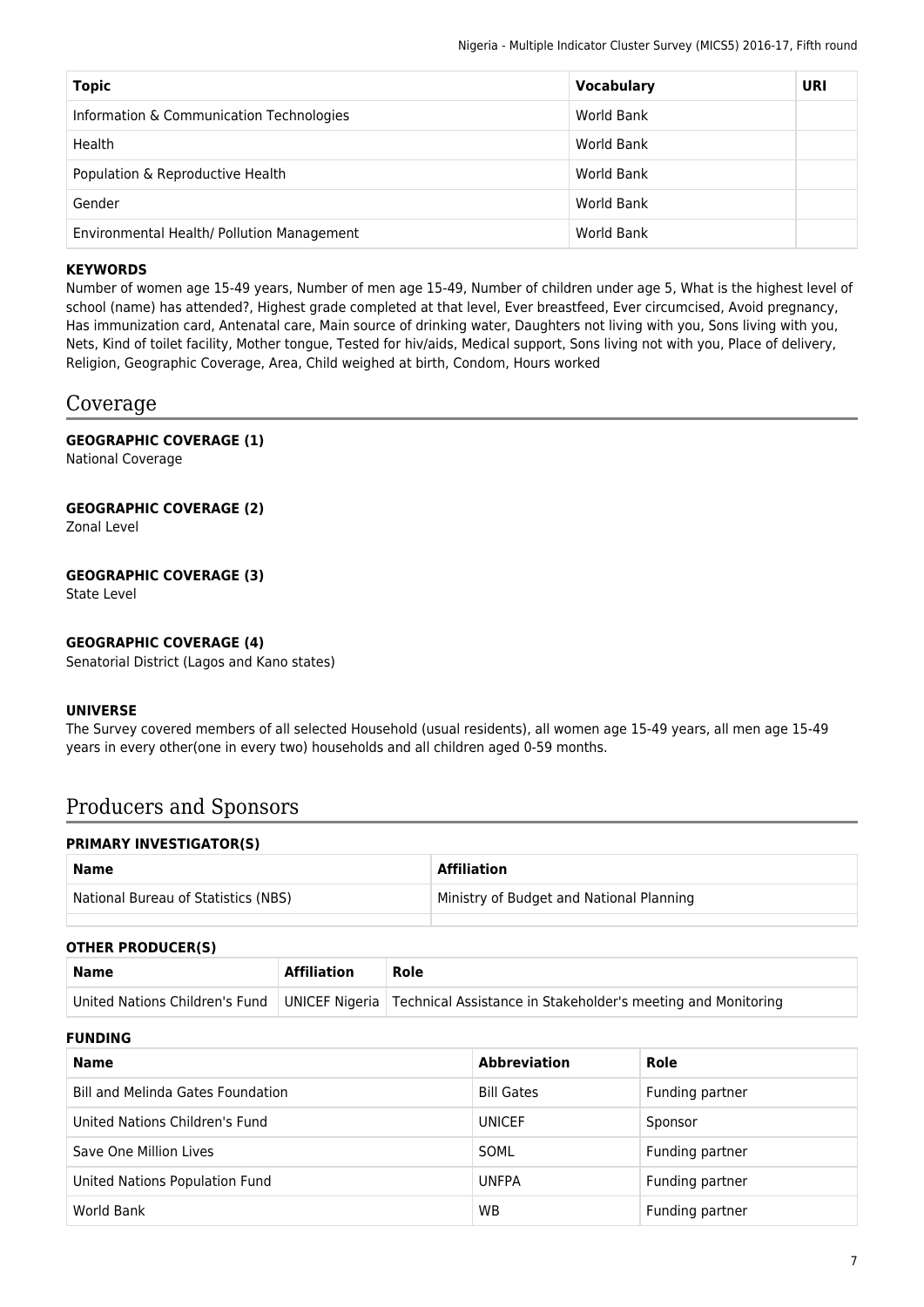| Topic | Vocabulary | URI |
|---|---|---|
| Information & Communication Technologies | World Bank | |
| Health | World Bank | |
| Population & Reproductive Health | World Bank | |
| Gender | World Bank | |
| Environmental Health/ Pollution Management | World Bank | |

**KEYWORDS**

Number of women age 15-49 years, Number of men age 15-49, Number of children under age 5, What is the highest level of school (name) has attended?, Highest grade completed at that level, Ever breastfeed, Ever circumcised, Avoid pregnancy, Has immunization card, Antenatal care, Main source of drinking water, Daughters not living with you, Sons living with you, Nets, Kind of toilet facility, Mother tongue, Tested for hiv/aids, Medical support, Sons living not with you, Place of delivery, Religion, Geographic Coverage, Area, Child weighed at birth, Condom, Hours worked

# Coverage

**GEOGRAPHIC COVERAGE (1)**

National Coverage

**GEOGRAPHIC COVERAGE (2)**

Zonal Level

**GEOGRAPHIC COVERAGE (3)**

State Level

**GEOGRAPHIC COVERAGE (4)**

Senatorial District (Lagos and Kano states)

**UNIVERSE**

The Survey covered members of all selected Household (usual residents), all women age 15-49 years, all men age 15-49 years in every other(one in every two) households and all children aged 0-59 months.

# Producers and Sponsors

**PRIMARY INVESTIGATOR(S)**

| Name | Affiliation |
|---|---|
| National Bureau of Statistics (NBS) | Ministry of Budget and National Planning |
| | |

**OTHER PRODUCER(S)**

| Name | Affiliation | Role |
|---|---|---|
| United Nations Children's Fund | UNICEF Nigeria | Technical Assistance in Stakeholder's meeting and Monitoring |

**FUNDING**

| Name | Abbreviation | Role |
|---|---|---|
| Bill and Melinda Gates Foundation | Bill Gates | Funding partner |
| United Nations Children's Fund | UNICEF | Sponsor |
| Save One Million Lives | SOML | Funding partner |
| United Nations Population Fund | UNFPA | Funding partner |
| World Bank | WB | Funding partner |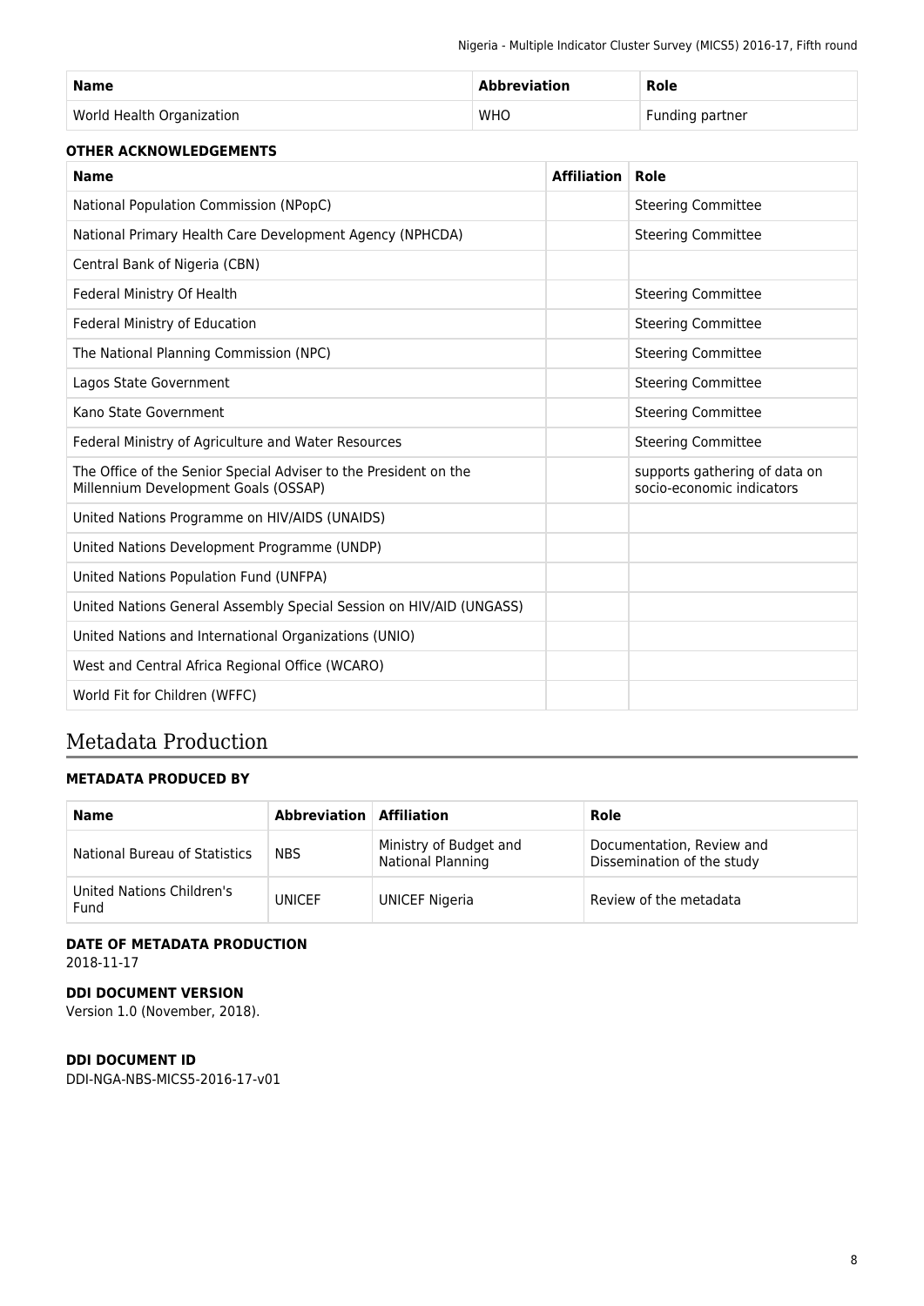| Name | Abbreviation | Role |
| --- | --- | --- |
| World Health Organization | WHO | Funding partner |

**OTHER ACKNOWLEDGEMENTS**

| Name | Affiliation | Role |
| --- | --- | --- |
| National Population Commission (NPopC) | | Steering Committee |
| National Primary Health Care Development Agency (NPHCDA) | | Steering Committee |
| Central Bank of Nigeria (CBN) | | |
| Federal Ministry Of Health | | Steering Committee |
| Federal Ministry of Education | | Steering Committee |
| The National Planning Commission (NPC) | | Steering Committee |
| Lagos State Government | | Steering Committee |
| Kano State Government | | Steering Committee |
| Federal Ministry of Agriculture and Water Resources | | Steering Committee |
| The Office of the Senior Special Adviser to the President on the Millennium Development Goals (OSSAP) | | supports gathering of data on socio-economic indicators |
| United Nations Programme on HIV/AIDS (UNAIDS) | | |
| United Nations Development Programme (UNDP) | | |
| United Nations Population Fund (UNFPA) | | |
| United Nations General Assembly Special Session on HIV/AID (UNGASS) | | |
| United Nations and International Organizations (UNIO) | | |
| West and Central Africa Regional Office (WCARO) | | |
| World Fit for Children (WFFC) | | |

# Metadata Production

**METADATA PRODUCED BY**

| Name | Abbreviation | Affiliation | Role |
| --- | --- | --- | --- |
| National Bureau of Statistics | NBS | Ministry of Budget and National Planning | Documentation, Review and Dissemination of the study |
| United Nations Children's Fund | UNICEF | UNICEF Nigeria | Review of the metadata |

**DATE OF METADATA PRODUCTION**

2018-11-17

**DDI DOCUMENT VERSION**

Version 1.0 (November, 2018).

**DDI DOCUMENT ID**

DDI-NGA-NBS-MICS5-2016-17-v01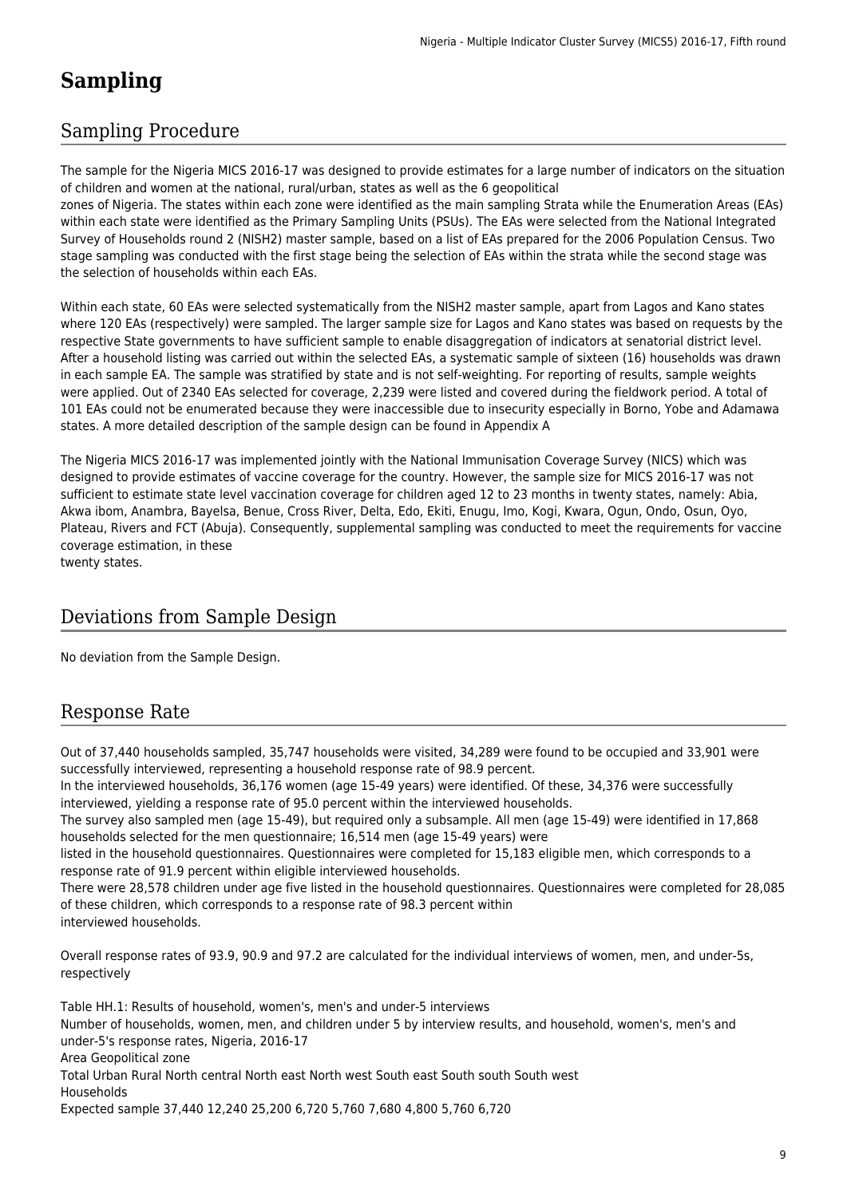# Sampling

## Sampling Procedure

The sample for the Nigeria MICS 2016-17 was designed to provide estimates for a large number of indicators on the situation of children and women at the national, rural/urban, states as well as the 6 geopolitical zones of Nigeria. The states within each zone were identified as the main sampling Strata while the Enumeration Areas (EAs) within each state were identified as the Primary Sampling Units (PSUs). The EAs were selected from the National Integrated Survey of Households round 2 (NISH2) master sample, based on a list of EAs prepared for the 2006 Population Census. Two stage sampling was conducted with the first stage being the selection of EAs within the strata while the second stage was the selection of households within each EAs.

Within each state, 60 EAs were selected systematically from the NISH2 master sample, apart from Lagos and Kano states where 120 EAs (respectively) were sampled. The larger sample size for Lagos and Kano states was based on requests by the respective State governments to have sufficient sample to enable disaggregation of indicators at senatorial district level. After a household listing was carried out within the selected EAs, a systematic sample of sixteen (16) households was drawn in each sample EA. The sample was stratified by state and is not self-weighting. For reporting of results, sample weights were applied. Out of 2340 EAs selected for coverage, 2,239 were listed and covered during the fieldwork period. A total of 101 EAs could not be enumerated because they were inaccessible due to insecurity especially in Borno, Yobe and Adamawa states. A more detailed description of the sample design can be found in Appendix A

The Nigeria MICS 2016-17 was implemented jointly with the National Immunisation Coverage Survey (NICS) which was designed to provide estimates of vaccine coverage for the country. However, the sample size for MICS 2016-17 was not sufficient to estimate state level vaccination coverage for children aged 12 to 23 months in twenty states, namely: Abia, Akwa ibom, Anambra, Bayelsa, Benue, Cross River, Delta, Edo, Ekiti, Enugu, Imo, Kogi, Kwara, Ogun, Ondo, Osun, Oyo, Plateau, Rivers and FCT (Abuja). Consequently, supplemental sampling was conducted to meet the requirements for vaccine coverage estimation, in these twenty states.

## Deviations from Sample Design

No deviation from the Sample Design.

## Response Rate

Out of 37,440 households sampled, 35,747 households were visited, 34,289 were found to be occupied and 33,901 were successfully interviewed, representing a household response rate of 98.9 percent.
In the interviewed households, 36,176 women (age 15-49 years) were identified. Of these, 34,376 were successfully interviewed, yielding a response rate of 95.0 percent within the interviewed households.
The survey also sampled men (age 15-49), but required only a subsample. All men (age 15-49) were identified in 17,868 households selected for the men questionnaire; 16,514 men (age 15-49 years) were listed in the household questionnaires. Questionnaires were completed for 15,183 eligible men, which corresponds to a response rate of 91.9 percent within eligible interviewed households.
There were 28,578 children under age five listed in the household questionnaires. Questionnaires were completed for 28,085 of these children, which corresponds to a response rate of 98.3 percent within interviewed households.

Overall response rates of 93.9, 90.9 and 97.2 are calculated for the individual interviews of women, men, and under-5s, respectively

Table HH.1: Results of household, women's, men's and under-5 interviews
Number of households, women, men, and children under 5 by interview results, and household, women's, men's and under-5's response rates, Nigeria, 2016-17

| | Total | Area | | Geopolitical zone | | | | | |
|---|---|---|---|---|---|---|---|---|---|
| | | Urban | Rural | North central | North east | North west | South east | South south | South west |
| **Households** | | | | | | | | | |
| Expected sample | 37,440 | 12,240 | 25,200 | 6,720 | 5,760 | 7,680 | 4,800 | 5,760 | 6,720 |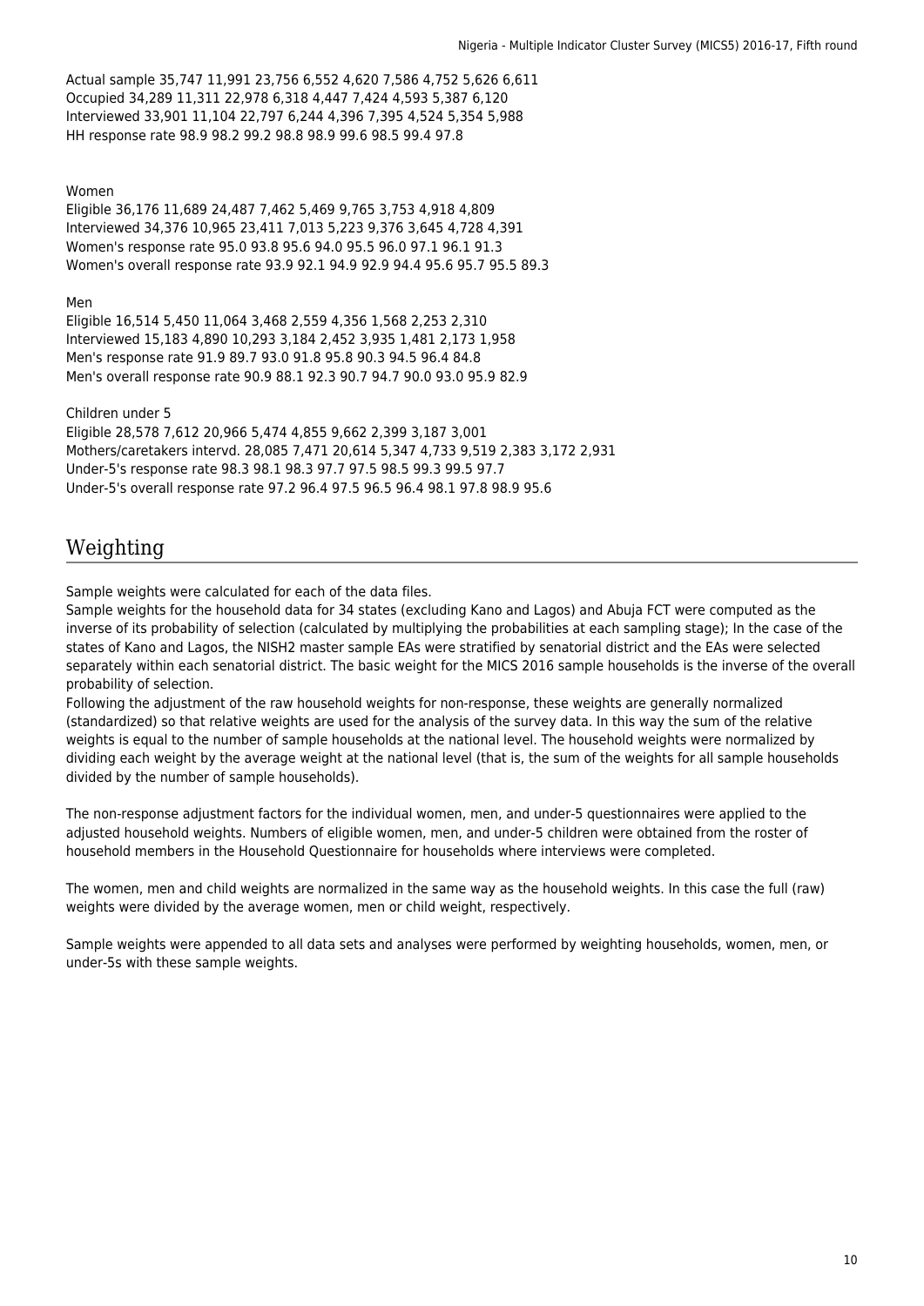Actual sample 35,747 11,991 23,756 6,552 4,620 7,586 4,752 5,626 6,611
Occupied 34,289 11,311 22,978 6,318 4,447 7,424 4,593 5,387 6,120
Interviewed 33,901 11,104 22,797 6,244 4,396 7,395 4,524 5,354 5,988
HH response rate 98.9 98.2 99.2 98.8 98.9 99.6 98.5 99.4 97.8

Women
Eligible 36,176 11,689 24,487 7,462 5,469 9,765 3,753 4,918 4,809
Interviewed 34,376 10,965 23,411 7,013 5,223 9,376 3,645 4,728 4,391
Women's response rate 95.0 93.8 95.6 94.0 95.5 96.0 97.1 96.1 91.3
Women's overall response rate 93.9 92.1 94.9 92.9 94.4 95.6 95.7 95.5 89.3

Men
Eligible 16,514 5,450 11,064 3,468 2,559 4,356 1,568 2,253 2,310
Interviewed 15,183 4,890 10,293 3,184 2,452 3,935 1,481 2,173 1,958
Men's response rate 91.9 89.7 93.0 91.8 95.8 90.3 94.5 96.4 84.8
Men's overall response rate 90.9 88.1 92.3 90.7 94.7 90.0 93.0 95.9 82.9

Children under 5
Eligible 28,578 7,612 20,966 5,474 4,855 9,662 2,399 3,187 3,001
Mothers/caretakers intervd. 28,085 7,471 20,614 5,347 4,733 9,519 2,383 3,172 2,931
Under-5's response rate 98.3 98.1 98.3 97.7 97.5 98.5 99.3 99.5 97.7
Under-5's overall response rate 97.2 96.4 97.5 96.5 96.4 98.1 97.8 98.9 95.6

## Weighting

Sample weights were calculated for each of the data files.
Sample weights for the household data for 34 states (excluding Kano and Lagos) and Abuja FCT were computed as the inverse of its probability of selection (calculated by multiplying the probabilities at each sampling stage); In the case of the states of Kano and Lagos, the NISH2 master sample EAs were stratified by senatorial district and the EAs were selected separately within each senatorial district. The basic weight for the MICS 2016 sample households is the inverse of the overall probability of selection.
Following the adjustment of the raw household weights for non-response, these weights are generally normalized (standardized) so that relative weights are used for the analysis of the survey data. In this way the sum of the relative weights is equal to the number of sample households at the national level. The household weights were normalized by dividing each weight by the average weight at the national level (that is, the sum of the weights for all sample households divided by the number of sample households).

The non-response adjustment factors for the individual women, men, and under-5 questionnaires were applied to the adjusted household weights. Numbers of eligible women, men, and under-5 children were obtained from the roster of household members in the Household Questionnaire for households where interviews were completed.

The women, men and child weights are normalized in the same way as the household weights. In this case the full (raw) weights were divided by the average women, men or child weight, respectively.

Sample weights were appended to all data sets and analyses were performed by weighting households, women, men, or under-5s with these sample weights.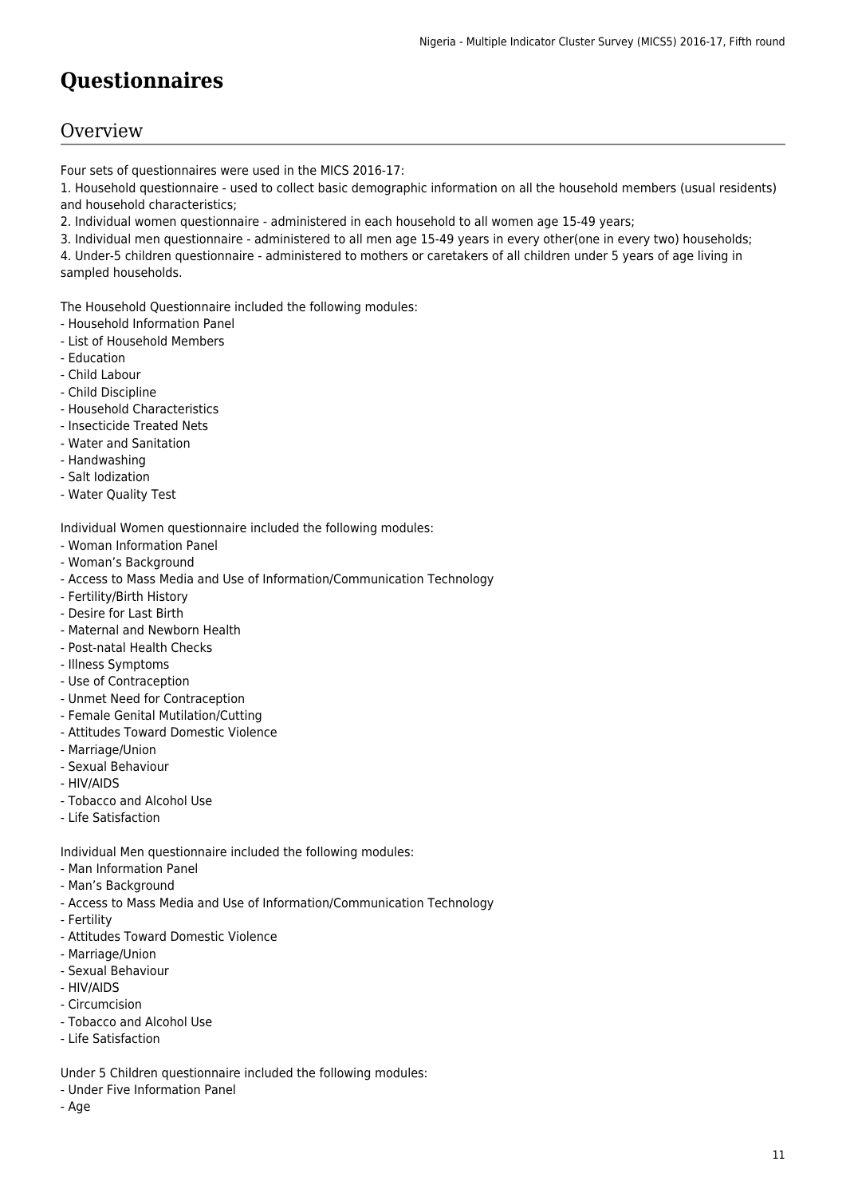# Questionnaires

## Overview

Four sets of questionnaires were used in the MICS 2016-17:

1. Household questionnaire - used to collect basic demographic information on all the household members (usual residents) and household characteristics;
2. Individual women questionnaire - administered in each household to all women age 15-49 years;
3. Individual men questionnaire - administered to all men age 15-49 years in every other(one in every two) households;
4. Under-5 children questionnaire - administered to mothers or caretakers of all children under 5 years of age living in sampled households.

The Household Questionnaire included the following modules:

- Household Information Panel
- List of Household Members
- Education
- Child Labour
- Child Discipline
- Household Characteristics
- Insecticide Treated Nets
- Water and Sanitation
- Handwashing
- Salt Iodization
- Water Quality Test

Individual Women questionnaire included the following modules:

- Woman Information Panel
- Woman's Background
- Access to Mass Media and Use of Information/Communication Technology
- Fertility/Birth History
- Desire for Last Birth
- Maternal and Newborn Health
- Post-natal Health Checks
- Illness Symptoms
- Use of Contraception
- Unmet Need for Contraception
- Female Genital Mutilation/Cutting
- Attitudes Toward Domestic Violence
- Marriage/Union
- Sexual Behaviour
- HIV/AIDS
- Tobacco and Alcohol Use
- Life Satisfaction

Individual Men questionnaire included the following modules:

- Man Information Panel
- Man's Background
- Access to Mass Media and Use of Information/Communication Technology
- Fertility
- Attitudes Toward Domestic Violence
- Marriage/Union
- Sexual Behaviour
- HIV/AIDS
- Circumcision
- Tobacco and Alcohol Use
- Life Satisfaction

Under 5 Children questionnaire included the following modules:

- Under Five Information Panel
- Age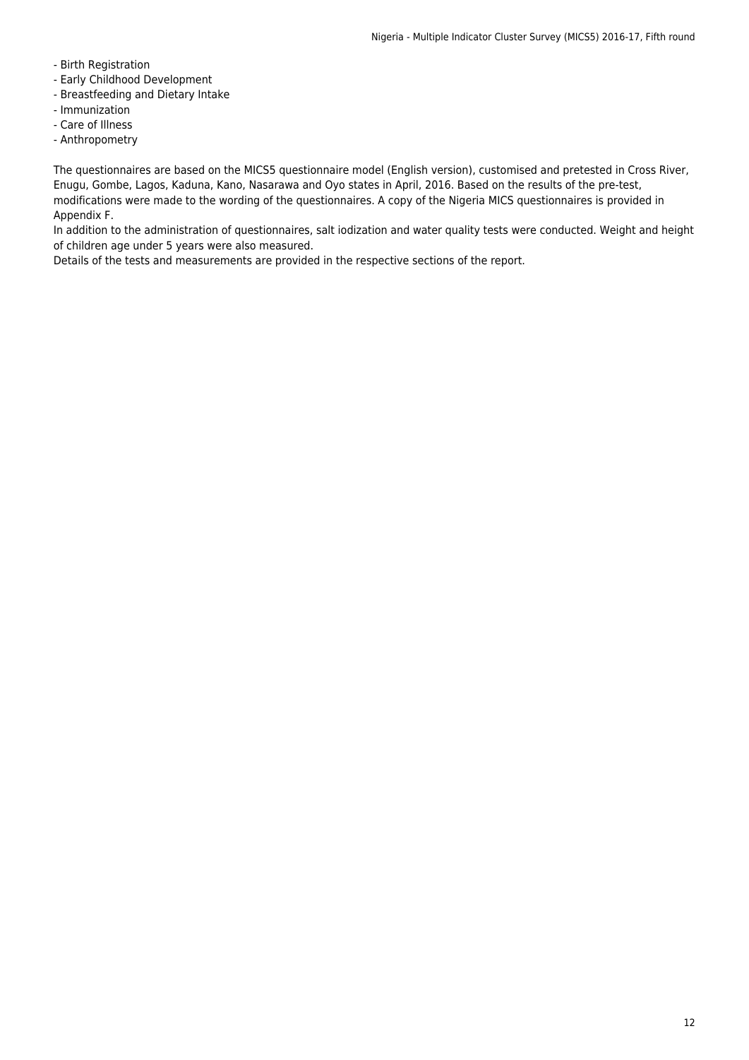- Birth Registration
- Early Childhood Development
- Breastfeeding and Dietary Intake
- Immunization
- Care of Illness
- Anthropometry

The questionnaires are based on the MICS5 questionnaire model (English version), customised and pretested in Cross River, Enugu, Gombe, Lagos, Kaduna, Kano, Nasarawa and Oyo states in April, 2016. Based on the results of the pre-test, modifications were made to the wording of the questionnaires. A copy of the Nigeria MICS questionnaires is provided in Appendix F.

In addition to the administration of questionnaires, salt iodization and water quality tests were conducted. Weight and height of children age under 5 years were also measured.

Details of the tests and measurements are provided in the respective sections of the report.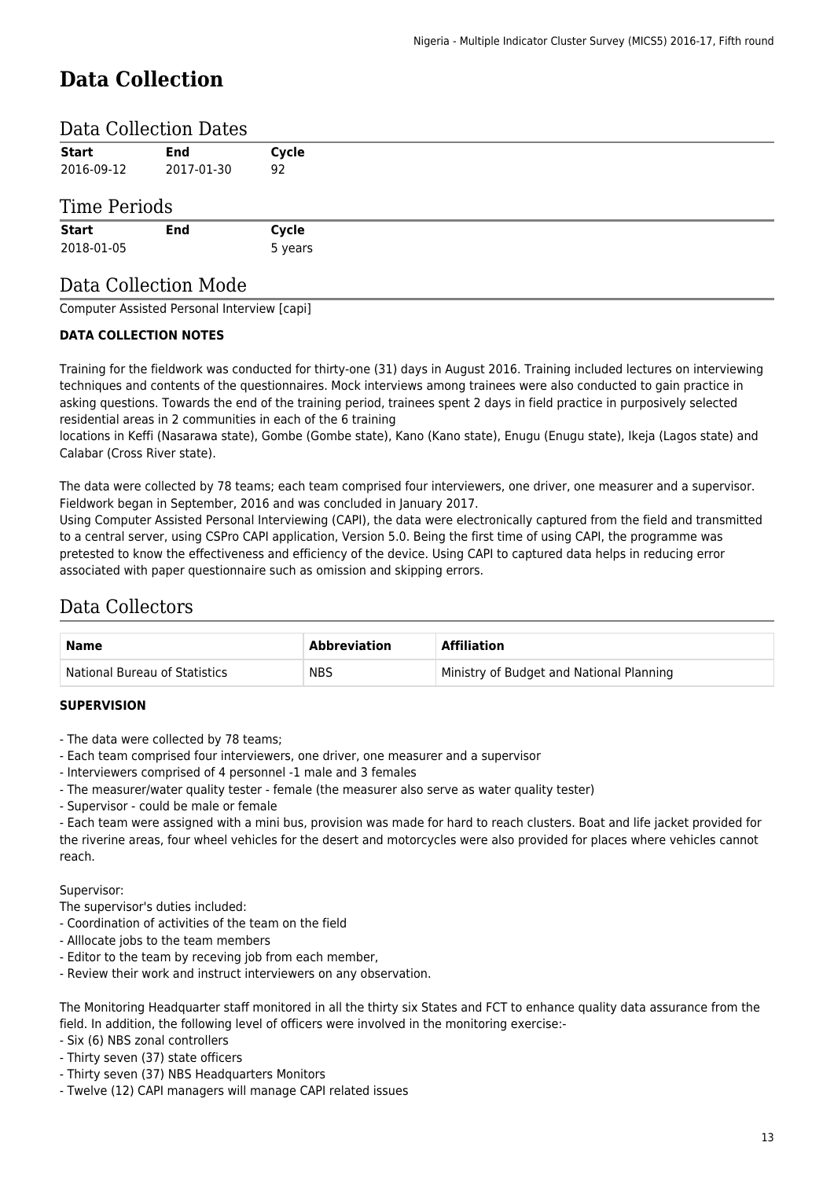# Data Collection

## Data Collection Dates

| Start | End | Cycle |
|---|---|---|
| 2016-09-12 | 2017-01-30 | 92 |

## Time Periods

| Start | End | Cycle |
|---|---|---|
| 2018-01-05 | | 5 years |

## Data Collection Mode

Computer Assisted Personal Interview [capi]

**DATA COLLECTION NOTES**

Training for the fieldwork was conducted for thirty-one (31) days in August 2016. Training included lectures on interviewing techniques and contents of the questionnaires. Mock interviews among trainees were also conducted to gain practice in asking questions. Towards the end of the training period, trainees spent 2 days in field practice in purposively selected residential areas in 2 communities in each of the 6 training
locations in Keffi (Nasarawa state), Gombe (Gombe state), Kano (Kano state), Enugu (Enugu state), Ikeja (Lagos state) and Calabar (Cross River state).

The data were collected by 78 teams; each team comprised four interviewers, one driver, one measurer and a supervisor. Fieldwork began in September, 2016 and was concluded in January 2017.
Using Computer Assisted Personal Interviewing (CAPI), the data were electronically captured from the field and transmitted to a central server, using CSPro CAPI application, Version 5.0. Being the first time of using CAPI, the programme was pretested to know the effectiveness and efficiency of the device. Using CAPI to captured data helps in reducing error associated with paper questionnaire such as omission and skipping errors.

## Data Collectors

| Name | Abbreviation | Affiliation |
|---|---|---|
| National Bureau of Statistics | NBS | Ministry of Budget and National Planning |

**SUPERVISION**

- The data were collected by 78 teams;
- Each team comprised four interviewers, one driver, one measurer and a supervisor
- Interviewers comprised of 4 personnel -1 male and 3 females
- The measurer/water quality tester - female (the measurer also serve as water quality tester)
- Supervisor - could be male or female
- Each team were assigned with a mini bus, provision was made for hard to reach clusters. Boat and life jacket provided for the riverine areas, four wheel vehicles for the desert and motorcycles were also provided for places where vehicles cannot reach.

Supervisor:
The supervisor's duties included:
- Coordination of activities of the team on the field
- Alllocate jobs to the team members
- Editor to the team by receving job from each member,
- Review their work and instruct interviewers on any observation.

The Monitoring Headquarter staff monitored in all the thirty six States and FCT to enhance quality data assurance from the field. In addition, the following level of officers were involved in the monitoring exercise:-
- Six (6) NBS zonal controllers
- Thirty seven (37) state officers
- Thirty seven (37) NBS Headquarters Monitors
- Twelve (12) CAPI managers will manage CAPI related issues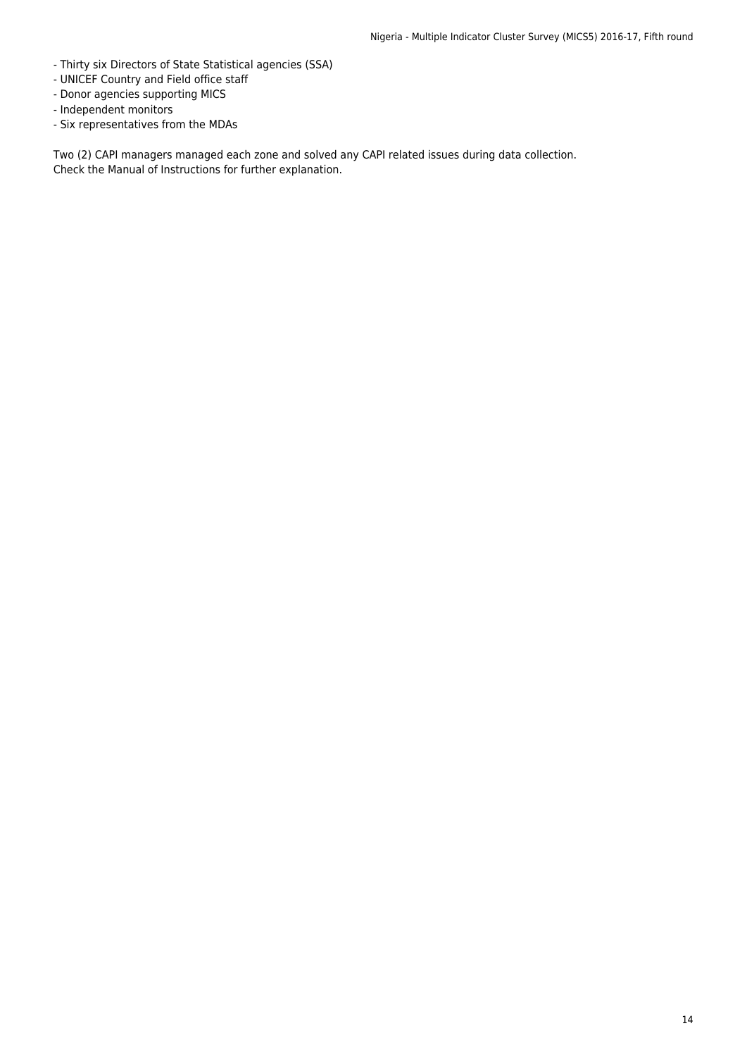- Thirty six Directors of State Statistical agencies (SSA)
- UNICEF Country and Field office staff
- Donor agencies supporting MICS
- Independent monitors
- Six representatives from the MDAs

Two (2) CAPI managers managed each zone and solved any CAPI related issues during data collection.
Check the Manual of Instructions for further explanation.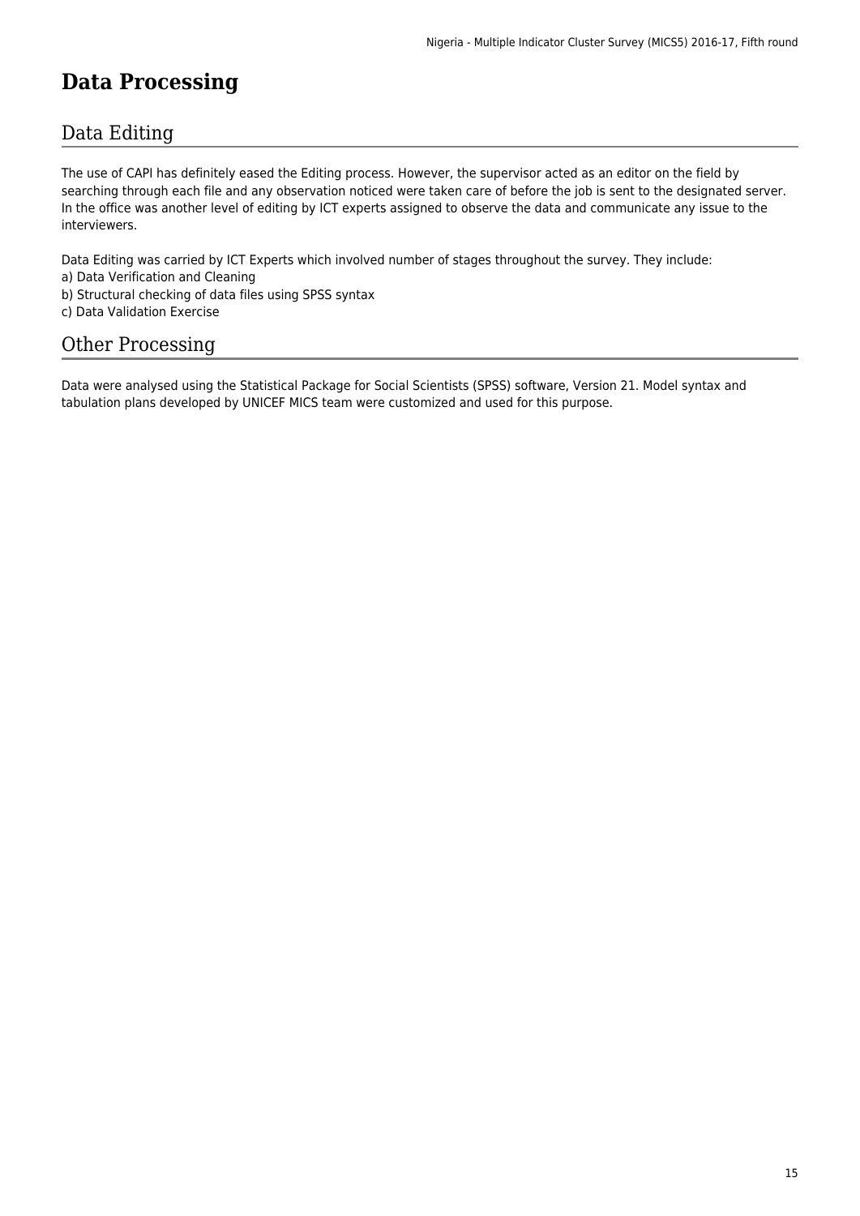# Data Processing

## Data Editing

The use of CAPI has definitely eased the Editing process. However, the supervisor acted as an editor on the field by searching through each file and any observation noticed were taken care of before the job is sent to the designated server. In the office was another level of editing by ICT experts assigned to observe the data and communicate any issue to the interviewers.

Data Editing was carried by ICT Experts which involved number of stages throughout the survey. They include:
a) Data Verification and Cleaning
b) Structural checking of data files using SPSS syntax
c) Data Validation Exercise

## Other Processing

Data were analysed using the Statistical Package for Social Scientists (SPSS) software, Version 21. Model syntax and tabulation plans developed by UNICEF MICS team were customized and used for this purpose.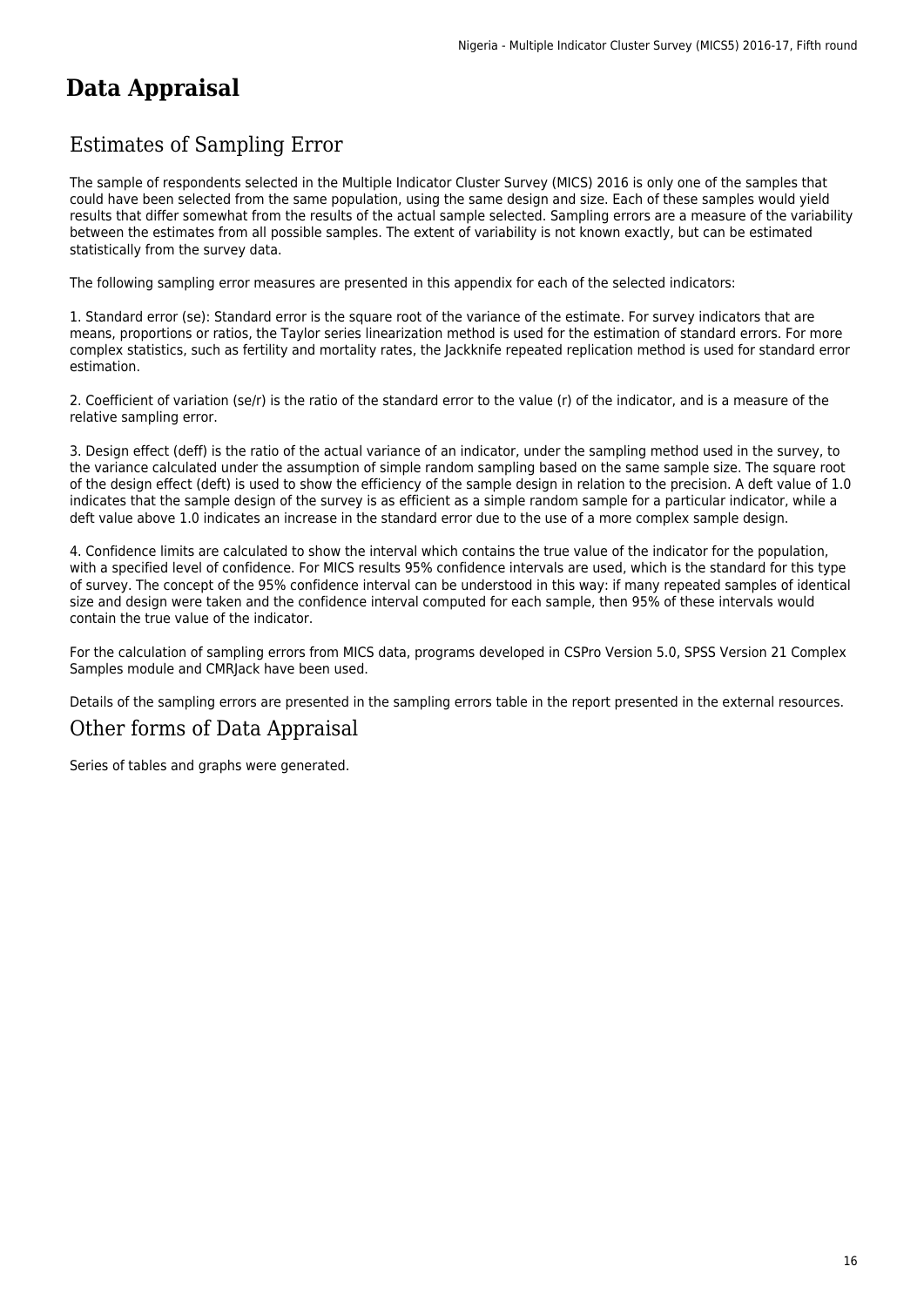# Data Appraisal

## Estimates of Sampling Error

The sample of respondents selected in the Multiple Indicator Cluster Survey (MICS) 2016 is only one of the samples that could have been selected from the same population, using the same design and size. Each of these samples would yield results that differ somewhat from the results of the actual sample selected. Sampling errors are a measure of the variability between the estimates from all possible samples. The extent of variability is not known exactly, but can be estimated statistically from the survey data.

The following sampling error measures are presented in this appendix for each of the selected indicators:

1. Standard error (se): Standard error is the square root of the variance of the estimate. For survey indicators that are means, proportions or ratios, the Taylor series linearization method is used for the estimation of standard errors. For more complex statistics, such as fertility and mortality rates, the Jackknife repeated replication method is used for standard error estimation.

2. Coefficient of variation (se/r) is the ratio of the standard error to the value (r) of the indicator, and is a measure of the relative sampling error.

3. Design effect (deff) is the ratio of the actual variance of an indicator, under the sampling method used in the survey, to the variance calculated under the assumption of simple random sampling based on the same sample size. The square root of the design effect (deft) is used to show the efficiency of the sample design in relation to the precision. A deft value of 1.0 indicates that the sample design of the survey is as efficient as a simple random sample for a particular indicator, while a deft value above 1.0 indicates an increase in the standard error due to the use of a more complex sample design.

4. Confidence limits are calculated to show the interval which contains the true value of the indicator for the population, with a specified level of confidence. For MICS results 95% confidence intervals are used, which is the standard for this type of survey. The concept of the 95% confidence interval can be understood in this way: if many repeated samples of identical size and design were taken and the confidence interval computed for each sample, then 95% of these intervals would contain the true value of the indicator.

For the calculation of sampling errors from MICS data, programs developed in CSPro Version 5.0, SPSS Version 21 Complex Samples module and CMRJack have been used.

Details of the sampling errors are presented in the sampling errors table in the report presented in the external resources.

## Other forms of Data Appraisal

Series of tables and graphs were generated.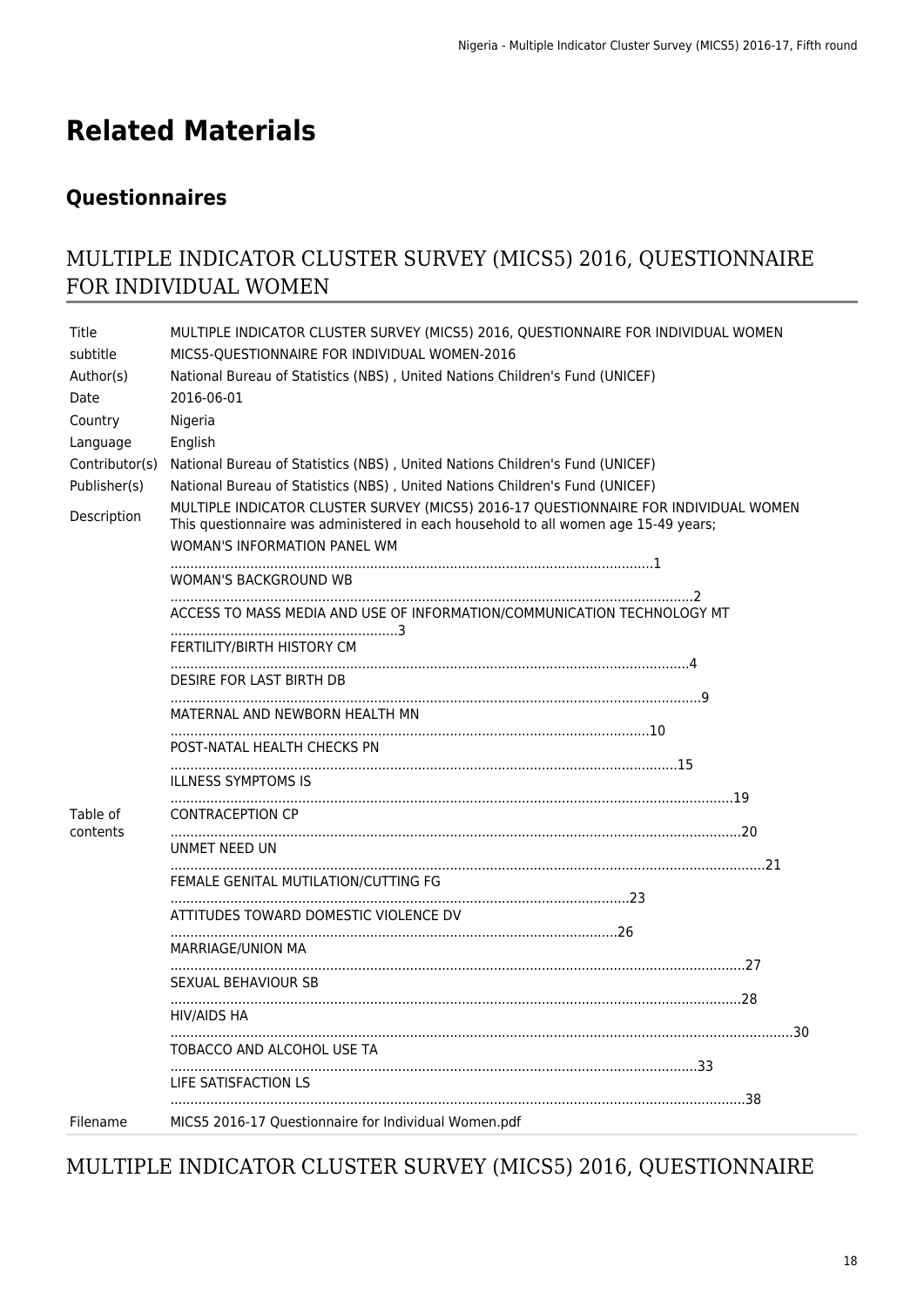# Related Materials

## Questionnaires

### MULTIPLE INDICATOR CLUSTER SURVEY (MICS5) 2016, QUESTIONNAIRE FOR INDIVIDUAL WOMEN

| | |
|---|---|
| Title | MULTIPLE INDICATOR CLUSTER SURVEY (MICS5) 2016, QUESTIONNAIRE FOR INDIVIDUAL WOMEN |
| subtitle | MICS5-QUESTIONNAIRE FOR INDIVIDUAL WOMEN-2016 |
| Author(s) | National Bureau of Statistics (NBS) , United Nations Children's Fund (UNICEF) |
| Date | 2016-06-01 |
| Country | Nigeria |
| Language | English |
| Contributor(s) | National Bureau of Statistics (NBS) , United Nations Children's Fund (UNICEF) |
| Publisher(s) | National Bureau of Statistics (NBS) , United Nations Children's Fund (UNICEF) |
| Description | MULTIPLE INDICATOR CLUSTER SURVEY (MICS5) 2016-17 QUESTIONNAIRE FOR INDIVIDUAL WOMEN This questionnaire was administered in each household to all women age 15-49 years; |
| Table of contents | WOMAN'S INFORMATION PANEL WM ..........1<br>WOMAN'S BACKGROUND WB ..........2<br>ACCESS TO MASS MEDIA AND USE OF INFORMATION/COMMUNICATION TECHNOLOGY MT ..........3<br>FERTILITY/BIRTH HISTORY CM ..........4<br>DESIRE FOR LAST BIRTH DB ..........9<br>MATERNAL AND NEWBORN HEALTH MN ..........10<br>POST-NATAL HEALTH CHECKS PN ..........15<br>ILLNESS SYMPTOMS IS ..........19<br>CONTRACEPTION CP ..........20<br>UNMET NEED UN ..........21<br>FEMALE GENITAL MUTILATION/CUTTING FG ..........23<br>ATTITUDES TOWARD DOMESTIC VIOLENCE DV ..........26<br>MARRIAGE/UNION MA ..........27<br>SEXUAL BEHAVIOUR SB ..........28<br>HIV/AIDS HA ..........30<br>TOBACCO AND ALCOHOL USE TA ..........33<br>LIFE SATISFACTION LS ..........38 |
| Filename | MICS5 2016-17 Questionnaire for Individual Women.pdf |

### MULTIPLE INDICATOR CLUSTER SURVEY (MICS5) 2016, QUESTIONNAIRE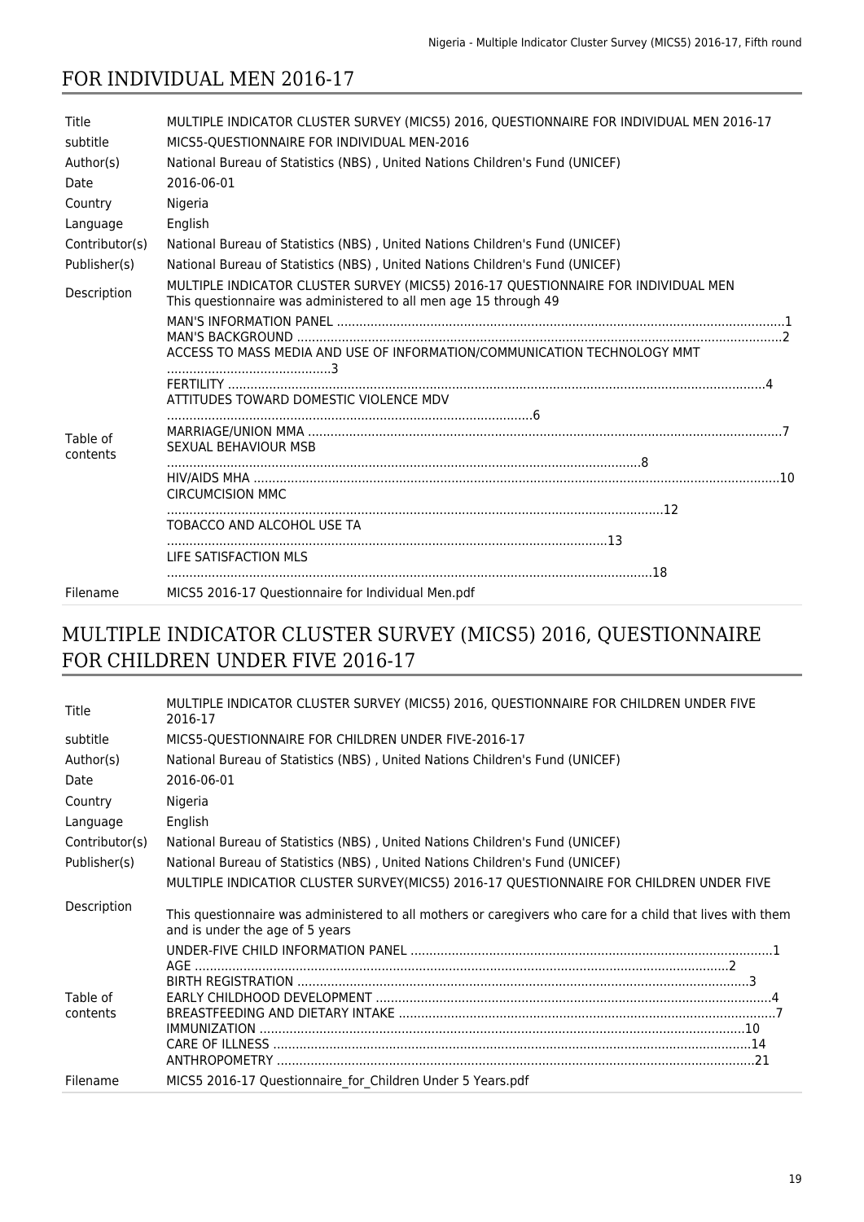## FOR INDIVIDUAL MEN 2016-17

| | |
|---|---|
| Title | MULTIPLE INDICATOR CLUSTER SURVEY (MICS5) 2016, QUESTIONNAIRE FOR INDIVIDUAL MEN 2016-17 |
| subtitle | MICS5-QUESTIONNAIRE FOR INDIVIDUAL MEN-2016 |
| Author(s) | National Bureau of Statistics (NBS) , United Nations Children's Fund (UNICEF) |
| Date | 2016-06-01 |
| Country | Nigeria |
| Language | English |
| Contributor(s) | National Bureau of Statistics (NBS) , United Nations Children's Fund (UNICEF) |
| Publisher(s) | National Bureau of Statistics (NBS) , United Nations Children's Fund (UNICEF) |
| Description | MULTIPLE INDICATOR CLUSTER SURVEY (MICS5) 2016-17 QUESTIONNAIRE FOR INDIVIDUAL MEN<br>This questionnaire was administered to all men age 15 through 49 |
| Table of contents | MAN'S INFORMATION PANEL ....1<br>MAN'S BACKGROUND ....2<br>ACCESS TO MASS MEDIA AND USE OF INFORMATION/COMMUNICATION TECHNOLOGY MMT ....3<br>FERTILITY ....4<br>ATTITUDES TOWARD DOMESTIC VIOLENCE MDV ....6<br>MARRIAGE/UNION MMA ....7<br>SEXUAL BEHAVIOUR MSB ....8<br>HIV/AIDS MHA ....10<br>CIRCUMCISION MMC ....12<br>TOBACCO AND ALCOHOL USE TA ....13<br>LIFE SATISFACTION MLS ....18 |
| Filename | MICS5 2016-17 Questionnaire for Individual Men.pdf |

## MULTIPLE INDICATOR CLUSTER SURVEY (MICS5) 2016, QUESTIONNAIRE FOR CHILDREN UNDER FIVE 2016-17

| | |
|---|---|
| Title | MULTIPLE INDICATOR CLUSTER SURVEY (MICS5) 2016, QUESTIONNAIRE FOR CHILDREN UNDER FIVE 2016-17 |
| subtitle | MICS5-QUESTIONNAIRE FOR CHILDREN UNDER FIVE-2016-17 |
| Author(s) | National Bureau of Statistics (NBS) , United Nations Children's Fund (UNICEF) |
| Date | 2016-06-01 |
| Country | Nigeria |
| Language | English |
| Contributor(s) | National Bureau of Statistics (NBS) , United Nations Children's Fund (UNICEF) |
| Publisher(s) | National Bureau of Statistics (NBS) , United Nations Children's Fund (UNICEF) |
| Description | MULTIPLE INDICATIOR CLUSTER SURVEY(MICS5) 2016-17 QUESTIONNAIRE FOR CHILDREN UNDER FIVE<br><br>This questionnaire was administered to all mothers or caregivers who care for a child that lives with them and is under the age of 5 years |
| Table of contents | UNDER-FIVE CHILD INFORMATION PANEL ....1<br>AGE ....2<br>BIRTH REGISTRATION ....3<br>EARLY CHILDHOOD DEVELOPMENT ....4<br>BREASTFEEDING AND DIETARY INTAKE ....7<br>IMMUNIZATION ....10<br>CARE OF ILLNESS ....14<br>ANTHROPOMETRY ....21 |
| Filename | MICS5 2016-17 Questionnaire_for_Children Under 5 Years.pdf |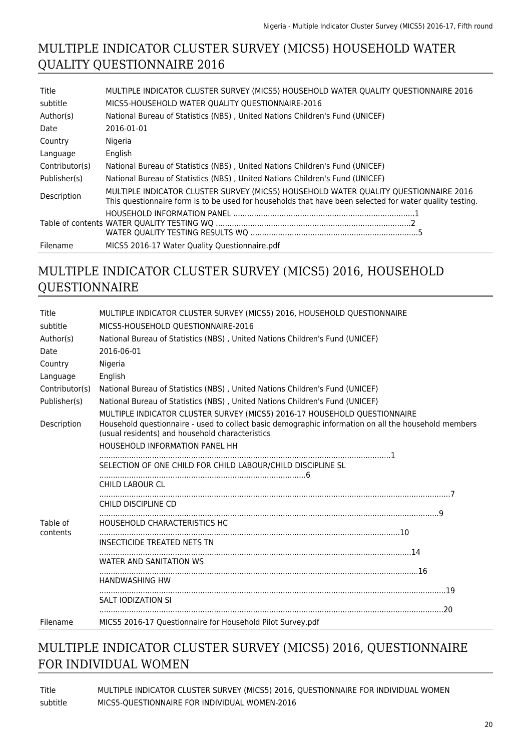## MULTIPLE INDICATOR CLUSTER SURVEY (MICS5) HOUSEHOLD WATER QUALITY QUESTIONNAIRE 2016

| | |
|---|---|
| Title | MULTIPLE INDICATOR CLUSTER SURVEY (MICS5) HOUSEHOLD WATER QUALITY QUESTIONNAIRE 2016 |
| subtitle | MICS5-HOUSEHOLD WATER QUALITY QUESTIONNAIRE-2016 |
| Author(s) | National Bureau of Statistics (NBS) , United Nations Children's Fund (UNICEF) |
| Date | 2016-01-01 |
| Country | Nigeria |
| Language | English |
| Contributor(s) | National Bureau of Statistics (NBS) , United Nations Children's Fund (UNICEF) |
| Publisher(s) | National Bureau of Statistics (NBS) , United Nations Children's Fund (UNICEF) |
| Description | MULTIPLE INDICATOR CLUSTER SURVEY (MICS5) HOUSEHOLD WATER QUALITY QUESTIONNAIRE 2016 This questionnaire form is to be used for households that have been selected for water quality testing. |
| Table of contents | HOUSEHOLD INFORMATION PANEL ......1<br>WATER QUALITY TESTING WQ ......2<br>WATER QUALITY TESTING RESULTS WQ ......5 |
| Filename | MICS5 2016-17 Water Quality Questionnaire.pdf |

## MULTIPLE INDICATOR CLUSTER SURVEY (MICS5) 2016, HOUSEHOLD QUESTIONNAIRE

| | |
|---|---|
| Title | MULTIPLE INDICATOR CLUSTER SURVEY (MICS5) 2016, HOUSEHOLD QUESTIONNAIRE |
| subtitle | MICS5-HOUSEHOLD QUESTIONNAIRE-2016 |
| Author(s) | National Bureau of Statistics (NBS) , United Nations Children's Fund (UNICEF) |
| Date | 2016-06-01 |
| Country | Nigeria |
| Language | English |
| Contributor(s) | National Bureau of Statistics (NBS) , United Nations Children's Fund (UNICEF) |
| Publisher(s) | National Bureau of Statistics (NBS) , United Nations Children's Fund (UNICEF) |
| Description | MULTIPLE INDICATOR CLUSTER SURVEY (MICS5) 2016-17 HOUSEHOLD QUESTIONNAIRE Household questionnaire - used to collect basic demographic information on all the household members (usual residents) and household characteristics |
| Table of contents | HOUSEHOLD INFORMATION PANEL HH ......1<br>SELECTION OF ONE CHILD FOR CHILD LABOUR/CHILD DISCIPLINE SL ......6<br>CHILD LABOUR CL ......7<br>CHILD DISCIPLINE CD ......9<br>HOUSEHOLD CHARACTERISTICS HC ......10<br>INSECTICIDE TREATED NETS TN ......14<br>WATER AND SANITATION WS ......16<br>HANDWASHING HW ......19<br>SALT IODIZATION SI ......20 |
| Filename | MICS5 2016-17 Questionnaire for Household Pilot Survey.pdf |

## MULTIPLE INDICATOR CLUSTER SURVEY (MICS5) 2016, QUESTIONNAIRE FOR INDIVIDUAL WOMEN

| | |
|---|---|
| Title | MULTIPLE INDICATOR CLUSTER SURVEY (MICS5) 2016, QUESTIONNAIRE FOR INDIVIDUAL WOMEN |
| subtitle | MICS5-QUESTIONNAIRE FOR INDIVIDUAL WOMEN-2016 |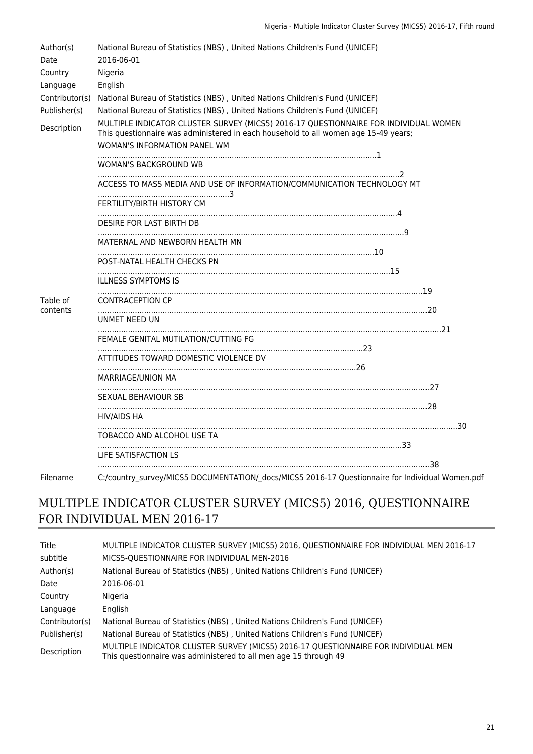| | |
|---|---|
| Author(s) | National Bureau of Statistics (NBS) , United Nations Children's Fund (UNICEF) |
| Date | 2016-06-01 |
| Country | Nigeria |
| Language | English |
| Contributor(s) | National Bureau of Statistics (NBS) , United Nations Children's Fund (UNICEF) |
| Publisher(s) | National Bureau of Statistics (NBS) , United Nations Children's Fund (UNICEF) |
| Description | MULTIPLE INDICATOR CLUSTER SURVEY (MICS5) 2016-17 QUESTIONNAIRE FOR INDIVIDUAL WOMEN This questionnaire was administered in each household to all women age 15-49 years; |
| Table of contents | WOMAN'S INFORMATION PANEL WM ........................................................1<br>WOMAN'S BACKGROUND WB ........................................................2<br>ACCESS TO MASS MEDIA AND USE OF INFORMATION/COMMUNICATION TECHNOLOGY MT ........................................................3<br>FERTILITY/BIRTH HISTORY CM ........................................................4<br>DESIRE FOR LAST BIRTH DB ........................................................9<br>MATERNAL AND NEWBORN HEALTH MN ........................................................10<br>POST-NATAL HEALTH CHECKS PN ........................................................15<br>ILLNESS SYMPTOMS IS ........................................................19<br>CONTRACEPTION CP ........................................................20<br>UNMET NEED UN ........................................................21<br>FEMALE GENITAL MUTILATION/CUTTING FG ........................................................23<br>ATTITUDES TOWARD DOMESTIC VIOLENCE DV ........................................................26<br>MARRIAGE/UNION MA ........................................................27<br>SEXUAL BEHAVIOUR SB ........................................................28<br>HIV/AIDS HA ........................................................30<br>TOBACCO AND ALCOHOL USE TA ........................................................33<br>LIFE SATISFACTION LS ........................................................38 |
| Filename | C:/country_survey/MICS5 DOCUMENTATION/_docs/MICS5 2016-17 Questionnaire for Individual Women.pdf |

## MULTIPLE INDICATOR CLUSTER SURVEY (MICS5) 2016, QUESTIONNAIRE FOR INDIVIDUAL MEN 2016-17

| | |
|---|---|
| Title | MULTIPLE INDICATOR CLUSTER SURVEY (MICS5) 2016, QUESTIONNAIRE FOR INDIVIDUAL MEN 2016-17 |
| subtitle | MICS5-QUESTIONNAIRE FOR INDIVIDUAL MEN-2016 |
| Author(s) | National Bureau of Statistics (NBS) , United Nations Children's Fund (UNICEF) |
| Date | 2016-06-01 |
| Country | Nigeria |
| Language | English |
| Contributor(s) | National Bureau of Statistics (NBS) , United Nations Children's Fund (UNICEF) |
| Publisher(s) | National Bureau of Statistics (NBS) , United Nations Children's Fund (UNICEF) |
| Description | MULTIPLE INDICATOR CLUSTER SURVEY (MICS5) 2016-17 QUESTIONNAIRE FOR INDIVIDUAL MEN This questionnaire was administered to all men age 15 through 49 |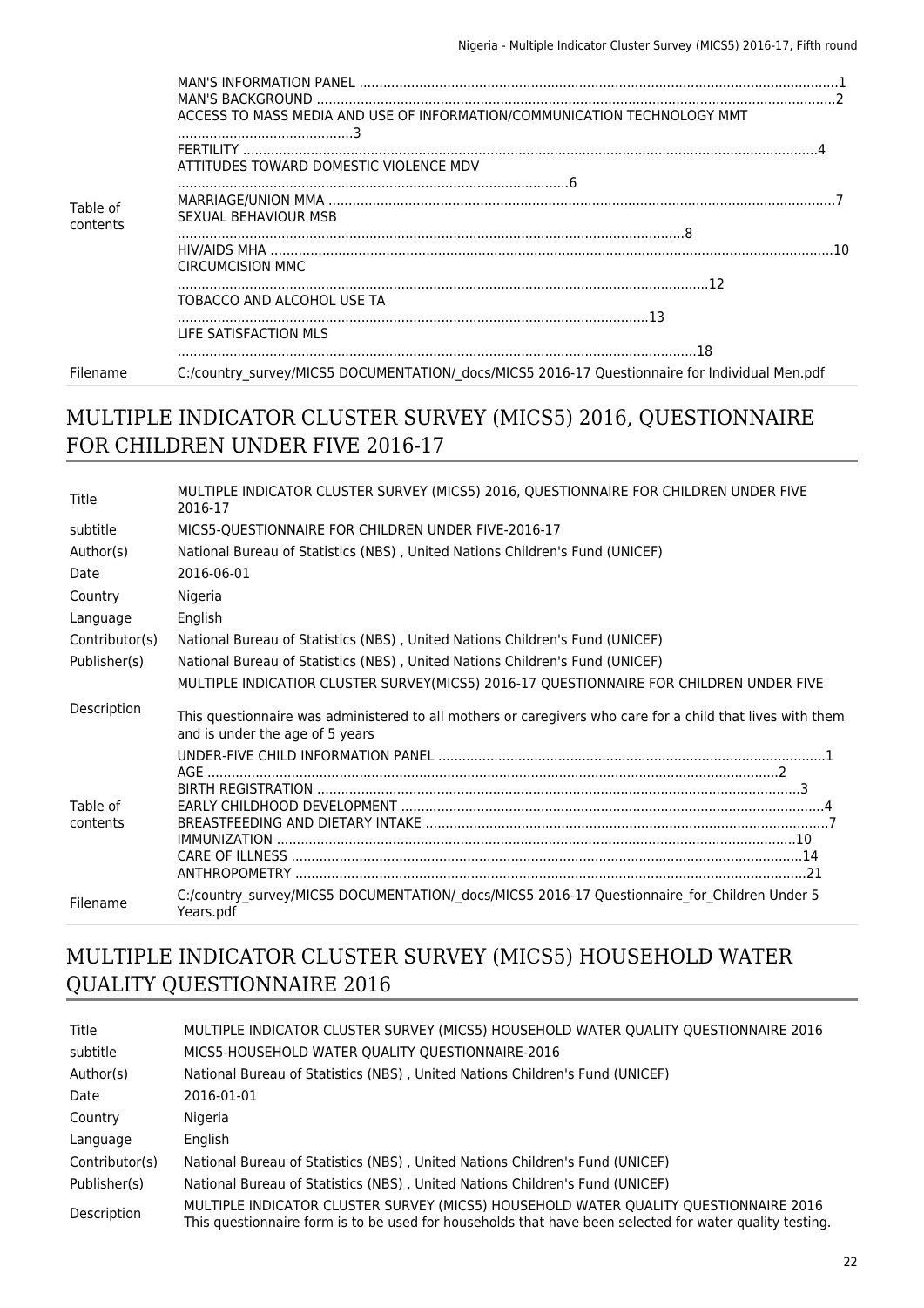| | |
|---|---|
| Table of contents | MAN'S INFORMATION PANEL ......................................................................................................................1<br>MAN'S BACKGROUND ................................................................................................................................2<br>ACCESS TO MASS MEDIA AND USE OF INFORMATION/COMMUNICATION TECHNOLOGY MMT ...........................................3<br>FERTILITY ..................................................................................................................................................4<br>ATTITUDES TOWARD DOMESTIC VIOLENCE MDV .................................................................................................6<br>MARRIAGE/UNION MMA .............................................................................................................................7<br>SEXUAL BEHAVIOUR MSB ...............................................................................................................................8<br>HIV/AIDS MHA ...........................................................................................................................................10<br>CIRCUMCISION MMC ......................................................................................................................................12<br>TOBACCO AND ALCOHOL USE TA .....................................................................................................................13<br>LIFE SATISFACTION MLS ..................................................................................................................................18 |
| Filename | C:/country_survey/MICS5 DOCUMENTATION/_docs/MICS5 2016-17 Questionnaire for Individual Men.pdf |

## MULTIPLE INDICATOR CLUSTER SURVEY (MICS5) 2016, QUESTIONNAIRE FOR CHILDREN UNDER FIVE 2016-17

| | |
|---|---|
| Title | MULTIPLE INDICATOR CLUSTER SURVEY (MICS5) 2016, QUESTIONNAIRE FOR CHILDREN UNDER FIVE 2016-17 |
| subtitle | MICS5-QUESTIONNAIRE FOR CHILDREN UNDER FIVE-2016-17 |
| Author(s) | National Bureau of Statistics (NBS) , United Nations Children's Fund (UNICEF) |
| Date | 2016-06-01 |
| Country | Nigeria |
| Language | English |
| Contributor(s) | National Bureau of Statistics (NBS) , United Nations Children's Fund (UNICEF) |
| Publisher(s) | National Bureau of Statistics (NBS) , United Nations Children's Fund (UNICEF) |
| Description | MULTIPLE INDICATIOR CLUSTER SURVEY(MICS5) 2016-17 QUESTIONNAIRE FOR CHILDREN UNDER FIVE<br><br>This questionnaire was administered to all mothers or caregivers who care for a child that lives with them and is under the age of 5 years |
| Table of contents | UNDER-FIVE CHILD INFORMATION PANEL ................................................................................................1<br>AGE ..............................................................................................................................................2<br>BIRTH REGISTRATION .......................................................................................................................3<br>EARLY CHILDHOOD DEVELOPMENT .........................................................................................................4<br>BREASTFEEDING AND DIETARY INTAKE ....................................................................................................7<br>IMMUNIZATION .................................................................................................................................10<br>CARE OF ILLNESS ..............................................................................................................................14<br>ANTHROPOMETRY ..............................................................................................................................21 |
| Filename | C:/country_survey/MICS5 DOCUMENTATION/_docs/MICS5 2016-17 Questionnaire_for_Children Under 5 Years.pdf |

## MULTIPLE INDICATOR CLUSTER SURVEY (MICS5) HOUSEHOLD WATER QUALITY QUESTIONNAIRE 2016

| | |
|---|---|
| Title | MULTIPLE INDICATOR CLUSTER SURVEY (MICS5) HOUSEHOLD WATER QUALITY QUESTIONNAIRE 2016 |
| subtitle | MICS5-HOUSEHOLD WATER QUALITY QUESTIONNAIRE-2016 |
| Author(s) | National Bureau of Statistics (NBS) , United Nations Children's Fund (UNICEF) |
| Date | 2016-01-01 |
| Country | Nigeria |
| Language | English |
| Contributor(s) | National Bureau of Statistics (NBS) , United Nations Children's Fund (UNICEF) |
| Publisher(s) | National Bureau of Statistics (NBS) , United Nations Children's Fund (UNICEF) |
| Description | MULTIPLE INDICATOR CLUSTER SURVEY (MICS5) HOUSEHOLD WATER QUALITY QUESTIONNAIRE 2016<br>This questionnaire form is to be used for households that have been selected for water quality testing. |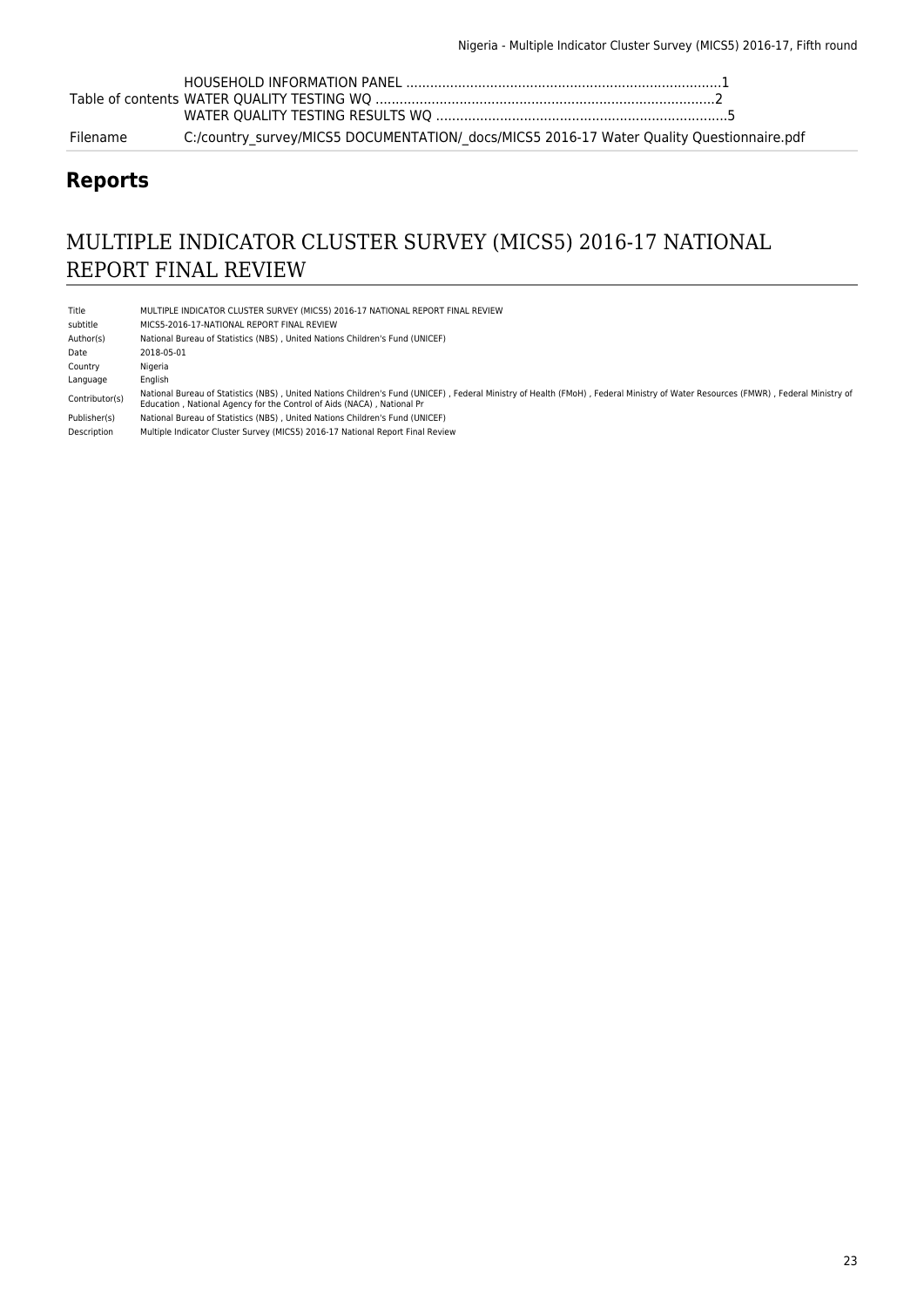| | |
|---|---|
| Table of contents | HOUSEHOLD INFORMATION PANEL ..............................................................................1<br>WATER QUALITY TESTING WQ ....................................................................................2<br>WATER QUALITY TESTING RESULTS WQ ........................................................................5 |
| Filename | C:/country_survey/MICS5 DOCUMENTATION/_docs/MICS5 2016-17 Water Quality Questionnaire.pdf |

## Reports

# MULTIPLE INDICATOR CLUSTER SURVEY (MICS5) 2016-17 NATIONAL REPORT FINAL REVIEW

| | |
|---|---|
| Title | MULTIPLE INDICATOR CLUSTER SURVEY (MICS5) 2016-17 NATIONAL REPORT FINAL REVIEW |
| subtitle | MICS5-2016-17-NATIONAL REPORT FINAL REVIEW |
| Author(s) | National Bureau of Statistics (NBS) , United Nations Children's Fund (UNICEF) |
| Date | 2018-05-01 |
| Country | Nigeria |
| Language | English |
| Contributor(s) | National Bureau of Statistics (NBS) , United Nations Children's Fund (UNICEF) , Federal Ministry of Health (FMoH) , Federal Ministry of Water Resources (FMWR) , Federal Ministry of Education , National Agency for the Control of Aids (NACA) , National Pr |
| Publisher(s) | National Bureau of Statistics (NBS) , United Nations Children's Fund (UNICEF) |
| Description | Multiple Indicator Cluster Survey (MICS5) 2016-17 National Report Final Review |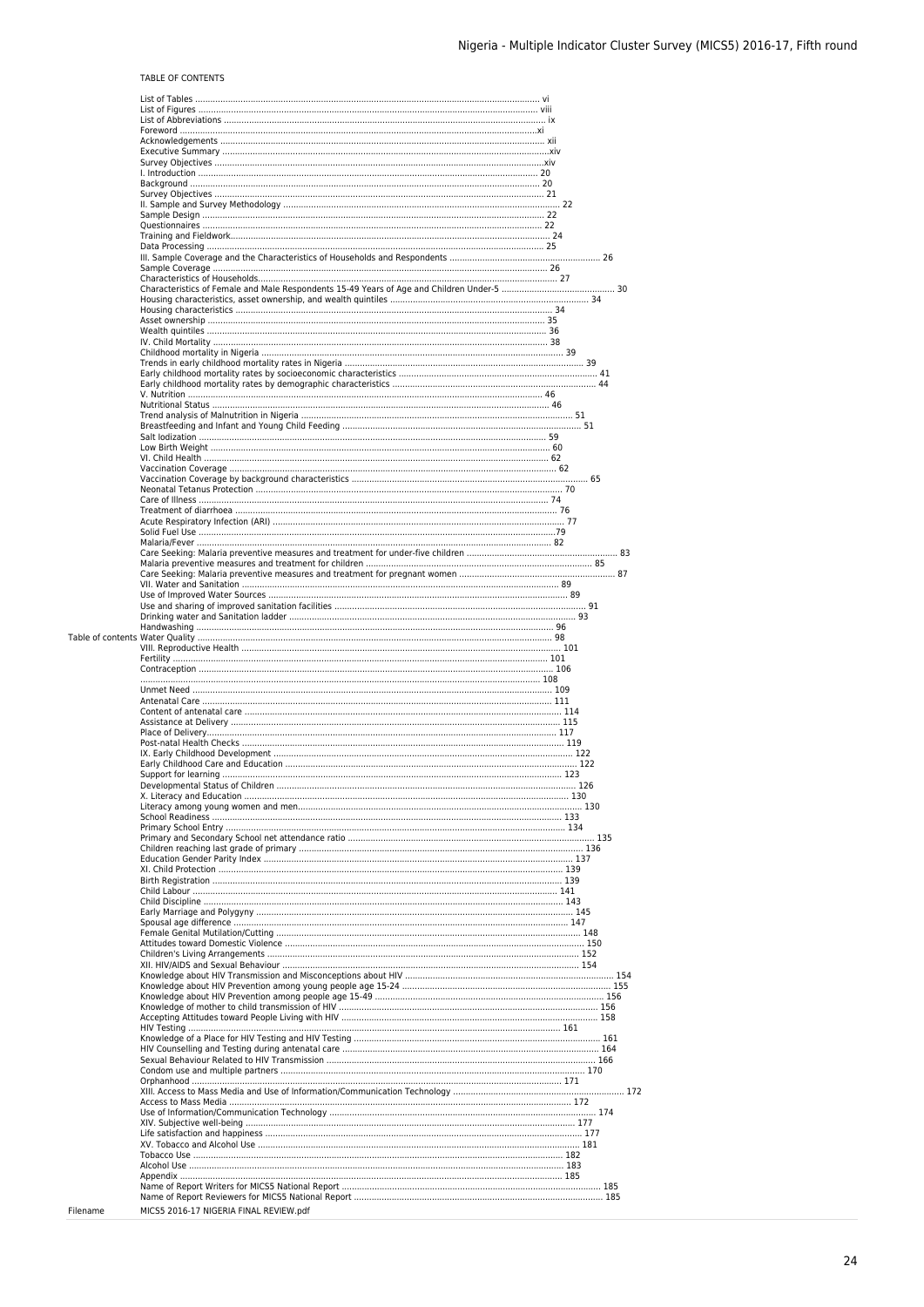TABLE OF CONTENTS

| | |
|---|---|
| Table of contents | List of Tables ........ vi<br>List of Figures ........ viii<br>List of Abbreviations ........ ix<br>Foreword ........ xi<br>Acknowledgements ........ xii<br>Executive Summary ........ xiv<br>Survey Objectives ........ xiv<br>I. Introduction ........ 20<br>Background ........ 20<br>Survey Objectives ........ 21<br>II. Sample and Survey Methodology ........ 22<br>Sample Design ........ 22<br>Questionnaires ........ 22<br>Training and Fieldwork........ 24<br>Data Processing ........ 25<br>III. Sample Coverage and the Characteristics of Households and Respondents ........ 26<br>Sample Coverage ........ 26<br>Characteristics of Households........ 27<br>Characteristics of Female and Male Respondents 15-49 Years of Age and Children Under-5 ........ 30<br>Housing characteristics, asset ownership, and wealth quintiles ........ 34<br>Housing characteristics ........ 34<br>Asset ownership ........ 35<br>Wealth quintiles ........ 36<br>IV. Child Mortality ........ 38<br>Childhood mortality in Nigeria ........ 39<br>Trends in early childhood mortality rates in Nigeria ........ 39<br>Early childhood mortality rates by socioeconomic characteristics ........ 41<br>Early childhood mortality rates by demographic characteristics ........ 44<br>V. Nutrition ........ 46<br>Nutritional Status ........ 46<br>Trend analysis of Malnutrition in Nigeria ........ 51<br>Breastfeeding and Infant and Young Child Feeding ........ 51<br>Salt Iodization ........ 59<br>Low Birth Weight ........ 60<br>VI. Child Health ........ 62<br>Vaccination Coverage ........ 62<br>Vaccination Coverage by background characteristics ........ 65<br>Neonatal Tetanus Protection ........ 70<br>Care of Illness ........ 74<br>Treatment of diarrhoea ........ 76<br>Acute Respiratory Infection (ARI) ........ 77<br>Solid Fuel Use ........79<br>Malaria/Fever ........ 82<br>Care Seeking: Malaria preventive measures and treatment for under-five children ........ 83<br>Malaria preventive measures and treatment for children ........ 85<br>Care Seeking: Malaria preventive measures and treatment for pregnant women ........ 87<br>VII. Water and Sanitation ........ 89<br>Use of Improved Water Sources ........ 89<br>Use and sharing of improved sanitation facilities ........ 91<br>Drinking water and Sanitation ladder ........ 93<br>Handwashing ........ 96<br>Water Quality ........ 98<br>VIII. Reproductive Health ........ 101<br>Fertility ........ 101<br>Contraception ........ 106<br>........ 108<br>Unmet Need ........ 109<br>Antenatal Care ........ 111<br>Content of antenatal care ........ 114<br>Assistance at Delivery ........ 115<br>Place of Delivery........ 117<br>Post-natal Health Checks ........ 119<br>IX. Early Childhood Development ........ 122<br>Early Childhood Care and Education ........ 122<br>Support for learning ........ 123<br>Developmental Status of Children ........ 126<br>X. Literacy and Education ........ 130<br>Literacy among young women and men........ 130<br>School Readiness ........ 133<br>Primary School Entry ........ 134<br>Primary and Secondary School net attendance ratio ........ 135<br>Children reaching last grade of primary ........ 136<br>Education Gender Parity Index ........ 137<br>XI. Child Protection ........ 139<br>Birth Registration ........ 139<br>Child Labour ........ 141<br>Child Discipline ........ 143<br>Early Marriage and Polygyny ........ 145<br>Spousal age difference ........ 147<br>Female Genital Mutilation/Cutting ........ 148<br>Attitudes toward Domestic Violence ........ 150<br>Children's Living Arrangements ........ 152<br>XII. HIV/AIDS and Sexual Behaviour ........ 154<br>Knowledge about HIV Transmission and Misconceptions about HIV ........ 154<br>Knowledge about HIV Prevention among young people age 15-24 ........ 155<br>Knowledge about HIV Prevention among people age 15-49 ........ 156<br>Knowledge of mother to child transmission of HIV ........ 156<br>Accepting Attitudes toward People Living with HIV ........ 158<br>HIV Testing ........ 161<br>Knowledge of a Place for HIV Testing and HIV Testing ........ 161<br>HIV Counselling and Testing during antenatal care ........ 164<br>Sexual Behaviour Related to HIV Transmission ........ 166<br>Condom use and multiple partners ........ 170<br>Orphanhood ........ 171<br>XIII. Access to Mass Media and Use of Information/Communication Technology ........ 172<br>Access to Mass Media ........ 172<br>Use of Information/Communication Technology ........ 174<br>XIV. Subjective well-being ........ 177<br>Life satisfaction and happiness ........ 177<br>XV. Tobacco and Alcohol Use ........ 181<br>Tobacco Use ........ 182<br>Alcohol Use ........ 183<br>Appendix ........ 185<br>Name of Report Writers for MICS5 National Report ........ 185<br>Name of Report Reviewers for MICS5 National Report ........ 185 |
| Filename | MICS5 2016-17 NIGERIA FINAL REVIEW.pdf |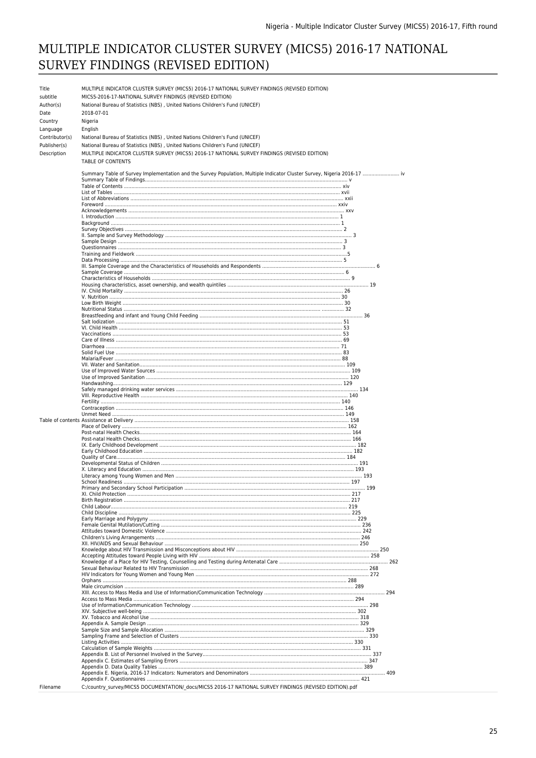# MULTIPLE INDICATOR CLUSTER SURVEY (MICS5) 2016-17 NATIONAL SURVEY FINDINGS (REVISED EDITION)

| | |
|---|---|
| Title | MULTIPLE INDICATOR CLUSTER SURVEY (MICS5) 2016-17 NATIONAL SURVEY FINDINGS (REVISED EDITION) |
| subtitle | MICS5-2016-17-NATIONAL SURVEY FINDINGS (REVISED EDITION) |
| Author(s) | National Bureau of Statistics (NBS) , United Nations Children's Fund (UNICEF) |
| Date | 2018-07-01 |
| Country | Nigeria |
| Language | English |
| Contributor(s) | National Bureau of Statistics (NBS) , United Nations Children's Fund (UNICEF) |
| Publisher(s) | National Bureau of Statistics (NBS) , United Nations Children's Fund (UNICEF) |
| Description | MULTIPLE INDICATOR CLUSTER SURVEY (MICS5) 2016-17 NATIONAL SURVEY FINDINGS (REVISED EDITION)<br>TABLE OF CONTENTS |
| Table of contents | Summary Table of Survey Implementation and the Survey Population, Multiple Indicator Cluster Survey, Nigeria 2016-17 ........................ iv<br>Summary Table of Findings.................................................................................................................... v<br>Table of Contents ................................................................................................................................ xiv<br>List of Tables ........................................................................................................................................ xvii<br>List of Abbreviations ............................................................................................................................ xxii<br>Foreword .............................................................................................................................................. xxiv<br>Acknowledgements ............................................................................................................................... xxv<br>I. Introduction ........................................................................................................................................ 1<br>Background ........................................................................................................................................... 1<br>Survey Objectives ................................................................................................................................. 2<br>II. Sample and Survey Methodology ...................................................................................................... 3<br>Sample Design ...................................................................................................................................... 3<br>Questionnaires ...................................................................................................................................... 3<br>Training and Fieldwork .......................................................................................................................... 5<br>Data Processing .................................................................................................................................... 5<br>III. Sample Coverage and the Characteristics of Households and Respondents ........................................................................... 6<br>Sample Coverage .................................................................................................................................. 6<br>Characteristics of Households ............................................................................................................... 9<br>Housing characteristics, asset ownership, and wealth quintiles ................................................................................ 19<br>IV. Child Mortality ................................................................................................................................. 26<br>V. Nutrition ............................................................................................................................................ 30<br>Low Birth Weight .................................................................................................................................. 30<br>Nutritional Status .................................................................................................................... ............... 32<br>Breastfeeding and infant and Young Child Feeding .............................................................................................. 36<br>Salt Iodization ....................................................................................................................................... 51<br>VI. Child Health ...................................................................................................................................... 53<br>Vaccinations .......................................................................................................................................... 53<br>Care of Illness ........................................................................................................................................ 69<br>Diarrhoea .............................................................................................................................................. 71<br>Solid Fuel Use ........................................................................................................................................ 83<br>Malaria/Fever ........................................................................................................................................ 88<br>VII. Water and Sanitation........................................................................................................................ 109<br>Use of Improved Water Sources ............................................................................................................. 109<br>Use of Improved Sanitation .................................................................................................................... 120<br>Handwashing......................................................................................................................................... 129<br>Safely managed drinking water services ................................................................................................... 134<br>VIII. Reproductive Health ....................................................................................................................... 140<br>Fertility ................................................................................................................................................ 140<br>Contraception ....................................................................................................................................... 146<br>Unmet Need .......................................................................................................................................... 149<br>Assistance at Delivery ............................................................................................................................ 158<br>Place of Delivery .................................................................................................................................... 162<br>Post-natal Health Checks......................................................................................................................... 164<br>Post-natal Health Checks......................................................................................................................... 166<br>IX. Early Childhood Development ............................................................................................................ 182<br>Early Childhood Education ...................................................................................................................... 182<br>Quality of Care........................................................................................................................................ 184<br>Developmental Status of Children ........................................................................................................... 191<br>X. Literacy and Education ........................................................................................................................ 193<br>Literacy among Young Women and Men ................................................................................................... 193<br>School Readiness ................................................................................................................................... 197<br>Primary and Secondary School Participation ............................................................................................. 199<br>XI. Child Protection ................................................................................................................................ 217<br>Birth Registration ................................................................................................................................... 217<br>Child Labour........................................................................................................................................... 219<br>Child Discipline ...................................................................................................................................... 225<br>Early Marriage and Polygyny .................................................................................................................... 229<br>Female Genital Mutilation/Cutting ........................................................................................................... 236<br>Attitudes toward Domestic Violence ......................................................................................................... 242<br>Children's Living Arrangements ............................................................................................................... 246<br>XII. HIV/AIDS and Sexual Behaviour ....................................................................................................... 250<br>Knowledge about HIV Transmission and Misconceptions about HIV ............................................................................... 250<br>Accepting Attitudes toward People Living with HIV ......................................................................................... 258<br>Knowledge of a Place for HIV Testing, Counselling and Testing during Antenatal Care .............................................................. 262<br>Sexual Behaviour Related to HIV Transmission ............................................................................................ 268<br>HIV Indicators for Young Women and Young Men .......................................................................................... 272<br>Orphans ................................................................................................................................................ 288<br>Male circumcision .................................................................................................................................. 289<br>XIII. Access to Mass Media and Use of Information/Communication Technology ................................................................. 294<br>Access to Mass Media ............................................................................................................................. 294<br>Use of Information/Communication Technology ......................................................................................... 298<br>XIV. Subjective well-being ....................................................................................................................... 302<br>XV. Tobacco and Alcohol Use .................................................................................................................... 318<br>Appendix A. Sample Design ..................................................................................................................... 329<br>Sample Size and Sample Allocation ........................................................................................................... 329<br>Sampling Frame and Selection of Clusters ................................................................................................. 330<br>Listing Activities .................................................................................................................................... 330<br>Calculation of Sample Weights ................................................................................................................ 331<br>Appendix B. List of Personnel Involved in the Survey..................................................................................... 337<br>Appendix C. Estimates of Sampling Errors ................................................................................................... 347<br>Appendix D. Data Quality Tables .............................................................................................................. 389<br>Appendix E. Nigeria, 2016-17 Indicators: Numerators and Denominators ............................................................................ 409<br>Appendix F. Questionnaires ..................................................................................................................... 421 |
| Filename | C:/country_survey/MICS5 DOCUMENTATION/_docs/MICS5 2016-17 NATIONAL SURVEY FINDINGS (REVISED EDITION).pdf |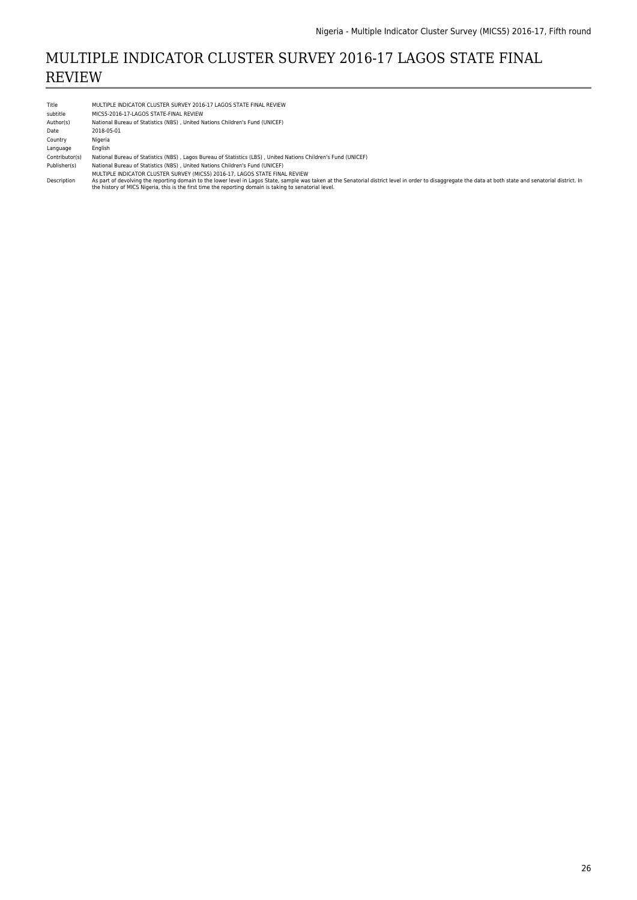# MULTIPLE INDICATOR CLUSTER SURVEY 2016-17 LAGOS STATE FINAL REVIEW

| | |
|---|---|
| Title | MULTIPLE INDICATOR CLUSTER SURVEY 2016-17 LAGOS STATE FINAL REVIEW |
| subtitle | MICS5-2016-17-LAGOS STATE-FINAL REVIEW |
| Author(s) | National Bureau of Statistics (NBS) , United Nations Children's Fund (UNICEF) |
| Date | 2018-05-01 |
| Country | Nigeria |
| Language | English |
| Contributor(s) | National Bureau of Statistics (NBS) , Lagos Bureau of Statistics (LBS) , United Nations Children's Fund (UNICEF) |
| Publisher(s) | National Bureau of Statistics (NBS) , United Nations Children's Fund (UNICEF) |
| Description | MULTIPLE INDICATOR CLUSTER SURVEY (MICS5) 2016-17, LAGOS STATE FINAL REVIEW<br>As part of devolving the reporting domain to the lower level in Lagos State, sample was taken at the Senatorial district level in order to disaggregate the data at both state and senatorial district. In the history of MICS Nigeria, this is the first time the reporting domain is taking to senatorial level. |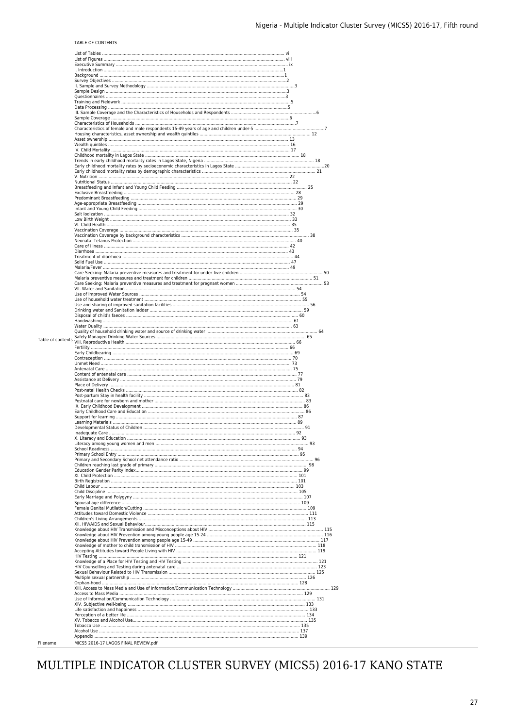TABLE OF CONTENTS

| | |
|---|---|
| Table of contents | List of Tables ..... vi<br>List of Figures ..... viii<br>Executive Summary ..... ix<br>I. Introduction ..... 1<br>Background ..... 1<br>Survey Objectives ..... 2<br>II. Sample and Survey Methodology ..... 3<br>Sample Design ..... 3<br>Questionnaires ..... 3<br>Training and Fieldwork ..... 5<br>Data Processing ..... 5<br>III. Sample Coverage and the Characteristics of Households and Respondents ..... 6<br>Sample Coverage ..... 6<br>Characteristics of Households ..... 7<br>Characteristics of female and male respondents 15-49 years of age and children under-5 ..... 7<br>Housing characteristics, asset ownership and wealth quintiles ..... 12<br>Asset ownership ..... 13<br>Wealth quintiles ..... 16<br>IV. Child Mortality ..... 17<br>Childhood mortality in Lagos State ..... 18<br>Trends in early childhood mortality rates in Lagos State, Nigeria ..... 18<br>Early childhood mortality rates by socioeconomic characteristics in Lagos State ..... 20<br>Early childhood mortality rates by demographic characteristics ..... 21<br>V. Nutrition ..... 22<br>Nutritional Status ..... 22<br>Breastfeeding and Infant and Young Child Feeding ..... 25<br>Exclusive Breastfeeding ..... 28<br>Predominant Breastfeeding ..... 29<br>Age-appropriate Breastfeeding ..... 29<br>Infant and Young Child Feeding ..... 30<br>Salt Iodization ..... 32<br>Low Birth Weight ..... 33<br>VI. Child Health ..... 35<br>Vaccination Coverage ..... 35<br>Vaccination Coverage by background characteristics ..... 38<br>Neonatal Tetanus Protection ..... 40<br>Care of Illness ..... 42<br>Diarrhoea ..... 43<br>Treatment of diarrhoea ..... 44<br>Solid Fuel Use ..... 47<br>Malaria/Fever ..... 49<br>Care Seeking: Malaria preventive measures and treatment for under-five children ..... 50<br>Malaria preventive measures and treatment for children ..... 51<br>Care Seeking: Malaria preventive measures and treatment for pregnant women ..... 53<br>VII. Water and Sanitation ..... 54<br>Use of Improved Water Sources ..... 54<br>Use of household water treatment ..... 55<br>Use and sharing of improved sanitation facilities ..... 56<br>Drinking water and Sanitation ladder ..... 59<br>Disposal of child's faeces ..... 60<br>Handwashing ..... 61<br>Water Quality ..... 63<br>Quality of household drinking water and source of drinking water ..... 64<br>Safely Managed Drinking Water Sources ..... 65<br>VIII. Reproductive Health ..... 66<br>Fertility ..... 66<br>Early Childbearing ..... 69<br>Contraception ..... 70<br>Unmet Need ..... 73<br>Antenatal Care ..... 75<br>Content of antenatal care ..... 77<br>Assistance at Delivery ..... 79<br>Place of Delivery ..... 81<br>Post-natal Health Checks ..... 82<br>Post-partum Stay in health facility ..... 83<br>Postnatal care for newborn and mother ..... 83<br>IX. Early Childhood Development ..... 86<br>Early Childhood Care and Education ..... 86<br>Support for learning ..... 87<br>Learning Materials ..... 89<br>Developmental Status of Children ..... 91<br>Inadequate Care ..... 92<br>X. Literacy and Education ..... 93<br>Literacy among young women and men ..... 93<br>School Readiness ..... 94<br>Primary School Entry ..... 95<br>Primary and Secondary School net attendance ratio ..... 96<br>Children reaching last grade of primary ..... 98<br>Education Gender Parity Index ..... 99<br>XI. Child Protection ..... 101<br>Birth Registration ..... 101<br>Child Labour ..... 103<br>Child Discipline ..... 105<br>Early Marriage and Polygyny ..... 107<br>Spousal age difference ..... 109<br>Female Genital Mutilation/Cutting ..... 109<br>Attitudes toward Domestic Violence ..... 111<br>Children's Living Arrangements ..... 113<br>XII. HIV/AIDS and Sexual Behaviour ..... 115<br>Knowledge about HIV Transmission and Misconceptions about HIV ..... 115<br>Knowledge about HIV Prevention among young people age 15-24 ..... 116<br>Knowledge about HIV Prevention among people age 15-49 ..... 117<br>Knowledge of mother to child transmission of HIV ..... 118<br>Accepting Attitudes toward People Living with HIV ..... 119<br>HIV Testing ..... 121<br>Knowledge of a Place for HIV Testing and HIV Testing ..... 121<br>HIV Counselling and Testing during antenatal care ..... 123<br>Sexual Behaviour Related to HIV Transmission ..... 125<br>Multiple sexual partnership ..... 126<br>Orphan-hood ..... 128<br>XIII. Access to Mass Media and Use of Information/Communication Technology ..... 129<br>Access to Mass Media ..... 129<br>Use of Information/Communication Technology ..... 131<br>XIV. Subjective well-being ..... 133<br>Life satisfaction and happiness ..... 133<br>Perception of a better life ..... 134<br>XV. Tobacco and Alcohol Use ..... 135<br>Tobacco Use ..... 135<br>Alcohol Use ..... 137<br>Appendix ..... 139 |
| Filename | MICS5 2016-17 LAGOS FINAL REVIEW.pdf |

# MULTIPLE INDICATOR CLUSTER SURVEY (MICS5) 2016-17 KANO STATE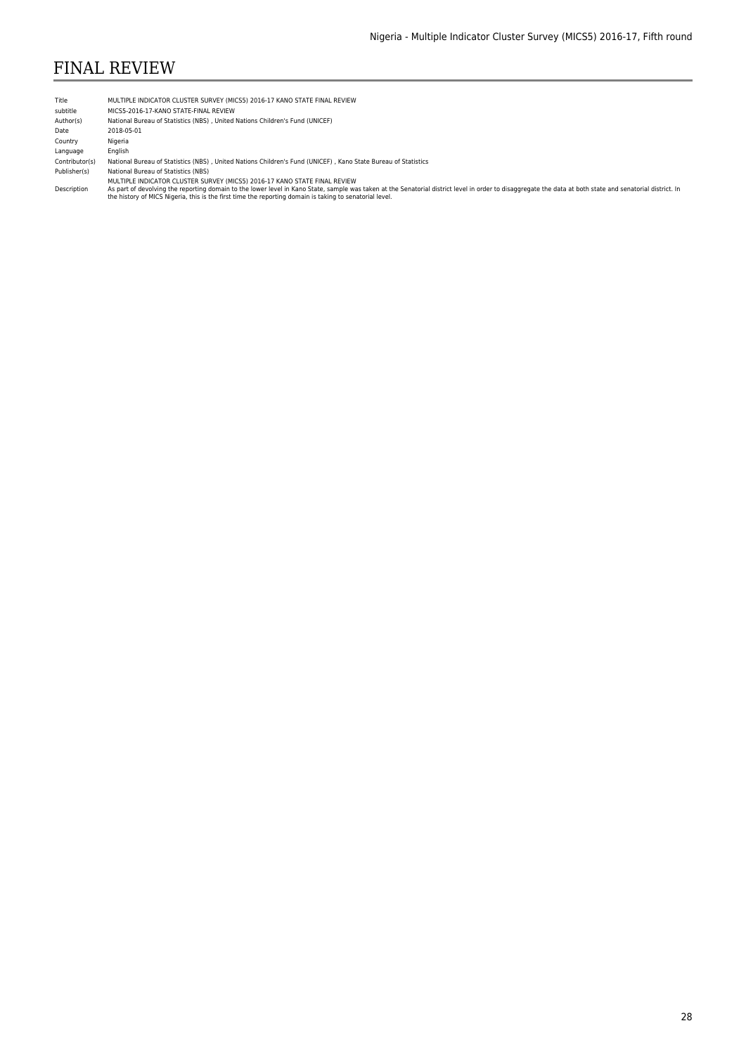# FINAL REVIEW

| | |
|---|---|
| Title | MULTIPLE INDICATOR CLUSTER SURVEY (MICS5) 2016-17 KANO STATE FINAL REVIEW |
| subtitle | MICS5-2016-17-KANO STATE-FINAL REVIEW |
| Author(s) | National Bureau of Statistics (NBS) , United Nations Children's Fund (UNICEF) |
| Date | 2018-05-01 |
| Country | Nigeria |
| Language | English |
| Contributor(s) | National Bureau of Statistics (NBS) , United Nations Children's Fund (UNICEF) , Kano State Bureau of Statistics |
| Publisher(s) | National Bureau of Statistics (NBS) |
| Description | MULTIPLE INDICATOR CLUSTER SURVEY (MICS5) 2016-17 KANO STATE FINAL REVIEW<br>As part of devolving the reporting domain to the lower level in Kano State, sample was taken at the Senatorial district level in order to disaggregate the data at both state and senatorial district. In the history of MICS Nigeria, this is the first time the reporting domain is taking to senatorial level. |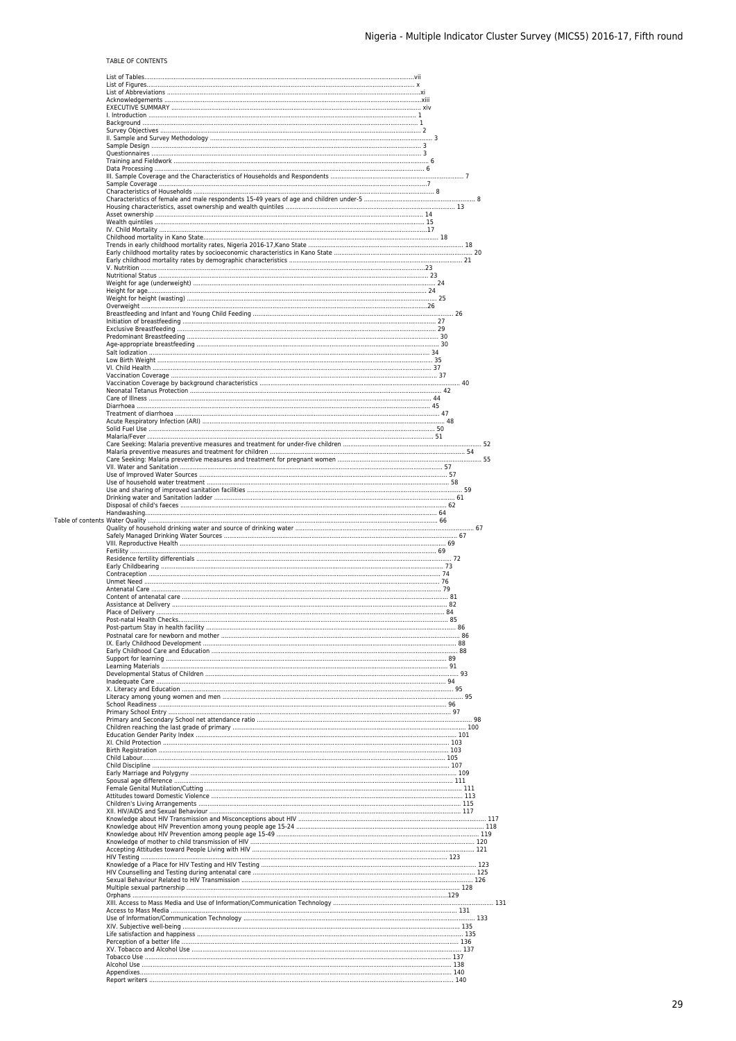TABLE OF CONTENTS

List of Tables.....vii
List of Figures..... x
List of Abbreviations .....xi
Acknowledgements .....xiii
EXECUTIVE SUMMARY ..... xiv
I. Introduction ..... 1
Background ..... 1
Survey Objectives ..... 2
II. Sample and Survey Methodology ..... 3
Sample Design ..... 3
Questionnaires ..... 3
Training and Fieldwork ..... 6
Data Processing ..... 6
III. Sample Coverage and the Characteristics of Households and Respondents ..... 7
Sample Coverage .....7
Characteristics of Households ..... 8
Characteristics of female and male respondents 15-49 years of age and children under-5 ..... 8
Housing characteristics, asset ownership and wealth quintiles ..... 13
Asset ownership ..... 14
Wealth quintiles ..... 15
IV. Child Mortality ..... 17
Childhood mortality in Kano State..... 18
Trends in early childhood mortality rates, Nigeria 2016-17,Kano State ..... 18
Early childhood mortality rates by socioeconomic characteristics in Kano State ..... 20
Early childhood mortality rates by demographic characteristics ..... 21
V. Nutrition .....23
Nutritional Status ..... 23
Weight for age (underweight) ..... 24
Height for age..... 24
Weight for height (wasting) ..... 25
Overweight .....26
Breastfeeding and Infant and Young Child Feeding ..... 26
Initiation of breastfeeding ..... 27
Exclusive Breastfeeding ..... 29
Predominant Breastfeeding ..... 30
Age-appropriate breastfeeding ..... 30
Salt Iodization ..... 34
Low Birth Weight ..... 35
VI. Child Health ..... 37
Vaccination Coverage ..... 37
Vaccination Coverage by background characteristics ..... 40
Neonatal Tetanus Protection ..... 42
Care of Illness ..... 44
Diarrhoea ..... 45
Treatment of diarrhoea ..... 47
Acute Respiratory Infection (ARI) ..... 48
Solid Fuel Use ..... 50
Malaria/Fever ..... 51
Care Seeking: Malaria preventive measures and treatment for under-five children ..... 52
Malaria preventive measures and treatment for children ..... 54
Care Seeking: Malaria preventive measures and treatment for pregnant women ..... 55
VII. Water and Sanitation ..... 57
Use of Improved Water Sources ..... 57
Use of household water treatment ..... 58
Use and sharing of improved sanitation facilities ..... 59
Drinking water and Sanitation ladder ..... 61
Disposal of child's faeces ..... 62
Handwashing..... 64
Table of contents Water Quality ..... 66
Quality of household drinking water and source of drinking water ..... 67
Safely Managed Drinking Water Sources ..... 67
VIII. Reproductive Health ..... 69
Fertility ..... 69
Residence fertility differentials ..... 72
Early Childbearing ..... 73
Contraception ..... 74
Unmet Need ..... 76
Antenatal Care ..... 79
Content of antenatal care ..... 81
Assistance at Delivery ..... 82
Place of Delivery ..... 84
Post-natal Health Checks..... 85
Post-partum Stay in health facility ..... 86
Postnatal care for newborn and mother ..... 86
IX. Early Childhood Development ..... 88
Early Childhood Care and Education ..... 88
Support for learning ..... 89
Learning Materials ..... 91
Developmental Status of Children ..... 93
Inadequate Care ..... 94
X. Literacy and Education ..... 95
Literacy among young women and men ..... 95
School Readiness ..... 96
Primary School Entry ..... 97
Primary and Secondary School net attendance ratio ..... 98
Children reaching the last grade of primary ..... 100
Education Gender Parity Index ..... 101
XI. Child Protection ..... 103
Birth Registration ..... 103
Child Labour..... 105
Child Discipline ..... 107
Early Marriage and Polygyny ..... 109
Spousal age difference ..... 111
Female Genital Mutilation/Cutting ..... 111
Attitudes toward Domestic Violence ..... 113
Children's Living Arrangements ..... 115
XII. HIV/AIDS and Sexual Behaviour ..... 117
Knowledge about HIV Transmission and Misconceptions about HIV ..... 117
Knowledge about HIV Prevention among young people age 15-24 ..... 118
Knowledge about HIV Prevention among people age 15-49 ..... 119
Knowledge of mother to child transmission of HIV ..... 120
Accepting Attitudes toward People Living with HIV ..... 121
HIV Testing ..... 123
Knowledge of a Place for HIV Testing and HIV Testing ..... 123
HIV Counselling and Testing during antenatal care ..... 125
Sexual Behaviour Related to HIV Transmission ..... 126
Multiple sexual partnership ..... 128
Orphans .....129
XIII. Access to Mass Media and Use of Information/Communication Technology ..... 131
Access to Mass Media ..... 131
Use of Information/Communication Technology ..... 133
XIV. Subjective well-being ..... 135
Life satisfaction and happiness ..... 135
Perception of a better life ..... 136
XV. Tobacco and Alcohol Use ..... 137
Tobacco Use ..... 137
Alcohol Use ..... 138
Appendixes..... 140
Report writers ..... 140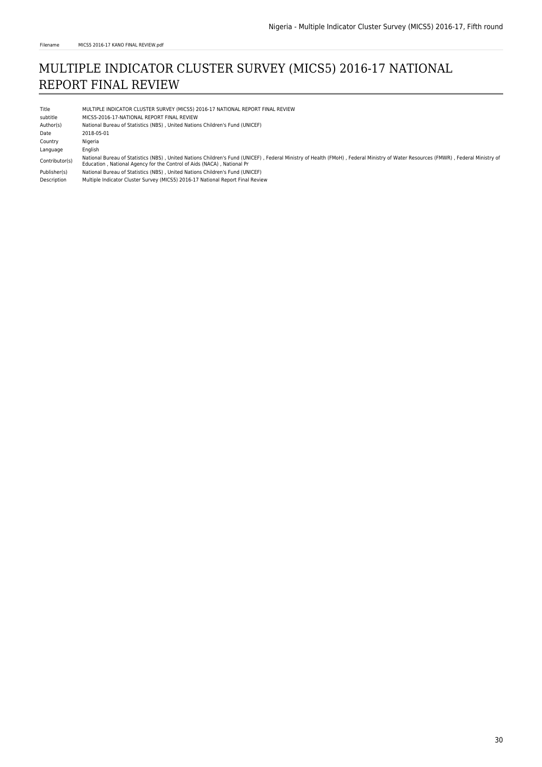Filename MICS5 2016-17 KANO FINAL REVIEW.pdf

# MULTIPLE INDICATOR CLUSTER SURVEY (MICS5) 2016-17 NATIONAL REPORT FINAL REVIEW

| | |
|---|---|
| Title | MULTIPLE INDICATOR CLUSTER SURVEY (MICS5) 2016-17 NATIONAL REPORT FINAL REVIEW |
| subtitle | MICS5-2016-17-NATIONAL REPORT FINAL REVIEW |
| Author(s) | National Bureau of Statistics (NBS) , United Nations Children's Fund (UNICEF) |
| Date | 2018-05-01 |
| Country | Nigeria |
| Language | English |
| Contributor(s) | National Bureau of Statistics (NBS) , United Nations Children's Fund (UNICEF) , Federal Ministry of Health (FMoH) , Federal Ministry of Water Resources (FMWR) , Federal Ministry of Education , National Agency for the Control of Aids (NACA) , National Pr |
| Publisher(s) | National Bureau of Statistics (NBS) , United Nations Children's Fund (UNICEF) |
| Description | Multiple Indicator Cluster Survey (MICS5) 2016-17 National Report Final Review |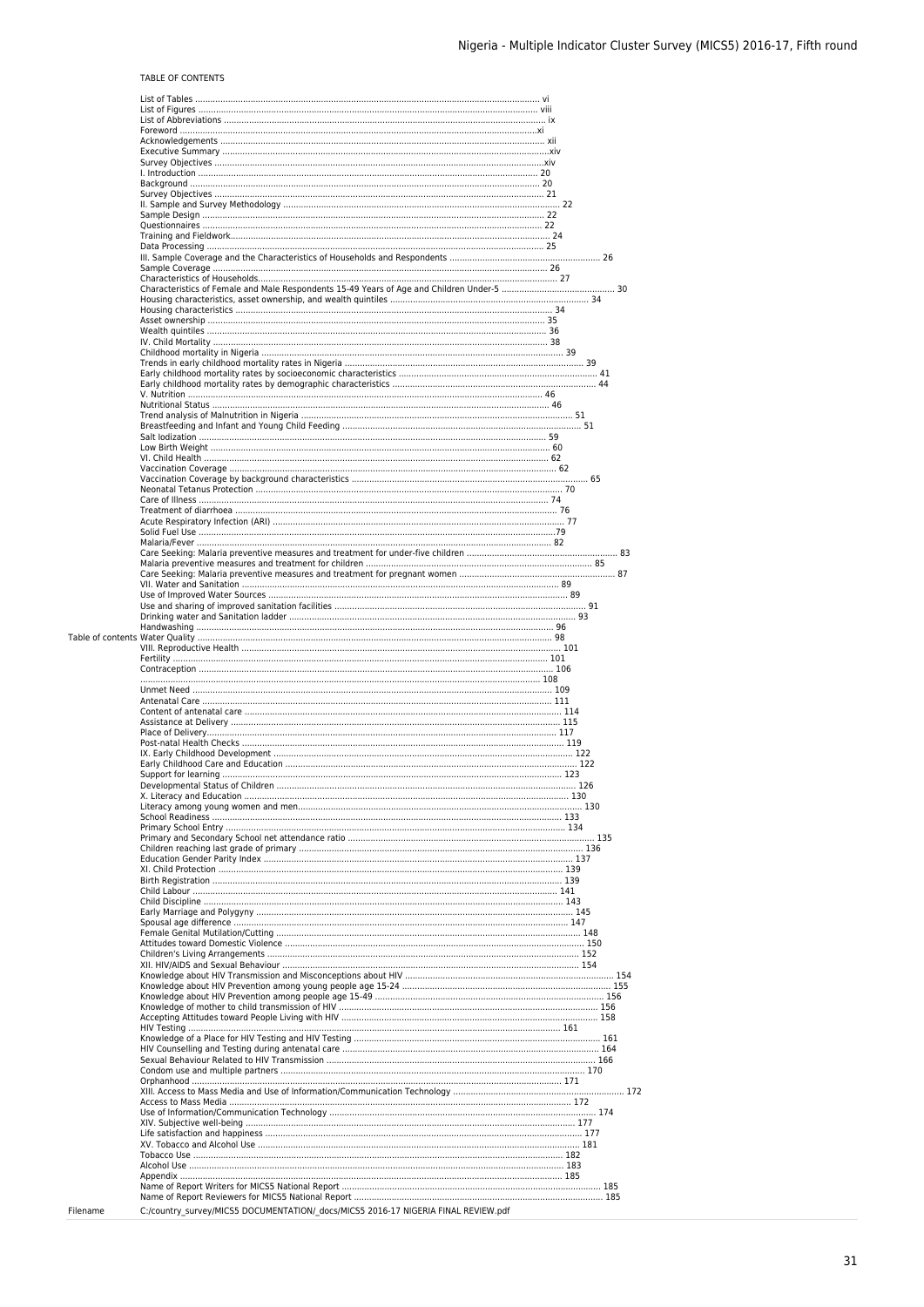TABLE OF CONTENTS

List of Tables ........ vi
List of Figures ........ viii
List of Abbreviations ........ ix
Foreword ........xi
Acknowledgements ........ xii
Executive Summary ........xiv
Survey Objectives ........xiv
I. Introduction ........ 20
Background ........ 20
Survey Objectives ........ 21
II. Sample and Survey Methodology ........ 22
Sample Design ........ 22
Questionnaires ........ 22
Training and Fieldwork........ 24
Data Processing ........ 25
III. Sample Coverage and the Characteristics of Households and Respondents ........ 26
Sample Coverage ........ 26
Characteristics of Households........ 27
Characteristics of Female and Male Respondents 15-49 Years of Age and Children Under-5 ........ 30
Housing characteristics, asset ownership, and wealth quintiles ........ 34
Housing characteristics ........ 34
Asset ownership ........ 35
Wealth quintiles ........ 36
IV. Child Mortality ........ 38
Childhood mortality in Nigeria ........ 39
Trends in early childhood mortality rates in Nigeria ........ 39
Early childhood mortality rates by socioeconomic characteristics ........ 41
Early childhood mortality rates by demographic characteristics ........ 44
V. Nutrition ........ 46
Nutritional Status ........ 46
Trend analysis of Malnutrition in Nigeria ........ 51
Breastfeeding and Infant and Young Child Feeding ........ 51
Salt Iodization ........ 59
Low Birth Weight ........ 60
VI. Child Health ........ 62
Vaccination Coverage ........ 62
Vaccination Coverage by background characteristics ........ 65
Neonatal Tetanus Protection ........ 70
Care of Illness ........ 74
Treatment of diarrhoea ........ 76
Acute Respiratory Infection (ARI) ........ 77
Solid Fuel Use ........79
Malaria/Fever ........ 82
Care Seeking: Malaria preventive measures and treatment for under-five children ........ 83
Malaria preventive measures and treatment for children ........ 85
Care Seeking: Malaria preventive measures and treatment for pregnant women ........ 87
VII. Water and Sanitation ........ 89
Use of Improved Water Sources ........ 89
Use and sharing of improved sanitation facilities ........ 91
Drinking water and Sanitation ladder ........ 93
Handwashing ........ 96
Water Quality ........ 98
VIII. Reproductive Health ........ 101
Fertility ........ 101
Contraception ........ 106
........ 108
Unmet Need ........ 109
Antenatal Care ........ 111
Content of antenatal care ........ 114
Assistance at Delivery ........ 115
Place of Delivery........ 117
Post-natal Health Checks ........ 119
IX. Early Childhood Development ........ 122
Early Childhood Care and Education ........ 122
Support for learning ........ 123
Developmental Status of Children ........ 126
X. Literacy and Education ........ 130
Literacy among young women and men........ 130
School Readiness ........ 133
Primary School Entry ........ 134
Primary and Secondary School net attendance ratio ........ 135
Children reaching last grade of primary ........ 136
Education Gender Parity Index ........ 137
XI. Child Protection ........ 139
Birth Registration ........ 139
Child Labour ........ 141
Child Discipline ........ 143
Early Marriage and Polygyny ........ 145
Spousal age difference ........ 147
Female Genital Mutilation/Cutting ........ 148
Attitudes toward Domestic Violence ........ 150
Children's Living Arrangements ........ 152
XII. HIV/AIDS and Sexual Behaviour ........ 154
Knowledge about HIV Transmission and Misconceptions about HIV ........ 154
Knowledge about HIV Prevention among young people age 15-24 ........ 155
Knowledge about HIV Prevention among people age 15-49 ........ 156
Knowledge of mother to child transmission of HIV ........ 156
Accepting Attitudes toward People Living with HIV ........ 158
HIV Testing ........ 161
Knowledge of a Place for HIV Testing and HIV Testing ........ 161
HIV Counselling and Testing during antenatal care ........ 164
Sexual Behaviour Related to HIV Transmission ........ 166
Condom use and multiple partners ........ 170
Orphanhood ........ 171
XIII. Access to Mass Media and Use of Information/Communication Technology ........ 172
Access to Mass Media ........ 172
Use of Information/Communication Technology ........ 174
XIV. Subjective well-being ........ 177
Life satisfaction and happiness ........ 177
XV. Tobacco and Alcohol Use ........ 181
Tobacco Use ........ 182
Alcohol Use ........ 183
Appendix ........ 185
Name of Report Writers for MICS5 National Report ........ 185
Name of Report Reviewers for MICS5 National Report ........ 185

Filename: C:/country_survey/MICS5 DOCUMENTATION/_docs/MICS5 2016-17 NIGERIA FINAL REVIEW.pdf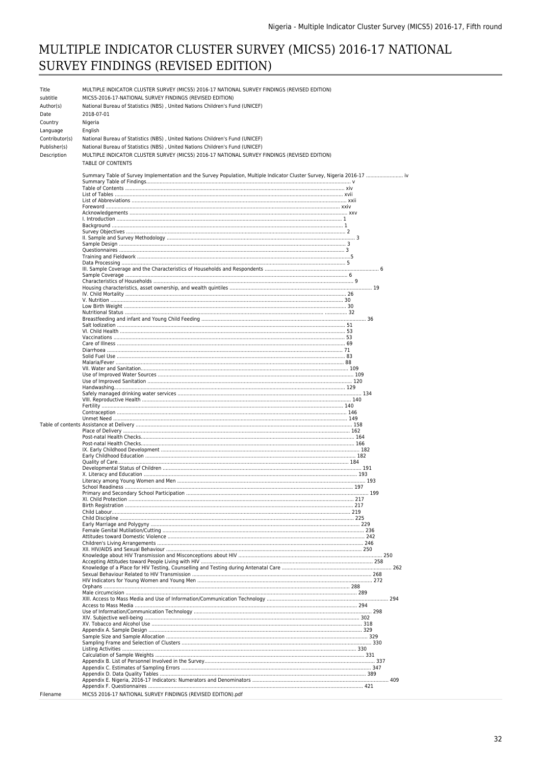# MULTIPLE INDICATOR CLUSTER SURVEY (MICS5) 2016-17 NATIONAL SURVEY FINDINGS (REVISED EDITION)

| | |
|---|---|
| Title | MULTIPLE INDICATOR CLUSTER SURVEY (MICS5) 2016-17 NATIONAL SURVEY FINDINGS (REVISED EDITION) |
| subtitle | MICS5-2016-17-NATIONAL SURVEY FINDINGS (REVISED EDITION) |
| Author(s) | National Bureau of Statistics (NBS) , United Nations Children's Fund (UNICEF) |
| Date | 2018-07-01 |
| Country | Nigeria |
| Language | English |
| Contributor(s) | National Bureau of Statistics (NBS) , United Nations Children's Fund (UNICEF) |
| Publisher(s) | National Bureau of Statistics (NBS) , United Nations Children's Fund (UNICEF) |
| Description | MULTIPLE INDICATOR CLUSTER SURVEY (MICS5) 2016-17 NATIONAL SURVEY FINDINGS (REVISED EDITION)<br>TABLE OF CONTENTS |
| Table of contents | Summary Table of Survey Implementation and the Survey Population, Multiple Indicator Cluster Survey, Nigeria 2016-17 ........................ iv<br>Summary Table of Findings.......... v<br>Table of Contents .......... xiv<br>List of Tables .......... xvii<br>List of Abbreviations .......... xxii<br>Foreword .......... xxiv<br>Acknowledgements .......... xxv<br>I. Introduction .......... 1<br>Background .......... 1<br>Survey Objectives .......... 2<br>II. Sample and Survey Methodology .......... 3<br>Sample Design .......... 3<br>Questionnaires .......... 3<br>Training and Fieldwork ..........5<br>Data Processing .......... 5<br>III. Sample Coverage and the Characteristics of Households and Respondents .......... 6<br>Sample Coverage .......... 6<br>Characteristics of Households .......... 9<br>Housing characteristics, asset ownership, and wealth quintiles .......... 19<br>IV. Child Mortality .......... 26<br>V. Nutrition .......... 30<br>Low Birth Weight .......... 30<br>Nutritional Status .......... 32<br>Breastfeeding and Infant and Young Child Feeding .......... 36<br>Salt Iodization .......... 51<br>VI. Child Health .......... 53<br>Vaccinations .......... 53<br>Care of Illness .......... 69<br>Diarrhoea .......... 71<br>Solid Fuel Use .......... 83<br>Malaria/Fever .......... 88<br>VII. Water and Sanitation.......... 109<br>Use of Improved Water Sources .......... 109<br>Use of Improved Sanitation .......... 120<br>Handwashing.......... 129<br>Safely managed drinking water services .......... 134<br>VIII. Reproductive Health .......... 140<br>Fertility .......... 140<br>Contraception .......... 146<br>Unmet Need .......... 149<br>Assistance at Delivery .......... 158<br>Place of Delivery .......... 162<br>Post-natal Health Checks.......... 164<br>Post-natal Health Checks.......... 166<br>IX. Early Childhood Development .......... 182<br>Early Childhood Education .......... 182<br>Quality of Care.......... 184<br>Developmental Status of Children .......... 191<br>X. Literacy and Education .......... 193<br>Literacy among Young Women and Men .......... 193<br>School Readiness .......... 197<br>Primary and Secondary School Participation .......... 199<br>XI. Child Protection .......... 217<br>Birth Registration .......... 217<br>Child Labour.......... 219<br>Child Discipline .......... 225<br>Early Marriage and Polygyny .......... 229<br>Female Genital Mutilation/Cutting .......... 236<br>Attitudes toward Domestic Violence .......... 242<br>Children's Living Arrangements .......... 246<br>XII. HIV/AIDS and Sexual Behaviour .......... 250<br>Knowledge about HIV Transmission and Misconceptions about HIV .......... 250<br>Accepting Attitudes toward People Living with HIV .......... 258<br>Knowledge of a Place for HIV Testing, Counselling and Testing during Antenatal Care .......... 262<br>Sexual Behaviour Related to HIV Transmission .......... 268<br>HIV Indicators for Young Women and Young Men .......... 272<br>Orphans .......... 288<br>Male circumcision .......... 289<br>XIII. Access to Mass Media and Use of Information/Communication Technology .......... 294<br>Access to Mass Media .......... 294<br>Use of Information/Communication Technology .......... 298<br>XIV. Subjective well-being .......... 302<br>XV. Tobacco and Alcohol Use .......... 318<br>Appendix A. Sample Design .......... 329<br>Sample Size and Sample Allocation .......... 329<br>Sampling Frame and Selection of Clusters .......... 330<br>Listing Activities .......... 330<br>Calculation of Sample Weights .......... 331<br>Appendix B. List of Personnel Involved in the Survey.......... 337<br>Appendix C. Estimates of Sampling Errors .......... 347<br>Appendix D. Data Quality Tables .......... 389<br>Appendix E. Nigeria, 2016-17 Indicators: Numerators and Denominators .......... 409<br>Appendix F. Questionnaires .......... 421 |
| Filename | MICS5 2016-17 NATIONAL SURVEY FINDINGS (REVISED EDITION).pdf |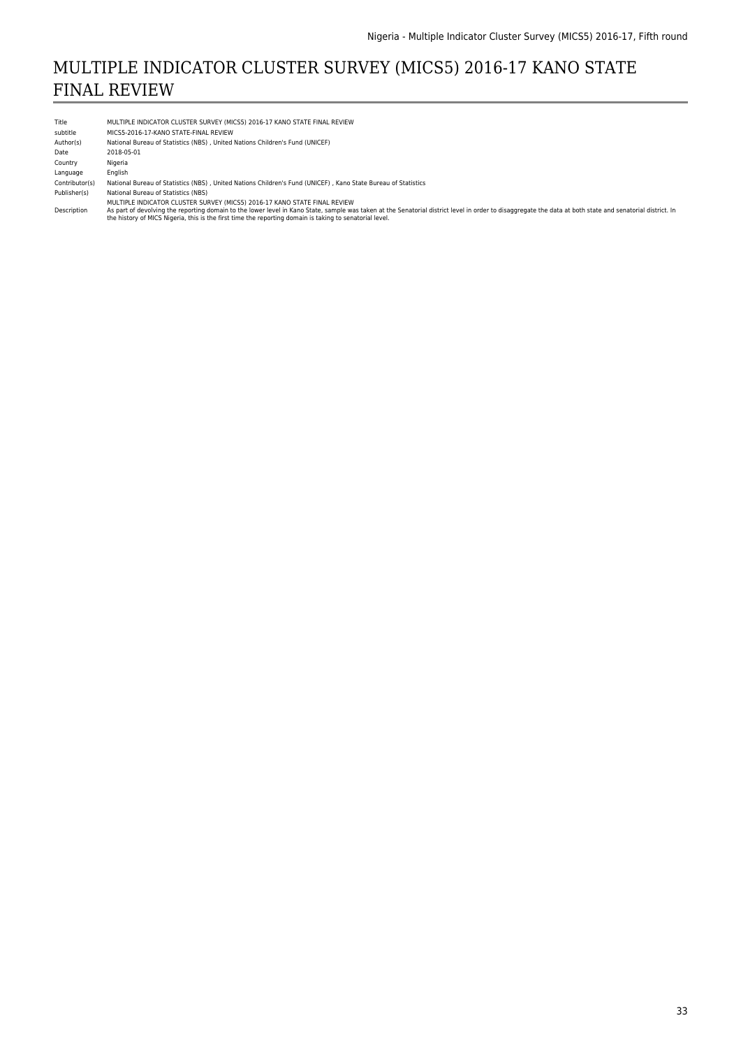# MULTIPLE INDICATOR CLUSTER SURVEY (MICS5) 2016-17 KANO STATE FINAL REVIEW

| | |
|---|---|
| Title | MULTIPLE INDICATOR CLUSTER SURVEY (MICS5) 2016-17 KANO STATE FINAL REVIEW |
| subtitle | MICS5-2016-17-KANO STATE-FINAL REVIEW |
| Author(s) | National Bureau of Statistics (NBS) , United Nations Children's Fund (UNICEF) |
| Date | 2018-05-01 |
| Country | Nigeria |
| Language | English |
| Contributor(s) | National Bureau of Statistics (NBS) , United Nations Children's Fund (UNICEF) , Kano State Bureau of Statistics |
| Publisher(s) | National Bureau of Statistics (NBS) |
| Description | MULTIPLE INDICATOR CLUSTER SURVEY (MICS5) 2016-17 KANO STATE FINAL REVIEW<br>As part of devolving the reporting domain to the lower level in Kano State, sample was taken at the Senatorial district level in order to disaggregate the data at both state and senatorial district. In the history of MICS Nigeria, this is the first time the reporting domain is taking to senatorial level. |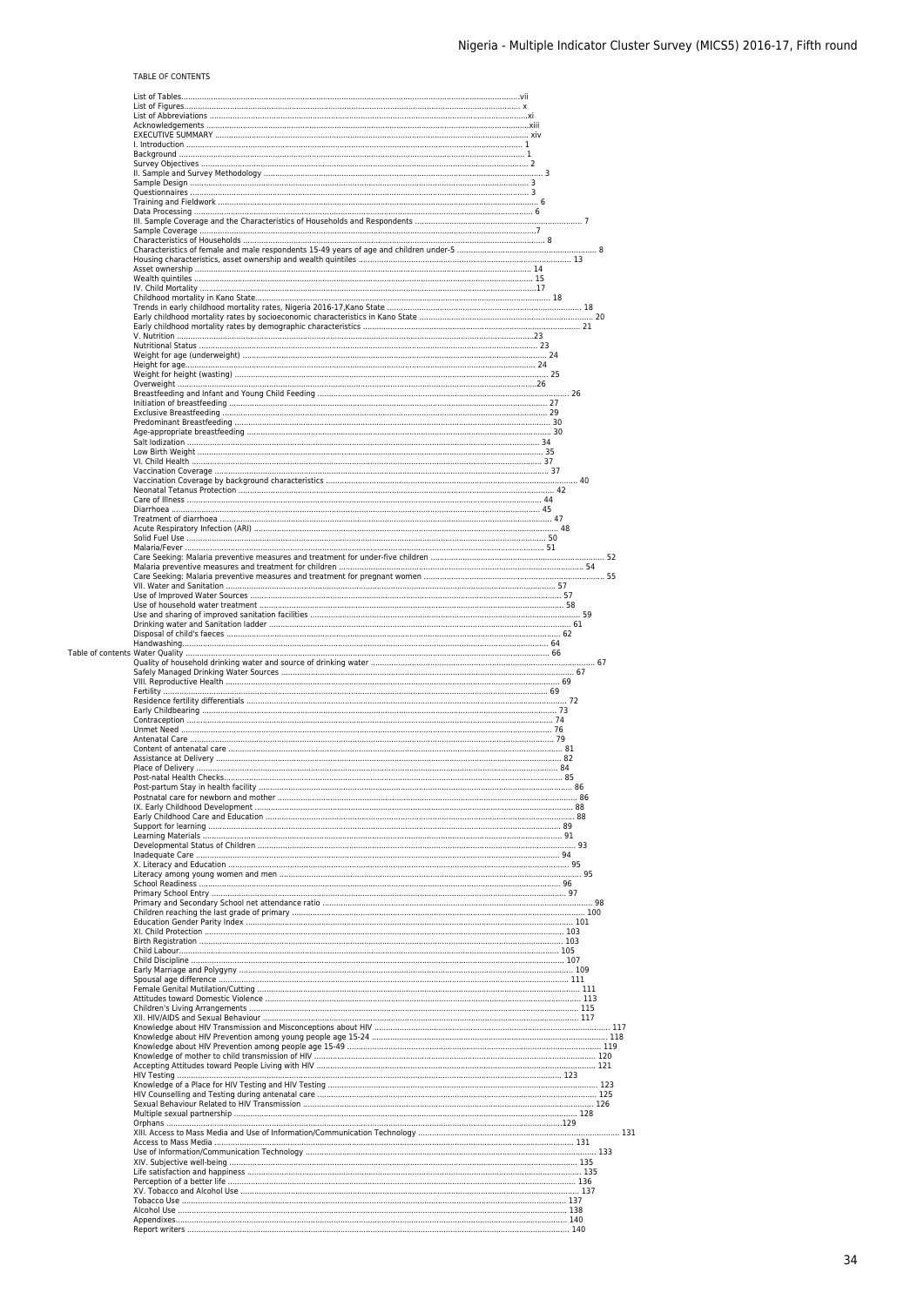TABLE OF CONTENTS

List of Tables....................vii
List of Figures.................... x
List of Abbreviations ....................xi
Acknowledgements ....................xiii
EXECUTIVE SUMMARY .................... xiv
I. Introduction .................... 1
Background .................... 1
Survey Objectives .................... 2
II. Sample and Survey Methodology .................... 3
Sample Design .................... 3
Questionnaires .................... 3
Training and Fieldwork .................... 6
Data Processing .................... 6
III. Sample Coverage and the Characteristics of Households and Respondents .................... 7
Sample Coverage ....................7
Characteristics of Households .................... 8
Characteristics of female and male respondents 15-49 years of age and children under-5 .................... 8
Housing characteristics, asset ownership and wealth quintiles .................... 13
Asset ownership .................... 14
Wealth quintiles .................... 15
IV. Child Mortality .................... 17
Childhood mortality in Kano State.................... 18
Trends in early childhood mortality rates, Nigeria 2016-17,Kano State .................... 18
Early childhood mortality rates by socioeconomic characteristics in Kano State .................... 20
Early childhood mortality rates by demographic characteristics .................... 21
V. Nutrition ....................23
Nutritional Status .................... 23
Weight for age (underweight) .................... 24
Height for age.................... 24
Weight for height (wasting) .................... 25
Overweight ....................26
Breastfeeding and Infant and Young Child Feeding .................... 26
Initiation of breastfeeding .................... 27
Exclusive Breastfeeding .................... 29
Predominant Breastfeeding .................... 30
Age-appropriate breastfeeding .................... 30
Salt Iodization .................... 34
Low Birth Weight .................... 35
VI. Child Health .................... 37
Vaccination Coverage .................... 37
Vaccination Coverage by background characteristics .................... 40
Neonatal Tetanus Protection .................... 42
Care of Illness .................... 44
Diarrhoea .................... 45
Treatment of diarrhoea .................... 47
Acute Respiratory Infection (ARI) .................... 48
Solid Fuel Use .................... 50
Malaria/Fever .................... 51
Care Seeking: Malaria preventive measures and treatment for under-five children .................... 52
Malaria preventive measures and treatment for children .................... 54
Care Seeking: Malaria preventive measures and treatment for pregnant women .................... 55
VII. Water and Sanitation .................... 57
Use of Improved Water Sources .................... 57
Use of household water treatment .................... 58
Use and sharing of improved sanitation facilities .................... 59
Drinking water and Sanitation ladder .................... 61
Disposal of child's faeces .................... 62
Handwashing.................... 64
Water Quality .................... 66
Quality of household drinking water and source of drinking water .................... 67
Safely Managed Drinking Water Sources .................... 67
VIII. Reproductive Health .................... 69
Fertility .................... 69
Residence fertility differentials .................... 72
Early Childbearing .................... 73
Contraception .................... 74
Unmet Need .................... 76
Antenatal Care .................... 79
Content of antenatal care .................... 81
Assistance at Delivery .................... 82
Place of Delivery .................... 84
Post-natal Health Checks.................... 85
Post-partum Stay in health facility .................... 86
Postnatal care for newborn and mother .................... 86
IX. Early Childhood Development .................... 88
Early Childhood Care and Education .................... 88
Support for learning .................... 89
Learning Materials .................... 91
Developmental Status of Children .................... 93
Inadequate Care .................... 94
X. Literacy and Education .................... 95
Literacy among young women and men .................... 95
School Readiness .................... 96
Primary School Entry .................... 97
Primary and Secondary School net attendance ratio .................... 98
Children reaching the last grade of primary .................... 100
Education Gender Parity Index .................... 101
XI. Child Protection .................... 103
Birth Registration .................... 103
Child Labour.................... 105
Child Discipline .................... 107
Early Marriage and Polygyny .................... 109
Spousal age difference .................... 111
Female Genital Mutilation/Cutting .................... 111
Attitudes toward Domestic Violence .................... 113
Children's Living Arrangements .................... 115
XII. HIV/AIDS and Sexual Behaviour .................... 117
Knowledge about HIV Transmission and Misconceptions about HIV .................... 117
Knowledge about HIV Prevention among young people age 15-24 .................... 118
Knowledge about HIV Prevention among people age 15-49 .................... 119
Knowledge of mother to child transmission of HIV .................... 120
Accepting Attitudes toward People Living with HIV .................... 121
HIV Testing .................... 123
Knowledge of a Place for HIV Testing and HIV Testing .................... 123
HIV Counselling and Testing during antenatal care .................... 125
Sexual Behaviour Related to HIV Transmission .................... 126
Multiple sexual partnership .................... 128
Orphans ....................129
XIII. Access to Mass Media and Use of Information/Communication Technology .................... 131
Access to Mass Media .................... 131
Use of Information/Communication Technology .................... 133
XIV. Subjective well-being .................... 135
Life satisfaction and happiness .................... 135
Perception of a better life .................... 136
XV. Tobacco and Alcohol Use .................... 137
Tobacco Use .................... 137
Alcohol Use .................... 138
Appendixes.................... 140
Report writers .................... 140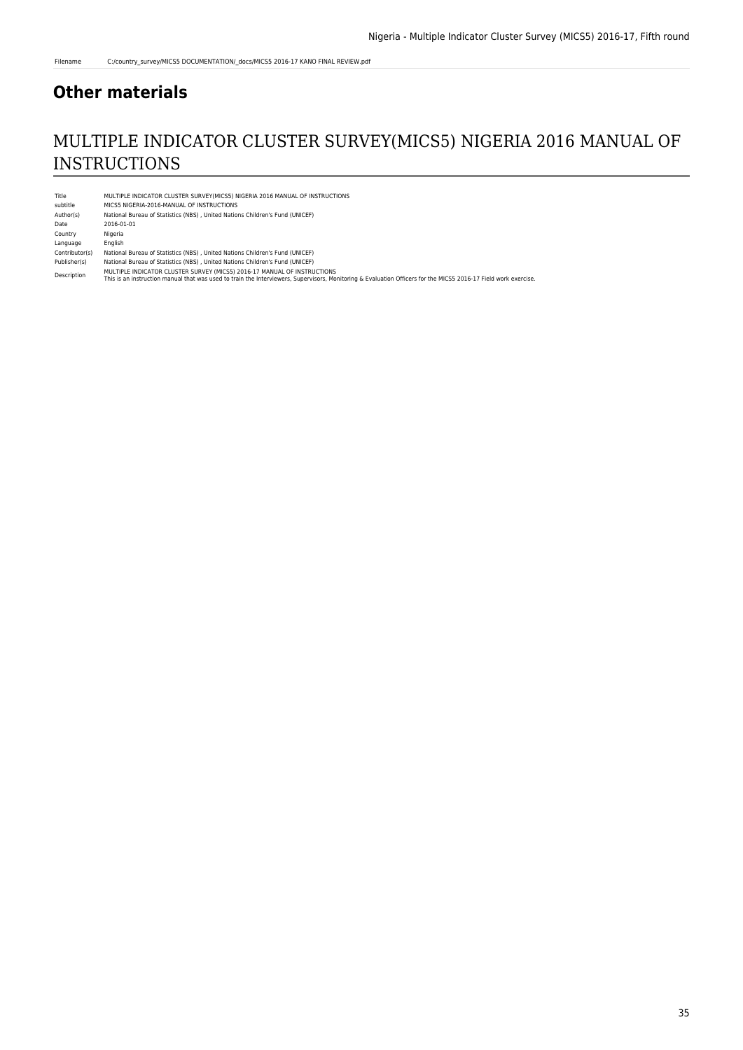Filename C:/country_survey/MICS5 DOCUMENTATION/_docs/MICS5 2016-17 KANO FINAL REVIEW.pdf

## Other materials

# MULTIPLE INDICATOR CLUSTER SURVEY(MICS5) NIGERIA 2016 MANUAL OF INSTRUCTIONS

| | |
|---|---|
| Title | MULTIPLE INDICATOR CLUSTER SURVEY(MICS5) NIGERIA 2016 MANUAL OF INSTRUCTIONS |
| subtitle | MICS5 NIGERIA-2016-MANUAL OF INSTRUCTIONS |
| Author(s) | National Bureau of Statistics (NBS) , United Nations Children's Fund (UNICEF) |
| Date | 2016-01-01 |
| Country | Nigeria |
| Language | English |
| Contributor(s) | National Bureau of Statistics (NBS) , United Nations Children's Fund (UNICEF) |
| Publisher(s) | National Bureau of Statistics (NBS) , United Nations Children's Fund (UNICEF) |
| Description | MULTIPLE INDICATOR CLUSTER SURVEY (MICS5) 2016-17 MANUAL OF INSTRUCTIONS<br>This is an instruction manual that was used to train the Interviewers, Supervisors, Monitoring & Evaluation Officers for the MICS5 2016-17 Field work exercise. |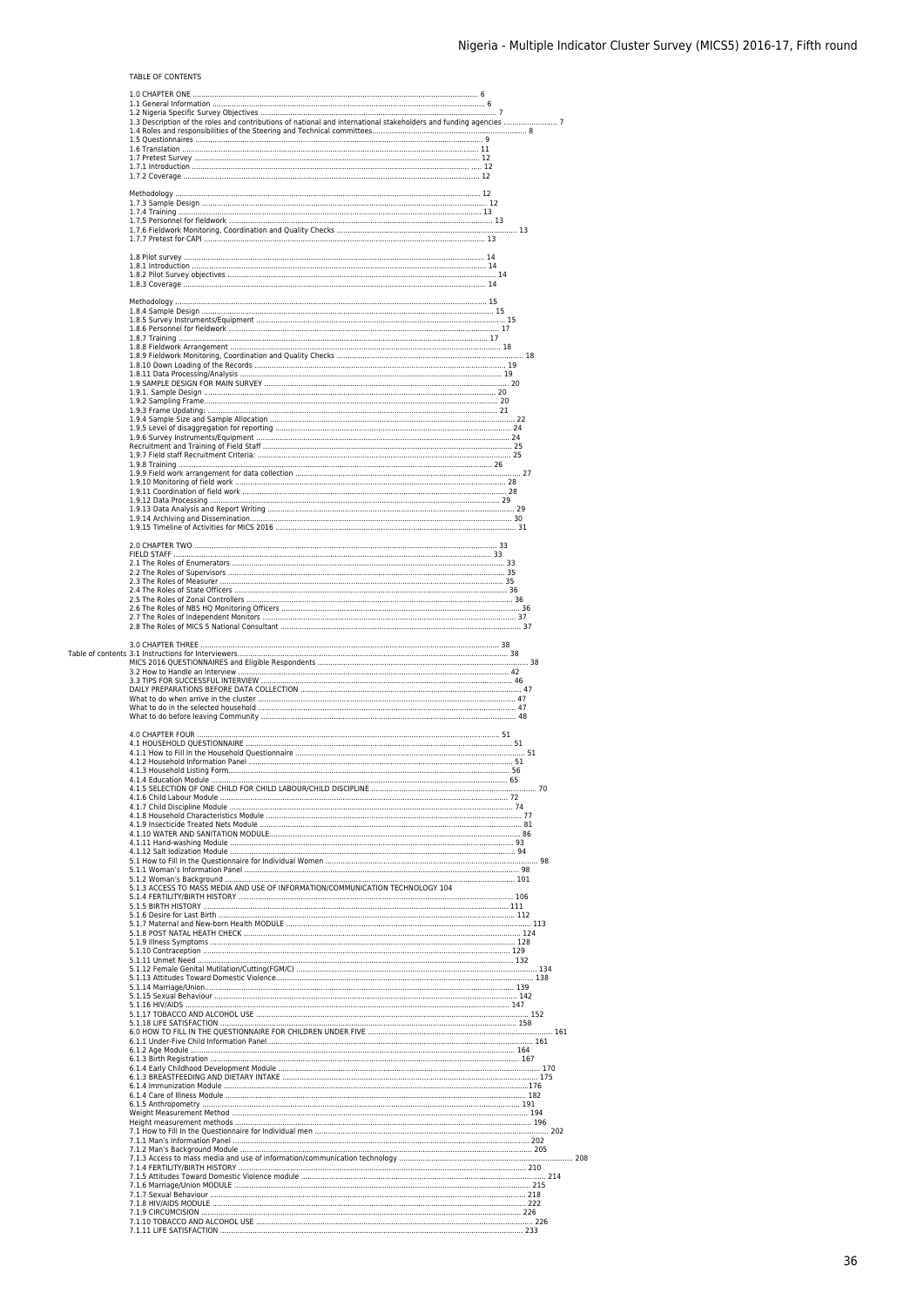TABLE OF CONTENTS

1.0 CHAPTER ONE ........ 6
1.1 General Information ........ 6
1.2 Nigeria Specific Survey Objectives ........ 7
1.3 Description of the roles and contributions of national and international stakeholders and funding agencies ........ 7
1.4 Roles and responsibilities of the Steering and Technical committees........ 8
1.5 Questionnaires ........ 9
1.6 Translation ........ 11
1.7 Pretest Survey ........ 12
1.7.1 Introduction ........ 12
1.7.2 Coverage ........ 12

Methodology ........ 12
1.7.3 Sample Design ........ 12
1.7.4 Training ........ 13
1.7.5 Personnel for fieldwork ........ 13
1.7.6 Fieldwork Monitoring, Coordination and Quality Checks ........ 13
1.7.7 Pretest for CAPI ........ 13

1.8 Pilot survey ........ 14
1.8.1 Introduction ........ 14
1.8.2 Pilot Survey objectives ........ 14
1.8.3 Coverage ........ 14

Methodology ........ 15
1.8.4 Sample Design ........ 15
1.8.5 Survey Instruments/Equipment ........ 15
1.8.6 Personnel for fieldwork ........ 17
1.8.7 Training ........ 17
1.8.8 Fieldwork Arrangement ........ 18
1.8.9 Fieldwork Monitoring, Coordination and Quality Checks ........ 18
1.8.10 Down Loading of the Records ........ 19
1.8.11 Data Processing/Analysis ........ 19
1.9 SAMPLE DESIGN FOR MAIN SURVEY ........ 20
1.9.1. Sample Design ........ 20
1.9.2 Sampling Frame........ 20
1.9.3 Frame Updating: ........ 21
1.9.4 Sample Size and Sample Allocation ........ 22
1.9.5 Level of disaggregation for reporting ........ 24
1.9.6 Survey Instruments/Equipment ........ 24
Recruitment and Training of Field Staff ........ 25
1.9.7 Field staff Recruitment Criteria: ........ 25
1.9.8 Training ........ 26
1.9.9 Field work arrangement for data collection ........ 27
1.9.10 Monitoring of field work ........ 28
1.9.11 Coordination of field work ........ 28
1.9.12 Data Processing ........ 29
1.9.13 Data Analysis and Report Writing ........ 29
1.9.14 Archiving and Dissemination........ 30
1.9.15 Timeline of Activities for MICS 2016 ........ 31

2.0 CHAPTER TWO ........ 33
FIELD STAFF ........ 33
2.1 The Roles of Enumerators ........ 33
2.2 The Roles of Supervisors ........ 35
2.3 The Roles of Measurer ........ 35
2.4 The Roles of State Officers ........ 36
2.5 The Roles of Zonal Controllers ........ 36
2.6 The Roles of NBS HQ Monitoring Officers ........ 36
2.7 The Roles of Independent Monitors ........ 37
2.8 The Roles of MICS 5 National Consultant ........ 37

Table of contents

3.0 CHAPTER THREE ........ 38
3.1 Instructions for Interviewers........ 38
MICS 2016 QUESTIONNAIRES and Eligible Respondents ........ 38
3.2 How to Handle an Interview ........ 42
3.3 TIPS FOR SUCCESSFUL INTERVIEW ........ 46
DAILY PREPARATIONS BEFORE DATA COLLECTION ........ 47
What to do when arrive in the cluster ........ 47
What to do in the selected household ........ 47
What to do before leaving Community ........ 48

4.0 CHAPTER FOUR ........ 51
4.1 HOUSEHOLD QUESTIONNAIRE ........ 51
4.1.1 How to Fill In the Household Questionnaire ........ 51
4.1.2 Household Information Panel ........ 51
4.1.3 Household Listing Form........ 56
4.1.4 Education Module ........ 65
4.1.5 SELECTION OF ONE CHILD FOR CHILD LABOUR/CHILD DISCIPLINE ........ 70
4.1.6 Child Labour Module ........ 72
4.1.7 Child Discipline Module ........ 74
4.1.8 Household Characteristics Module ........ 77
4.1.9 Insecticide Treated Nets Module ........ 81
4.1.10 WATER AND SANITATION MODULE........ 86
4.1.11 Hand-washing Module ........ 93
4.1.12 Salt Iodization Module ........ 94
5.1 How to Fill In the Questionnaire for Individual Women ........ 98
5.1.1 Woman's Information Panel ........ 98
5.1.2 Woman's Background ........ 101
5.1.3 ACCESS TO MASS MEDIA AND USE OF INFORMATION/COMMUNICATION TECHNOLOGY 104
5.1.4 FERTILITY/BIRTH HISTORY ........ 106
5.1.5 BIRTH HISTORY ........ 111
5.1.6 Desire for Last Birth ........ 112
5.1.7 Maternal and New-born Health MODULE ........ 113
5.1.8 POST NATAL HEATH CHECK ........ 124
5.1.9 Illness Symptoms ........ 128
5.1.10 Contraception ........ 129
5.1.11 Unmet Need ........ 132
5.1.12 Female Genital Mutilation/Cutting(FGM/C) ........ 134
5.1.13 Attitudes Toward Domestic Violence........ 138
5.1.14 Marriage/Union........ 139
5.1.15 Sexual Behaviour ........ 142
5.1.16 HIV/AIDS ........ 147
5.1.17 TOBACCO AND ALCOHOL USE ........ 152
5.1.18 LIFE SATISFACTION ........ 158
6.0 HOW TO FILL IN THE QUESTIONNAIRE FOR CHILDREN UNDER FIVE ........ 161
6.1.1 Under-Five Child Information Panel........ 161
6.1.2 Age Module ........ 164
6.1.3 Birth Registration ........ 167
6.1.4 Early Childhood Development Module ........ 170
6.1.3 BREASTFEEDING AND DIETARY INTAKE ........ 175
6.1.4 Immunization Module ........176
6.1.4 Care of Illness Module ........ 182
6.1.5 Anthropometry ........ 191
Weight Measurement Method ........ 194
Height measurement methods ........ 196
7.1 How to Fill In the Questionnaire for Individual men ........ 202
7.1.1 Man's Information Panel ........ 202
7.1.2 Man's Background Module ........ 205
7.1.3 Access to mass media and use of information/communication technology ........ 208
7.1.4 FERTILITY/BIRTH HISTORY ........ 210
7.1.5 Attitudes Toward Domestic Violence module ........ 214
7.1.6 Marriage/Union MODULE ........ 215
7.1.7 Sexual Behaviour ........ 218
7.1.8 HIV/AIDS MODULE ........ 222
7.1.9 CIRCUMCISION ........ 226
7.1.10 TOBACCO AND ALCOHOL USE ........ 226
7.1.11 LIFE SATISFACTION ........ 233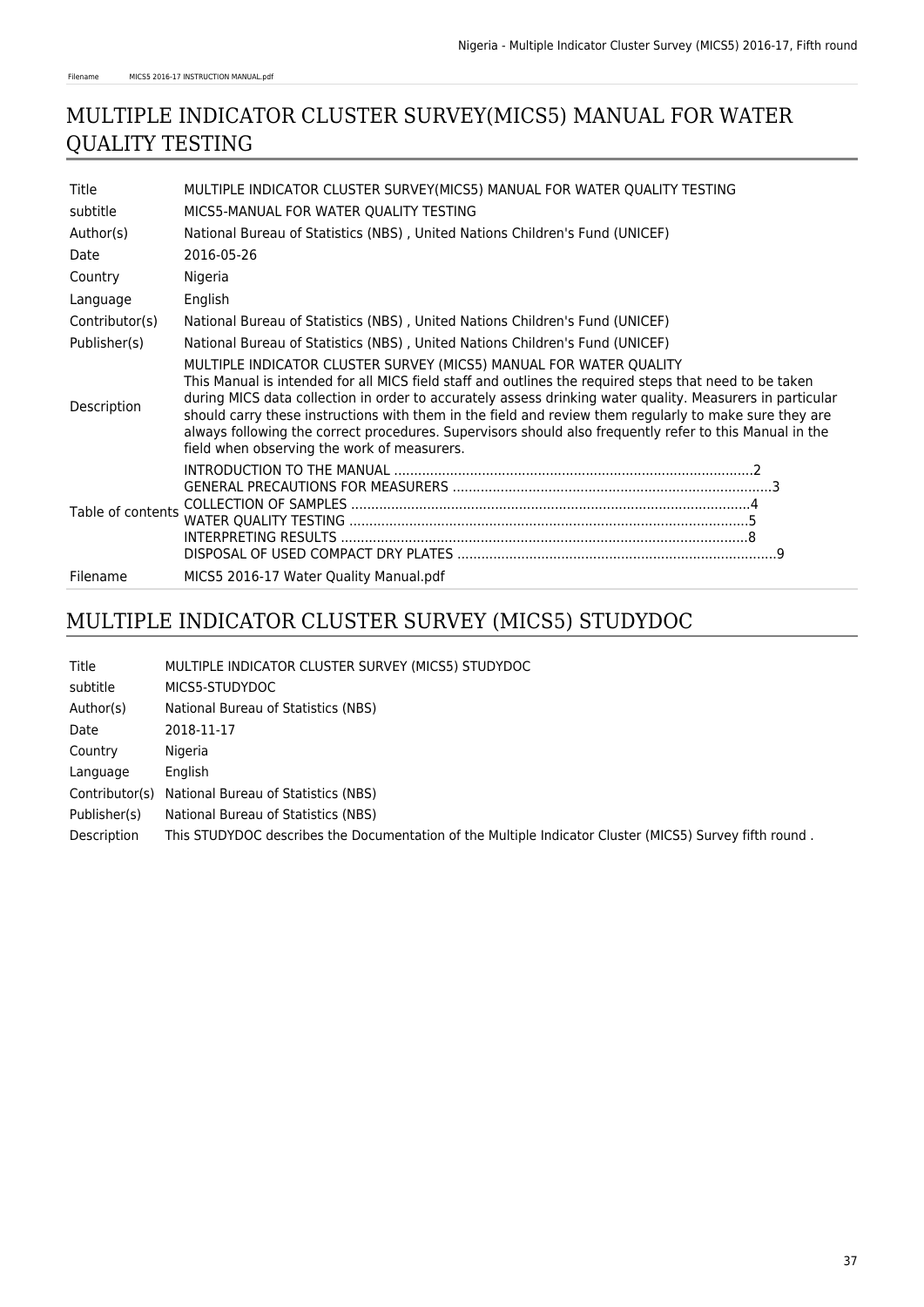## MULTIPLE INDICATOR CLUSTER SURVEY(MICS5) MANUAL FOR WATER QUALITY TESTING

| | |
|---|---|
| Title | MULTIPLE INDICATOR CLUSTER SURVEY(MICS5) MANUAL FOR WATER QUALITY TESTING |
| subtitle | MICS5-MANUAL FOR WATER QUALITY TESTING |
| Author(s) | National Bureau of Statistics (NBS) , United Nations Children's Fund (UNICEF) |
| Date | 2016-05-26 |
| Country | Nigeria |
| Language | English |
| Contributor(s) | National Bureau of Statistics (NBS) , United Nations Children's Fund (UNICEF) |
| Publisher(s) | National Bureau of Statistics (NBS) , United Nations Children's Fund (UNICEF) |
| Description | MULTIPLE INDICATOR CLUSTER SURVEY (MICS5) MANUAL FOR WATER QUALITY<br>This Manual is intended for all MICS field staff and outlines the required steps that need to be taken during MICS data collection in order to accurately assess drinking water quality. Measurers in particular should carry these instructions with them in the field and review them regularly to make sure they are always following the correct procedures. Supervisors should also frequently refer to this Manual in the field when observing the work of measurers. |
| Table of contents | INTRODUCTION TO THE MANUAL ..........................................................................................2<br>GENERAL PRECAUTIONS FOR MEASURERS ..............................................................................3<br>COLLECTION OF SAMPLES ....................................................................................................4<br>WATER QUALITY TESTING ....................................................................................................5<br>INTERPRETING RESULTS .......................................................................................................8<br>DISPOSAL OF USED COMPACT DRY PLATES ..................................................................................9 |
| Filename | MICS5 2016-17 Water Quality Manual.pdf |

## MULTIPLE INDICATOR CLUSTER SURVEY (MICS5) STUDYDOC

| | |
|---|---|
| Title | MULTIPLE INDICATOR CLUSTER SURVEY (MICS5) STUDYDOC |
| subtitle | MICS5-STUDYDOC |
| Author(s) | National Bureau of Statistics (NBS) |
| Date | 2018-11-17 |
| Country | Nigeria |
| Language | English |
| Contributor(s) | National Bureau of Statistics (NBS) |
| Publisher(s) | National Bureau of Statistics (NBS) |
| Description | This STUDYDOC describes the Documentation of the Multiple Indicator Cluster (MICS5) Survey fifth round . |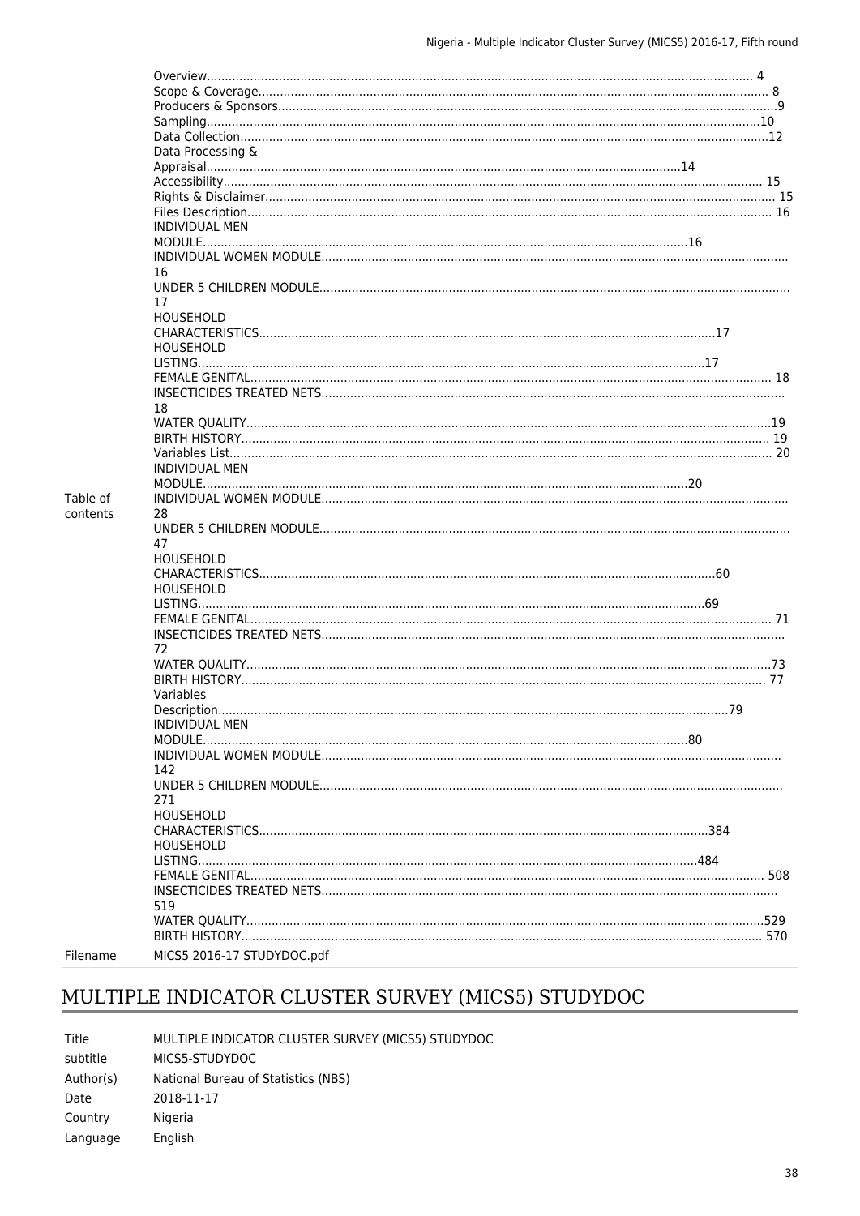| | |
|---|---|
| Table of contents | Overview....... 4<br>Scope & Coverage....... 8<br>Producers & Sponsors....... 9<br>Sampling....... 10<br>Data Collection....... 12<br>Data Processing & Appraisal....... 14<br>Accessibility....... 15<br>Rights & Disclaimer....... 15<br>Files Description....... 16<br>INDIVIDUAL MEN MODULE....... 16<br>INDIVIDUAL WOMEN MODULE....... 16<br>UNDER 5 CHILDREN MODULE....... 17<br>HOUSEHOLD CHARACTERISTICS....... 17<br>HOUSEHOLD LISTING....... 17<br>FEMALE GENITAL....... 18<br>INSECTICIDES TREATED NETS....... 18<br>WATER QUALITY....... 19<br>BIRTH HISTORY....... 19<br>Variables List....... 20<br>INDIVIDUAL MEN MODULE....... 20<br>INDIVIDUAL WOMEN MODULE....... 28<br>UNDER 5 CHILDREN MODULE....... 47<br>HOUSEHOLD CHARACTERISTICS....... 60<br>HOUSEHOLD LISTING....... 69<br>FEMALE GENITAL....... 71<br>INSECTICIDES TREATED NETS....... 72<br>WATER QUALITY....... 73<br>BIRTH HISTORY....... 77<br>Variables Description....... 79<br>INDIVIDUAL MEN MODULE....... 80<br>INDIVIDUAL WOMEN MODULE....... 142<br>UNDER 5 CHILDREN MODULE....... 271<br>HOUSEHOLD CHARACTERISTICS....... 384<br>HOUSEHOLD LISTING....... 484<br>FEMALE GENITAL....... 508<br>INSECTICIDES TREATED NETS....... 519<br>WATER QUALITY....... 529<br>BIRTH HISTORY....... 570 |
| Filename | MICS5 2016-17 STUDYDOC.pdf |

## MULTIPLE INDICATOR CLUSTER SURVEY (MICS5) STUDYDOC

| | |
|---|---|
| Title | MULTIPLE INDICATOR CLUSTER SURVEY (MICS5) STUDYDOC |
| subtitle | MICS5-STUDYDOC |
| Author(s) | National Bureau of Statistics (NBS) |
| Date | 2018-11-17 |
| Country | Nigeria |
| Language | English |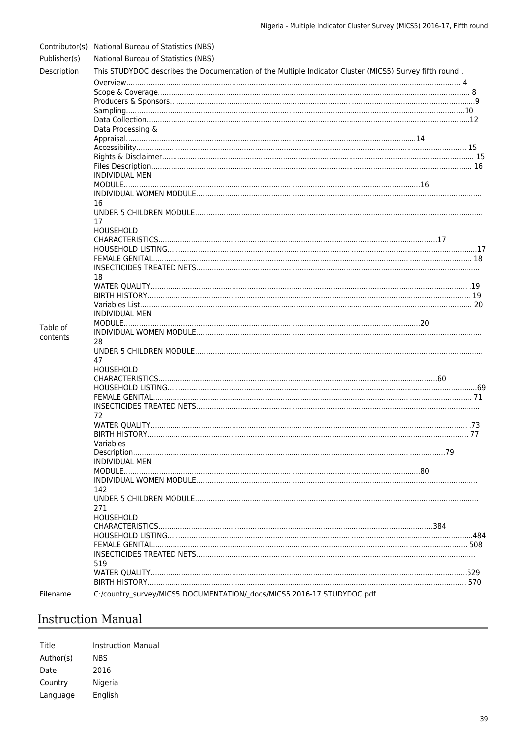| | |
|---|---|
| Contributor(s) | National Bureau of Statistics (NBS) |
| Publisher(s) | National Bureau of Statistics (NBS) |
| Description | This STUDYDOC describes the Documentation of the Multiple Indicator Cluster (MICS5) Survey fifth round . |
| Table of contents | Overview........ 4<br>Scope & Coverage........ 8<br>Producers & Sponsors........9<br>Sampling........10<br>Data Collection........12<br>Data Processing & Appraisal........14<br>Accessibility........ 15<br>Rights & Disclaimer........ 15<br>Files Description........ 16<br>INDIVIDUAL MEN MODULE........16<br>INDIVIDUAL WOMEN MODULE........ 16<br>UNDER 5 CHILDREN MODULE........ 17<br>HOUSEHOLD CHARACTERISTICS........17<br>HOUSEHOLD LISTING........17<br>FEMALE GENITAL........ 18<br>INSECTICIDES TREATED NETS........ 18<br>WATER QUALITY........19<br>BIRTH HISTORY........ 19<br>Variables List........ 20<br>INDIVIDUAL MEN MODULE........20<br>INDIVIDUAL WOMEN MODULE........ 28<br>UNDER 5 CHILDREN MODULE........ 47<br>HOUSEHOLD CHARACTERISTICS........60<br>HOUSEHOLD LISTING........69<br>FEMALE GENITAL........ 71<br>INSECTICIDES TREATED NETS........ 72<br>WATER QUALITY........73<br>BIRTH HISTORY........ 77<br>Variables Description........79<br>INDIVIDUAL MEN MODULE........80<br>INDIVIDUAL WOMEN MODULE........ 142<br>UNDER 5 CHILDREN MODULE........ 271<br>HOUSEHOLD CHARACTERISTICS........384<br>HOUSEHOLD LISTING........484<br>FEMALE GENITAL........ 508<br>INSECTICIDES TREATED NETS........ 519<br>WATER QUALITY........529<br>BIRTH HISTORY........ 570 |
| Filename | C:/country_survey/MICS5 DOCUMENTATION/_docs/MICS5 2016-17 STUDYDOC.pdf |

## Instruction Manual

| | |
|---|---|
| Title | Instruction Manual |
| Author(s) | NBS |
| Date | 2016 |
| Country | Nigeria |
| Language | English |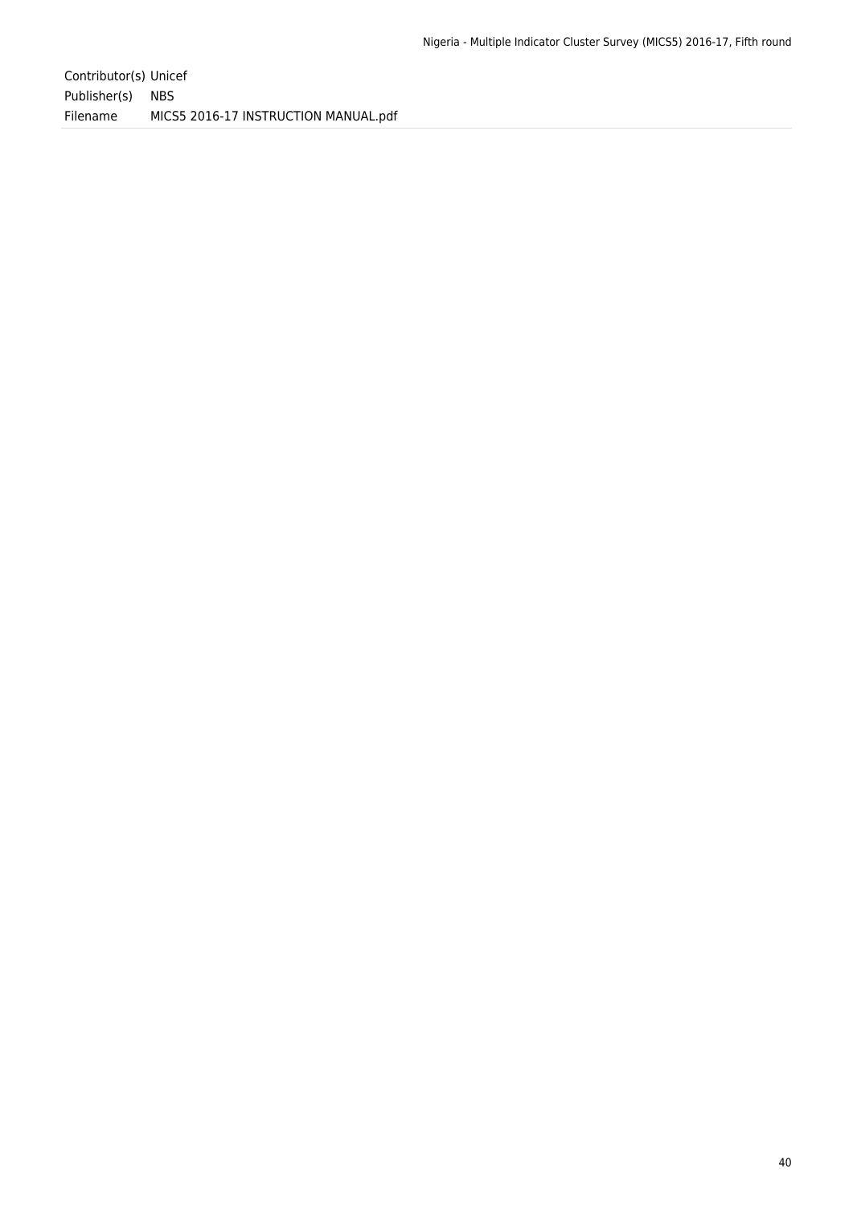| | |
|---|---|
| Contributor(s) | Unicef |
| Publisher(s) | NBS |
| Filename | MICS5 2016-17 INSTRUCTION MANUAL.pdf |